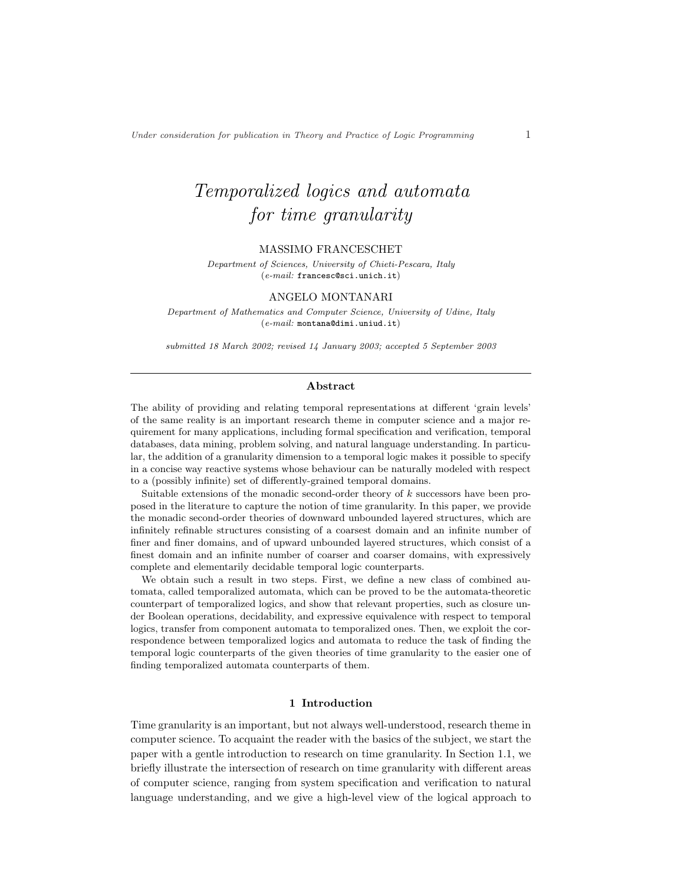# *Temporalized logics and automata for time granularity*

MASSIMO FRANCESCHET

*Department of Sciences, University of Chieti-Pescara, Italy*
(*e-mail:* francesc@sci.unich.it)

ANGELO MONTANARI

*Department of Mathematics and Computer Science, University of Udine, Italy*
(*e-mail:* montana@dimi.uniud.it)

*submitted 18 March 2002; revised 14 January 2003; accepted 5 September 2003*

## Abstract

The ability of providing and relating temporal representations at different 'grain levels' of the same reality is an important research theme in computer science and a major requirement for many applications, including formal specification and verification, temporal databases, data mining, problem solving, and natural language understanding. In particular, the addition of a granularity dimension to a temporal logic makes it possible to specify in a concise way reactive systems whose behaviour can be naturally modeled with respect to a (possibly infinite) set of differently-grained temporal domains.

Suitable extensions of the monadic second-order theory of $k$ successors have been proposed in the literature to capture the notion of time granularity. In this paper, we provide the monadic second-order theories of downward unbounded layered structures, which are infinitely refinable structures consisting of a coarsest domain and an infinite number of finer and finer domains, and of upward unbounded layered structures, which consist of a finest domain and an infinite number of coarser and coarser domains, with expressively complete and elementarily decidable temporal logic counterparts.

We obtain such a result in two steps. First, we define a new class of combined automata, called temporalized automata, which can be proved to be the automata-theoretic counterpart of temporalized logics, and show that relevant properties, such as closure under Boolean operations, decidability, and expressive equivalence with respect to temporal logics, transfer from component automata to temporalized ones. Then, we exploit the correspondence between temporalized logics and automata to reduce the task of finding the temporal logic counterparts of the given theories of time granularity to the easier one of finding temporalized automata counterparts of them.

## 1 Introduction

Time granularity is an important, but not always well-understood, research theme in computer science. To acquaint the reader with the basics of the subject, we start the paper with a gentle introduction to research on time granularity. In Section 1.1, we briefly illustrate the intersection of research on time granularity with different areas of computer science, ranging from system specification and verification to natural language understanding, and we give a high-level view of the logical approach to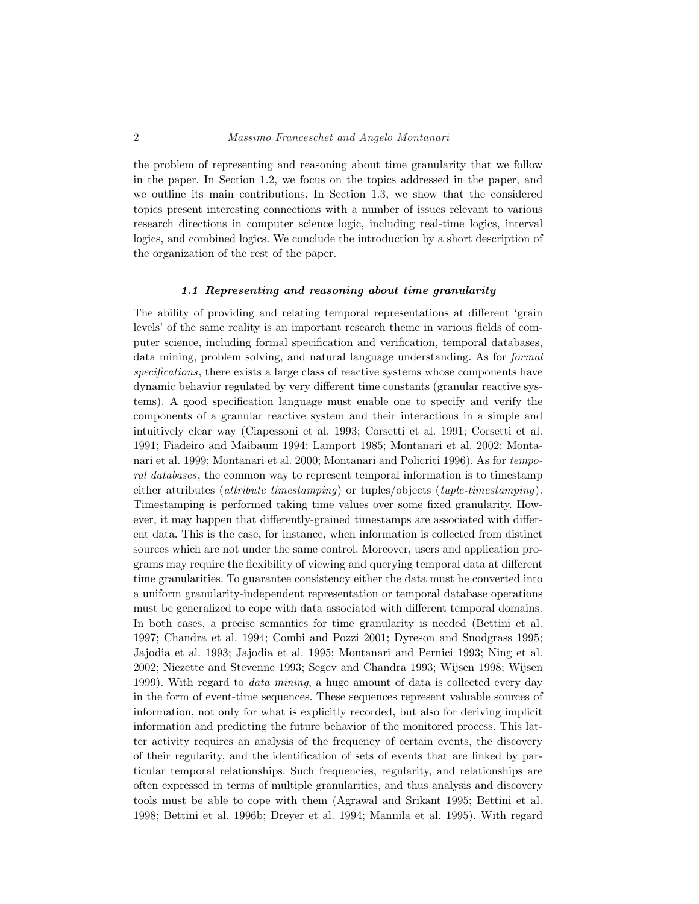the problem of representing and reasoning about time granularity that we follow in the paper. In Section 1.2, we focus on the topics addressed in the paper, and we outline its main contributions. In Section 1.3, we show that the considered topics present interesting connections with a number of issues relevant to various research directions in computer science logic, including real-time logics, interval logics, and combined logics. We conclude the introduction by a short description of the organization of the rest of the paper.

### *1.1 Representing and reasoning about time granularity*

The ability of providing and relating temporal representations at different 'grain levels' of the same reality is an important research theme in various fields of computer science, including formal specification and verification, temporal databases, data mining, problem solving, and natural language understanding. As for *formal specifications*, there exists a large class of reactive systems whose components have dynamic behavior regulated by very different time constants (granular reactive systems). A good specification language must enable one to specify and verify the components of a granular reactive system and their interactions in a simple and intuitively clear way (Ciapessoni et al. 1993; Corsetti et al. 1991; Corsetti et al. 1991; Fiadeiro and Maibaum 1994; Lamport 1985; Montanari et al. 2002; Montanari et al. 1999; Montanari et al. 2000; Montanari and Policriti 1996). As for *temporal databases*, the common way to represent temporal information is to timestamp either attributes (*attribute timestamping*) or tuples/objects (*tuple-timestamping*). Timestamping is performed taking time values over some fixed granularity. However, it may happen that differently-grained timestamps are associated with different data. This is the case, for instance, when information is collected from distinct sources which are not under the same control. Moreover, users and application programs may require the flexibility of viewing and querying temporal data at different time granularities. To guarantee consistency either the data must be converted into a uniform granularity-independent representation or temporal database operations must be generalized to cope with data associated with different temporal domains. In both cases, a precise semantics for time granularity is needed (Bettini et al. 1997; Chandra et al. 1994; Combi and Pozzi 2001; Dyreson and Snodgrass 1995; Jajodia et al. 1993; Jajodia et al. 1995; Montanari and Pernici 1993; Ning et al. 2002; Niezette and Stevenne 1993; Segev and Chandra 1993; Wijsen 1998; Wijsen 1999). With regard to *data mining*, a huge amount of data is collected every day in the form of event-time sequences. These sequences represent valuable sources of information, not only for what is explicitly recorded, but also for deriving implicit information and predicting the future behavior of the monitored process. This latter activity requires an analysis of the frequency of certain events, the discovery of their regularity, and the identification of sets of events that are linked by particular temporal relationships. Such frequencies, regularity, and relationships are often expressed in terms of multiple granularities, and thus analysis and discovery tools must be able to cope with them (Agrawal and Srikant 1995; Bettini et al. 1998; Bettini et al. 1996b; Dreyer et al. 1994; Mannila et al. 1995). With regard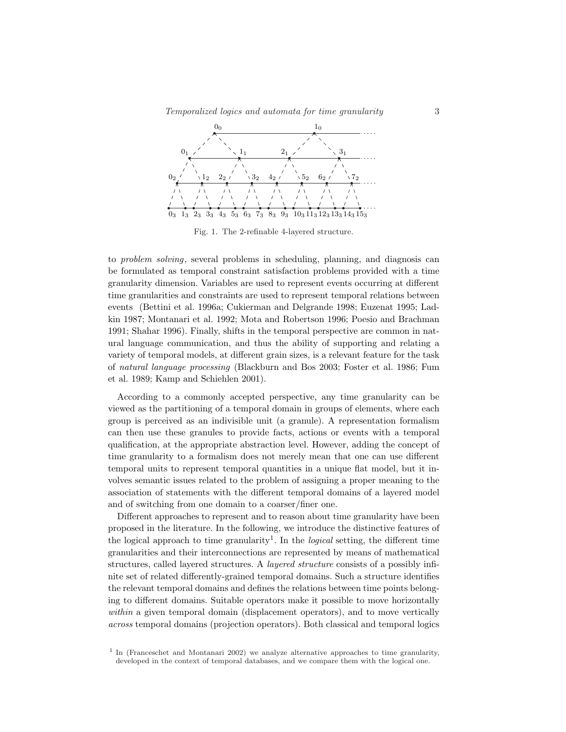Fig. 1. The 2-refinable 4-layered structure.

to *problem solving*, several problems in scheduling, planning, and diagnosis can be formulated as temporal constraint satisfaction problems provided with a time granularity dimension. Variables are used to represent events occurring at different time granularities and constraints are used to represent temporal relations between events (Bettini et al. 1996a; Cukierman and Delgrande 1998; Euzenat 1995; Ladkin 1987; Montanari et al. 1992; Mota and Robertson 1996; Poesio and Brachman 1991; Shahar 1996). Finally, shifts in the temporal perspective are common in natural language communication, and thus the ability of supporting and relating a variety of temporal models, at different grain sizes, is a relevant feature for the task of *natural language processing* (Blackburn and Bos 2003; Foster et al. 1986; Fum et al. 1989; Kamp and Schiehlen 2001).

According to a commonly accepted perspective, any time granularity can be viewed as the partitioning of a temporal domain in groups of elements, where each group is perceived as an indivisible unit (a granule). A representation formalism can then use these granules to provide facts, actions or events with a temporal qualification, at the appropriate abstraction level. However, adding the concept of time granularity to a formalism does not merely mean that one can use different temporal units to represent temporal quantities in a unique flat model, but it involves semantic issues related to the problem of assigning a proper meaning to the association of statements with the different temporal domains of a layered model and of switching from one domain to a coarser/finer one.

Different approaches to represent and to reason about time granularity have been proposed in the literature. In the following, we introduce the distinctive features of the logical approach to time granularity[1]. In the *logical* setting, the different time granularities and their interconnections are represented by means of mathematical structures, called layered structures. A *layered structure* consists of a possibly infinite set of related differently-grained temporal domains. Such a structure identifies the relevant temporal domains and defines the relations between time points belonging to different domains. Suitable operators make it possible to move horizontally *within* a given temporal domain (displacement operators), and to move vertically *across* temporal domains (projection operators). Both classical and temporal logics

[1] In (Franceschet and Montanari 2002) we analyze alternative approaches to time granularity, developed in the context of temporal databases, and we compare them with the logical one.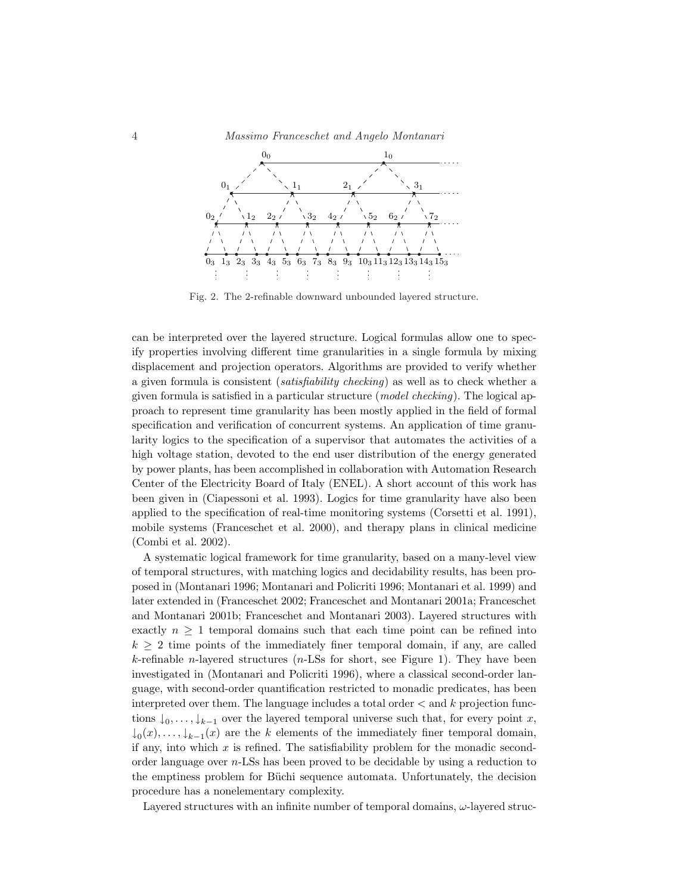Fig. 2. The 2-refinable downward unbounded layered structure.

can be interpreted over the layered structure. Logical formulas allow one to specify properties involving different time granularities in a single formula by mixing displacement and projection operators. Algorithms are provided to verify whether a given formula is consistent (*satisfiability checking*) as well as to check whether a given formula is satisfied in a particular structure (*model checking*). The logical approach to represent time granularity has been mostly applied in the field of formal specification and verification of concurrent systems. An application of time granularity logics to the specification of a supervisor that automates the activities of a high voltage station, devoted to the end user distribution of the energy generated by power plants, has been accomplished in collaboration with Automation Research Center of the Electricity Board of Italy (ENEL). A short account of this work has been given in (Ciapessoni et al. 1993). Logics for time granularity have also been applied to the specification of real-time monitoring systems (Corsetti et al. 1991), mobile systems (Franceschet et al. 2000), and therapy plans in clinical medicine (Combi et al. 2002).

A systematic logical framework for time granularity, based on a many-level view of temporal structures, with matching logics and decidability results, has been proposed in (Montanari 1996; Montanari and Policriti 1996; Montanari et al. 1999) and later extended in (Franceschet 2002; Franceschet and Montanari 2001a; Franceschet and Montanari 2001b; Franceschet and Montanari 2003). Layered structures with exactly $n \geq 1$ temporal domains such that each time point can be refined into $k \geq 2$ time points of the immediately finer temporal domain, if any, are called $k$-refinable $n$-layered structures ($n$-LSs for short, see Figure 1). They have been investigated in (Montanari and Policriti 1996), where a classical second-order language, with second-order quantification restricted to monadic predicates, has been interpreted over them. The language includes a total order $<$ and $k$ projection functions $\downarrow_0, \ldots, \downarrow_{k-1}$ over the layered temporal universe such that, for every point $x$, $\downarrow_0(x), \ldots, \downarrow_{k-1}(x)$ are the $k$ elements of the immediately finer temporal domain, if any, into which $x$ is refined. The satisfiability problem for the monadic second-order language over $n$-LSs has been proved to be decidable by using a reduction to the emptiness problem for Büchi sequence automata. Unfortunately, the decision procedure has a nonelementary complexity.

Layered structures with an infinite number of temporal domains, $\omega$-layered struc-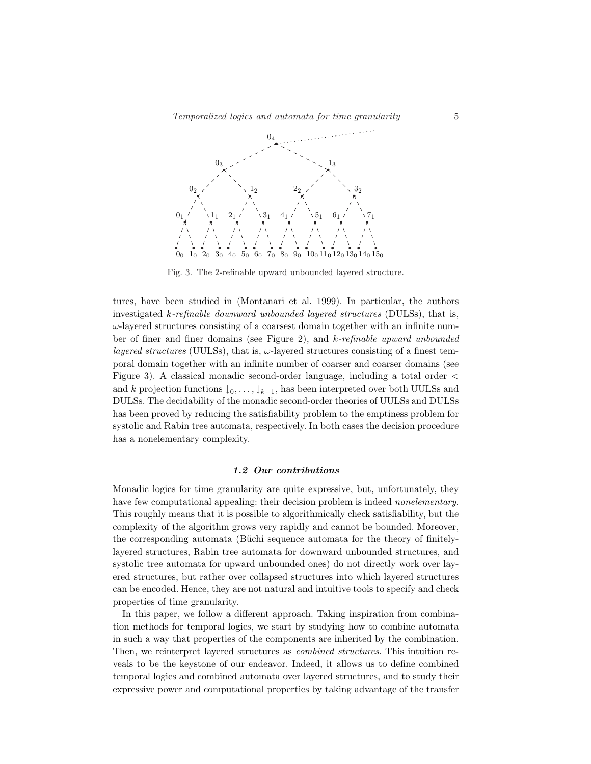Fig. 3. The 2-refinable upward unbounded layered structure.

tures, have been studied in (Montanari et al. 1999). In particular, the authors investigated *k-refinable downward unbounded layered structures* (DULSs), that is, $\omega$-layered structures consisting of a coarsest domain together with an infinite number of finer and finer domains (see Figure 2), and *k-refinable upward unbounded layered structures* (UULSs), that is, $\omega$-layered structures consisting of a finest temporal domain together with an infinite number of coarser and coarser domains (see Figure 3). A classical monadic second-order language, including a total order $<$ and $k$ projection functions $\downarrow_0, \ldots, \downarrow_{k-1}$, has been interpreted over both UULSs and DULSs. The decidability of the monadic second-order theories of UULSs and DULSs has been proved by reducing the satisfiability problem to the emptiness problem for systolic and Rabin tree automata, respectively. In both cases the decision procedure has a nonelementary complexity.

### *1.2 Our contributions*

Monadic logics for time granularity are quite expressive, but, unfortunately, they have few computational appealing: their decision problem is indeed *nonelementary*. This roughly means that it is possible to algorithmically check satisfiability, but the complexity of the algorithm grows very rapidly and cannot be bounded. Moreover, the corresponding automata (Büchi sequence automata for the theory of finitely-layered structures, Rabin tree automata for downward unbounded structures, and systolic tree automata for upward unbounded ones) do not directly work over layered structures, but rather over collapsed structures into which layered structures can be encoded. Hence, they are not natural and intuitive tools to specify and check properties of time granularity.

In this paper, we follow a different approach. Taking inspiration from combination methods for temporal logics, we start by studying how to combine automata in such a way that properties of the components are inherited by the combination. Then, we reinterpret layered structures as *combined structures*. This intuition reveals to be the keystone of our endeavor. Indeed, it allows us to define combined temporal logics and combined automata over layered structures, and to study their expressive power and computational properties by taking advantage of the transfer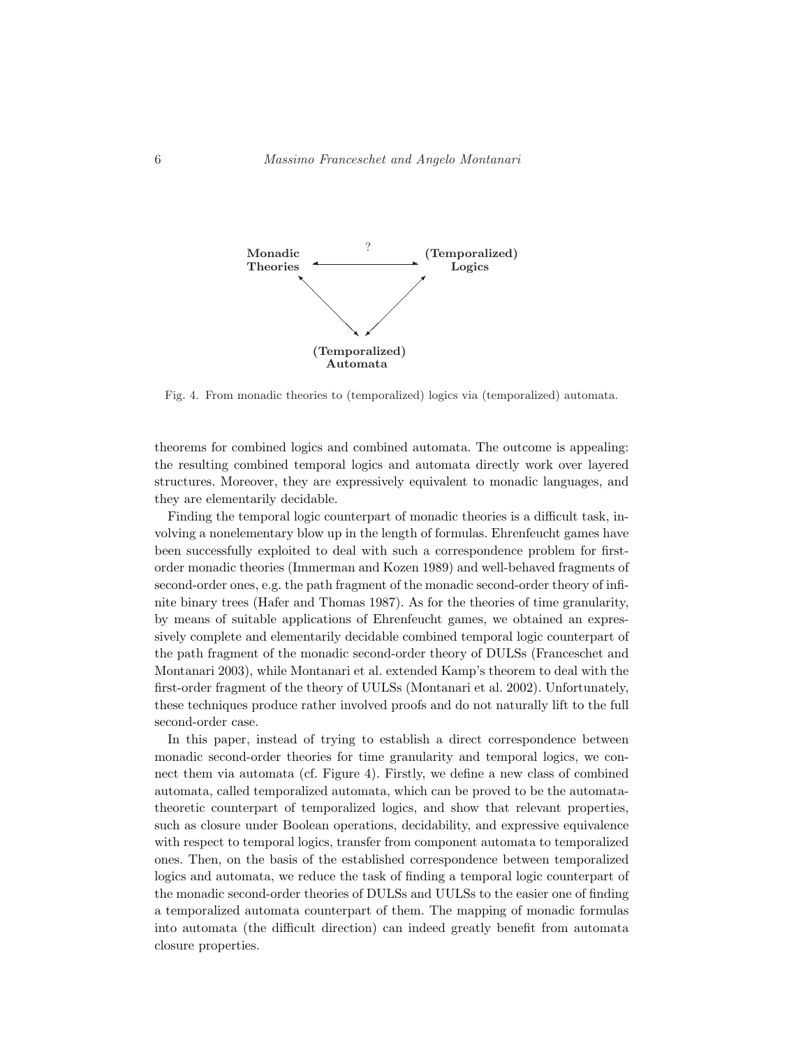Monadic Theories

?

(Temporalized) Logics

(Temporalized) Automata

Fig. 4. From monadic theories to (temporalized) logics via (temporalized) automata.

theorems for combined logics and combined automata. The outcome is appealing: the resulting combined temporal logics and automata directly work over layered structures. Moreover, they are expressively equivalent to monadic languages, and they are elementarily decidable.

Finding the temporal logic counterpart of monadic theories is a difficult task, involving a nonelementary blow up in the length of formulas. Ehrenfeucht games have been successfully exploited to deal with such a correspondence problem for first-order monadic theories (Immerman and Kozen 1989) and well-behaved fragments of second-order ones, e.g. the path fragment of the monadic second-order theory of infinite binary trees (Hafer and Thomas 1987). As for the theories of time granularity, by means of suitable applications of Ehrenfeucht games, we obtained an expressively complete and elementarily decidable combined temporal logic counterpart of the path fragment of the monadic second-order theory of DULSs (Franceschet and Montanari 2003), while Montanari et al. extended Kamp's theorem to deal with the first-order fragment of the theory of UULSs (Montanari et al. 2002). Unfortunately, these techniques produce rather involved proofs and do not naturally lift to the full second-order case.

In this paper, instead of trying to establish a direct correspondence between monadic second-order theories for time granularity and temporal logics, we connect them via automata (cf. Figure 4). Firstly, we define a new class of combined automata, called temporalized automata, which can be proved to be the automata-theoretic counterpart of temporalized logics, and show that relevant properties, such as closure under Boolean operations, decidability, and expressive equivalence with respect to temporal logics, transfer from component automata to temporalized ones. Then, on the basis of the established correspondence between temporalized logics and automata, we reduce the task of finding a temporal logic counterpart of the monadic second-order theories of DULSs and UULSs to the easier one of finding a temporalized automata counterpart of them. The mapping of monadic formulas into automata (the difficult direction) can indeed greatly benefit from automata closure properties.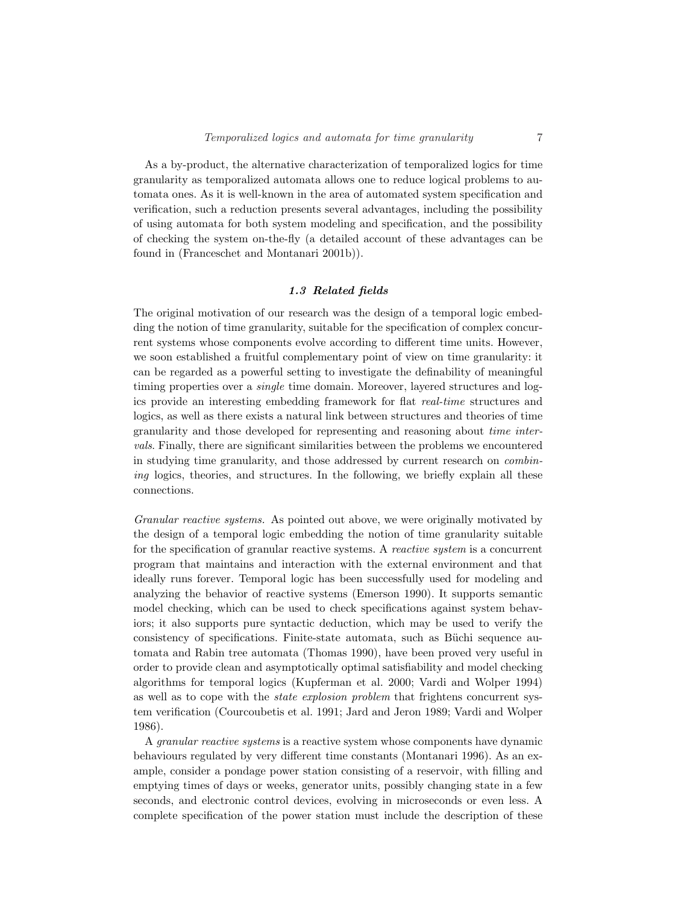As a by-product, the alternative characterization of temporalized logics for time granularity as temporalized automata allows one to reduce logical problems to automata ones. As it is well-known in the area of automated system specification and verification, such a reduction presents several advantages, including the possibility of using automata for both system modeling and specification, and the possibility of checking the system on-the-fly (a detailed account of these advantages can be found in (Franceschet and Montanari 2001b)).

### *1.3 Related fields*

The original motivation of our research was the design of a temporal logic embedding the notion of time granularity, suitable for the specification of complex concurrent systems whose components evolve according to different time units. However, we soon established a fruitful complementary point of view on time granularity: it can be regarded as a powerful setting to investigate the definability of meaningful timing properties over a *single* time domain. Moreover, layered structures and logics provide an interesting embedding framework for flat *real-time* structures and logics, as well as there exists a natural link between structures and theories of time granularity and those developed for representing and reasoning about *time intervals*. Finally, there are significant similarities between the problems we encountered in studying time granularity, and those addressed by current research on *combining* logics, theories, and structures. In the following, we briefly explain all these connections.

*Granular reactive systems.* As pointed out above, we were originally motivated by the design of a temporal logic embedding the notion of time granularity suitable for the specification of granular reactive systems. A *reactive system* is a concurrent program that maintains and interaction with the external environment and that ideally runs forever. Temporal logic has been successfully used for modeling and analyzing the behavior of reactive systems (Emerson 1990). It supports semantic model checking, which can be used to check specifications against system behaviors; it also supports pure syntactic deduction, which may be used to verify the consistency of specifications. Finite-state automata, such as Büchi sequence automata and Rabin tree automata (Thomas 1990), have been proved very useful in order to provide clean and asymptotically optimal satisfiability and model checking algorithms for temporal logics (Kupferman et al. 2000; Vardi and Wolper 1994) as well as to cope with the *state explosion problem* that frightens concurrent system verification (Courcoubetis et al. 1991; Jard and Jeron 1989; Vardi and Wolper 1986).

A *granular reactive systems* is a reactive system whose components have dynamic behaviours regulated by very different time constants (Montanari 1996). As an example, consider a pondage power station consisting of a reservoir, with filling and emptying times of days or weeks, generator units, possibly changing state in a few seconds, and electronic control devices, evolving in microseconds or even less. A complete specification of the power station must include the description of these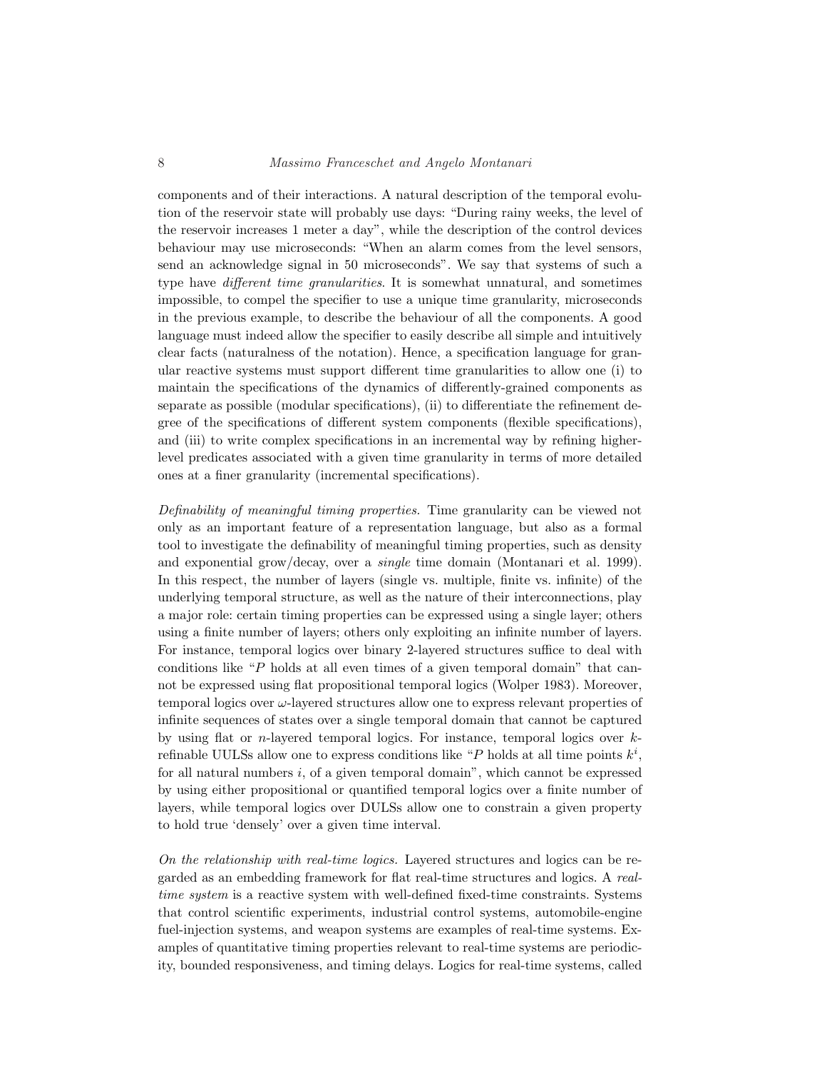components and of their interactions. A natural description of the temporal evolution of the reservoir state will probably use days: "During rainy weeks, the level of the reservoir increases 1 meter a day", while the description of the control devices behaviour may use microseconds: "When an alarm comes from the level sensors, send an acknowledge signal in 50 microseconds". We say that systems of such a type have *different time granularities*. It is somewhat unnatural, and sometimes impossible, to compel the specifier to use a unique time granularity, microseconds in the previous example, to describe the behaviour of all the components. A good language must indeed allow the specifier to easily describe all simple and intuitively clear facts (naturalness of the notation). Hence, a specification language for granular reactive systems must support different time granularities to allow one (i) to maintain the specifications of the dynamics of differently-grained components as separate as possible (modular specifications), (ii) to differentiate the refinement degree of the specifications of different system components (flexible specifications), and (iii) to write complex specifications in an incremental way by refining higher-level predicates associated with a given time granularity in terms of more detailed ones at a finer granularity (incremental specifications).

*Definability of meaningful timing properties.* Time granularity can be viewed not only as an important feature of a representation language, but also as a formal tool to investigate the definability of meaningful timing properties, such as density and exponential grow/decay, over a *single* time domain (Montanari et al. 1999). In this respect, the number of layers (single vs. multiple, finite vs. infinite) of the underlying temporal structure, as well as the nature of their interconnections, play a major role: certain timing properties can be expressed using a single layer; others using a finite number of layers; others only exploiting an infinite number of layers. For instance, temporal logics over binary 2-layered structures suffice to deal with conditions like "$P$ holds at all even times of a given temporal domain" that cannot be expressed using flat propositional temporal logics (Wolper 1983). Moreover, temporal logics over $\omega$-layered structures allow one to express relevant properties of infinite sequences of states over a single temporal domain that cannot be captured by using flat or $n$-layered temporal logics. For instance, temporal logics over $k$-refinable UULSs allow one to express conditions like "$P$ holds at all time points $k^i$, for all natural numbers $i$, of a given temporal domain", which cannot be expressed by using either propositional or quantified temporal logics over a finite number of layers, while temporal logics over DULSs allow one to constrain a given property to hold true 'densely' over a given time interval.

*On the relationship with real-time logics.* Layered structures and logics can be regarded as an embedding framework for flat real-time structures and logics. A *real-time system* is a reactive system with well-defined fixed-time constraints. Systems that control scientific experiments, industrial control systems, automobile-engine fuel-injection systems, and weapon systems are examples of real-time systems. Examples of quantitative timing properties relevant to real-time systems are periodicity, bounded responsiveness, and timing delays. Logics for real-time systems, called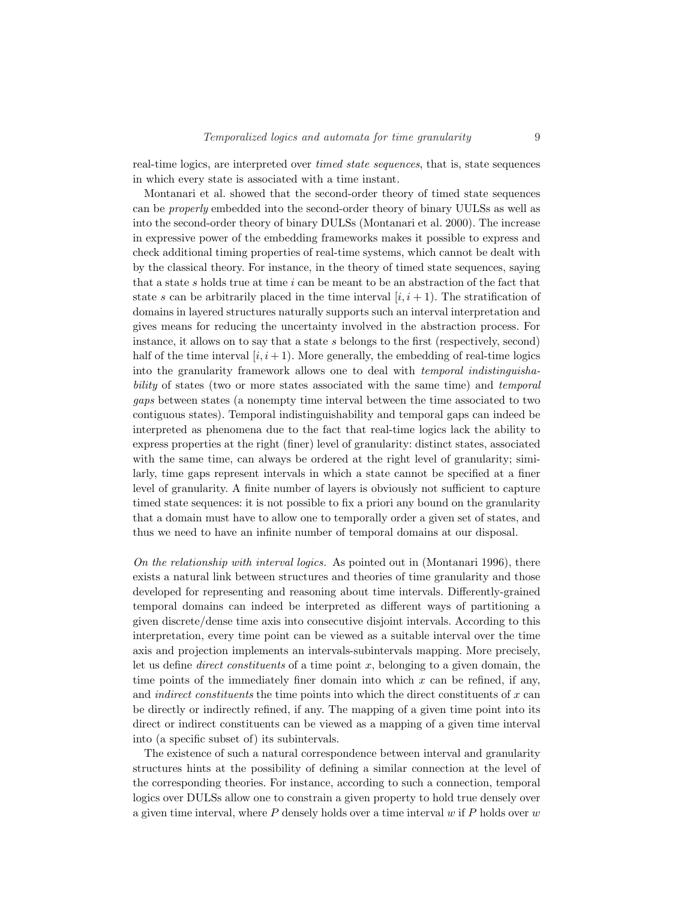real-time logics, are interpreted over *timed state sequences*, that is, state sequences in which every state is associated with a time instant.

Montanari et al. showed that the second-order theory of timed state sequences can be *properly* embedded into the second-order theory of binary UULSs as well as into the second-order theory of binary DULSs (Montanari et al. 2000). The increase in expressive power of the embedding frameworks makes it possible to express and check additional timing properties of real-time systems, which cannot be dealt with by the classical theory. For instance, in the theory of timed state sequences, saying that a state $s$ holds true at time $i$ can be meant to be an abstraction of the fact that state $s$ can be arbitrarily placed in the time interval $[i, i+1)$. The stratification of domains in layered structures naturally supports such an interval interpretation and gives means for reducing the uncertainty involved in the abstraction process. For instance, it allows on to say that a state $s$ belongs to the first (respectively, second) half of the time interval $[i, i+1)$. More generally, the embedding of real-time logics into the granularity framework allows one to deal with *temporal indistinguishability* of states (two or more states associated with the same time) and *temporal gaps* between states (a nonempty time interval between the time associated to two contiguous states). Temporal indistinguishability and temporal gaps can indeed be interpreted as phenomena due to the fact that real-time logics lack the ability to express properties at the right (finer) level of granularity: distinct states, associated with the same time, can always be ordered at the right level of granularity; similarly, time gaps represent intervals in which a state cannot be specified at a finer level of granularity. A finite number of layers is obviously not sufficient to capture timed state sequences: it is not possible to fix a priori any bound on the granularity that a domain must have to allow one to temporally order a given set of states, and thus we need to have an infinite number of temporal domains at our disposal.

*On the relationship with interval logics.* As pointed out in (Montanari 1996), there exists a natural link between structures and theories of time granularity and those developed for representing and reasoning about time intervals. Differently-grained temporal domains can indeed be interpreted as different ways of partitioning a given discrete/dense time axis into consecutive disjoint intervals. According to this interpretation, every time point can be viewed as a suitable interval over the time axis and projection implements an intervals-subintervals mapping. More precisely, let us define *direct constituents* of a time point $x$, belonging to a given domain, the time points of the immediately finer domain into which $x$ can be refined, if any, and *indirect constituents* the time points into which the direct constituents of $x$ can be directly or indirectly refined, if any. The mapping of a given time point into its direct or indirect constituents can be viewed as a mapping of a given time interval into (a specific subset of) its subintervals.

The existence of such a natural correspondence between interval and granularity structures hints at the possibility of defining a similar connection at the level of the corresponding theories. For instance, according to such a connection, temporal logics over DULSs allow one to constrain a given property to hold true densely over a given time interval, where $P$ densely holds over a time interval $w$ if $P$ holds over $w$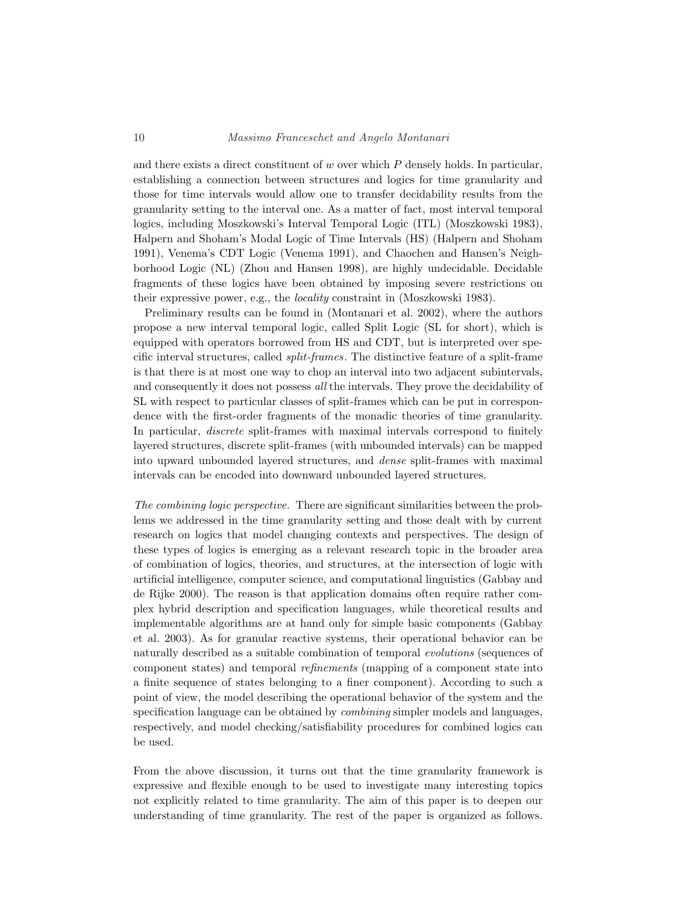and there exists a direct constituent of $w$ over which $P$ densely holds. In particular, establishing a connection between structures and logics for time granularity and those for time intervals would allow one to transfer decidability results from the granularity setting to the interval one. As a matter of fact, most interval temporal logics, including Moszkowski's Interval Temporal Logic (ITL) (Moszkowski 1983), Halpern and Shoham's Modal Logic of Time Intervals (HS) (Halpern and Shoham 1991), Venema's CDT Logic (Venema 1991), and Chaochen and Hansen's Neighborhood Logic (NL) (Zhou and Hansen 1998), are highly undecidable. Decidable fragments of these logics have been obtained by imposing severe restrictions on their expressive power, e.g., the *locality* constraint in (Moszkowski 1983).

Preliminary results can be found in (Montanari et al. 2002), where the authors propose a new interval temporal logic, called Split Logic (SL for short), which is equipped with operators borrowed from HS and CDT, but is interpreted over specific interval structures, called *split-frames*. The distinctive feature of a split-frame is that there is at most one way to chop an interval into two adjacent subintervals, and consequently it does not possess *all* the intervals. They prove the decidability of SL with respect to particular classes of split-frames which can be put in correspondence with the first-order fragments of the monadic theories of time granularity. In particular, *discrete* split-frames with maximal intervals correspond to finitely layered structures, discrete split-frames (with unbounded intervals) can be mapped into upward unbounded layered structures, and *dense* split-frames with maximal intervals can be encoded into downward unbounded layered structures.

*The combining logic perspective.* There are significant similarities between the problems we addressed in the time granularity setting and those dealt with by current research on logics that model changing contexts and perspectives. The design of these types of logics is emerging as a relevant research topic in the broader area of combination of logics, theories, and structures, at the intersection of logic with artificial intelligence, computer science, and computational linguistics (Gabbay and de Rijke 2000). The reason is that application domains often require rather complex hybrid description and specification languages, while theoretical results and implementable algorithms are at hand only for simple basic components (Gabbay et al. 2003). As for granular reactive systems, their operational behavior can be naturally described as a suitable combination of temporal *evolutions* (sequences of component states) and temporal *refinements* (mapping of a component state into a finite sequence of states belonging to a finer component). According to such a point of view, the model describing the operational behavior of the system and the specification language can be obtained by *combining* simpler models and languages, respectively, and model checking/satisfiability procedures for combined logics can be used.

From the above discussion, it turns out that the time granularity framework is expressive and flexible enough to be used to investigate many interesting topics not explicitly related to time granularity. The aim of this paper is to deepen our understanding of time granularity. The rest of the paper is organized as follows.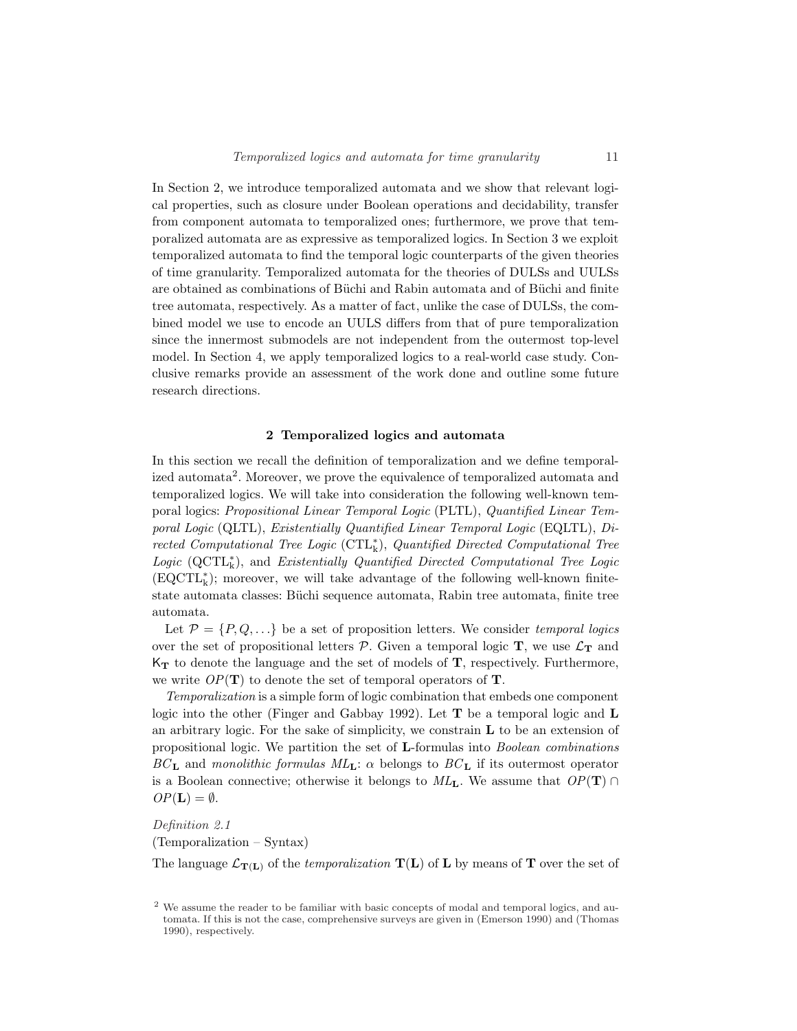In Section 2, we introduce temporalized automata and we show that relevant logical properties, such as closure under Boolean operations and decidability, transfer from component automata to temporalized ones; furthermore, we prove that temporalized automata are as expressive as temporalized logics. In Section 3 we exploit temporalized automata to find the temporal logic counterparts of the given theories of time granularity. Temporalized automata for the theories of DULSs and UULSs are obtained as combinations of Büchi and Rabin automata and of Büchi and finite tree automata, respectively. As a matter of fact, unlike the case of DULSs, the combined model we use to encode an UULS differs from that of pure temporalization since the innermost submodels are not independent from the outermost top-level model. In Section 4, we apply temporalized logics to a real-world case study. Conclusive remarks provide an assessment of the work done and outline some future research directions.

## 2 Temporalized logics and automata

In this section we recall the definition of temporalization and we define temporalized automata[2]. Moreover, we prove the equivalence of temporalized automata and temporalized logics. We will take into consideration the following well-known temporal logics: *Propositional Linear Temporal Logic* (PLTL), *Quantified Linear Temporal Logic* (QLTL), *Existentially Quantified Linear Temporal Logic* (EQLTL), *Directed Computational Tree Logic* ($\mathrm{CTL}^*_\mathrm{k}$), *Quantified Directed Computational Tree Logic* ($\mathrm{QCTL}^*_\mathrm{k}$), and *Existentially Quantified Directed Computational Tree Logic* ($\mathrm{EQCTL}^*_\mathrm{k}$); moreover, we will take advantage of the following well-known finite-state automata classes: Büchi sequence automata, Rabin tree automata, finite tree automata.

Let $\mathcal{P} = \{P, Q, \ldots\}$ be a set of proposition letters. We consider *temporal logics* over the set of propositional letters $\mathcal{P}$. Given a temporal logic $\mathbf{T}$, we use $\mathcal{L}_\mathbf{T}$ and $\mathsf{K}_\mathbf{T}$ to denote the language and the set of models of $\mathbf{T}$, respectively. Furthermore, we write $OP(\mathbf{T})$ to denote the set of temporal operators of $\mathbf{T}$.

*Temporalization* is a simple form of logic combination that embeds one component logic into the other (Finger and Gabbay 1992). Let $\mathbf{T}$ be a temporal logic and $\mathbf{L}$ an arbitrary logic. For the sake of simplicity, we constrain $\mathbf{L}$ to be an extension of propositional logic. We partition the set of $\mathbf{L}$-formulas into *Boolean combinations* $BC_\mathbf{L}$ and *monolithic formulas* $ML_\mathbf{L}$: $\alpha$ belongs to $BC_\mathbf{L}$ if its outermost operator is a Boolean connective; otherwise it belongs to $ML_\mathbf{L}$. We assume that $OP(\mathbf{T}) \cap OP(\mathbf{L}) = \emptyset$.

*Definition 2.1*
(Temporalization – Syntax)

The language $\mathcal{L}_{\mathbf{T}(\mathbf{L})}$ of the *temporalization* $\mathbf{T}(\mathbf{L})$ of $\mathbf{L}$ by means of $\mathbf{T}$ over the set of

[2] We assume the reader to be familiar with basic concepts of modal and temporal logics, and automata. If this is not the case, comprehensive surveys are given in (Emerson 1990) and (Thomas 1990), respectively.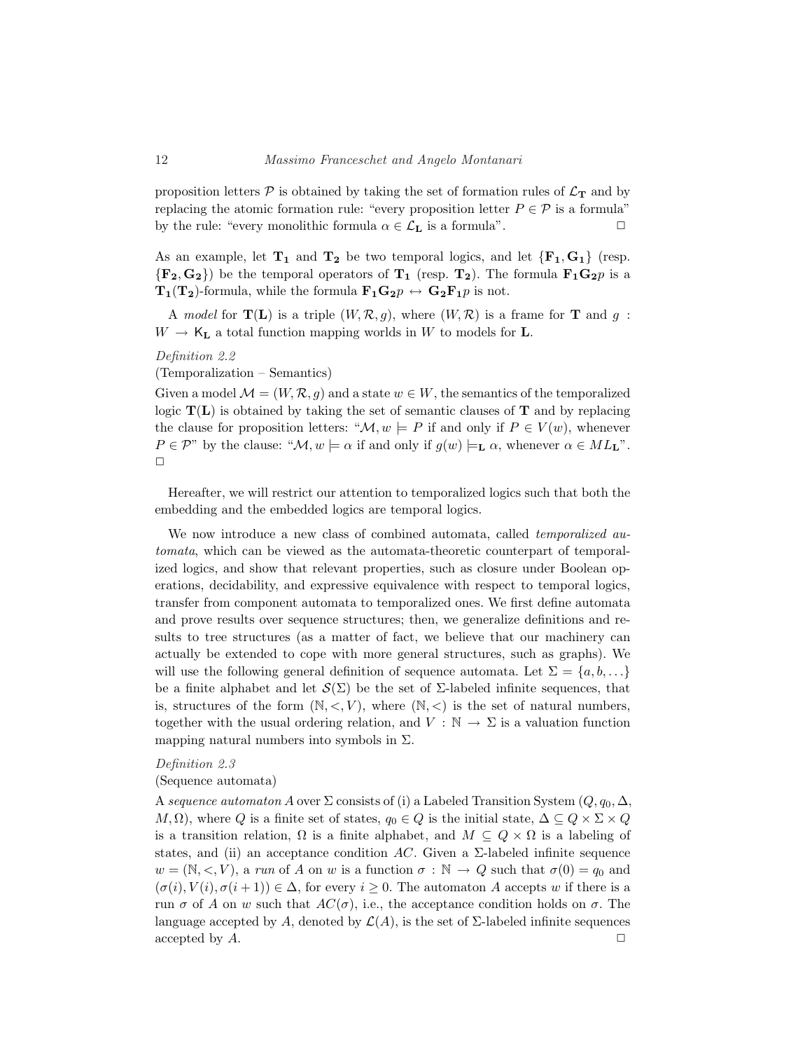proposition letters $\mathcal{P}$ is obtained by taking the set of formation rules of $\mathcal{L}_{\mathbf{T}}$ and by replacing the atomic formation rule: "every proposition letter $P \in \mathcal{P}$ is a formula" by the rule: "every monolithic formula $\alpha \in \mathcal{L}_{\mathbf{L}}$ is a formula". $\Box$

As an example, let $\mathbf{T_1}$ and $\mathbf{T_2}$ be two temporal logics, and let $\{\mathbf{F_1}, \mathbf{G_1}\}$ (resp. $\{\mathbf{F_2}, \mathbf{G_2}\}$) be the temporal operators of $\mathbf{T_1}$ (resp. $\mathbf{T_2}$). The formula $\mathbf{F_1 G_2} p$ is a $\mathbf{T_1}(\mathbf{T_2})$-formula, while the formula $\mathbf{F_1 G_2} p \leftrightarrow \mathbf{G_2 F_1} p$ is not.

A *model* for $\mathbf{T}(\mathbf{L})$ is a triple $(W, \mathcal{R}, g)$, where $(W, \mathcal{R})$ is a frame for $\mathbf{T}$ and $g : W \rightarrow \mathsf{K}_{\mathbf{L}}$ a total function mapping worlds in $W$ to models for $\mathbf{L}$.

*Definition 2.2*

(Temporalization – Semantics)

Given a model $\mathcal{M} = (W, \mathcal{R}, g)$ and a state $w \in W$, the semantics of the temporalized logic $\mathbf{T}(\mathbf{L})$ is obtained by taking the set of semantic clauses of $\mathbf{T}$ and by replacing the clause for proposition letters: "$\mathcal{M}, w \models P$ if and only if $P \in V(w)$, whenever $P \in \mathcal{P}$" by the clause: "$\mathcal{M}, w \models \alpha$ if and only if $g(w) \models_{\mathbf{L}} \alpha$, whenever $\alpha \in ML_{\mathbf{L}}$". $\Box$

Hereafter, we will restrict our attention to temporalized logics such that both the embedding and the embedded logics are temporal logics.

We now introduce a new class of combined automata, called *temporalized automata*, which can be viewed as the automata-theoretic counterpart of temporalized logics, and show that relevant properties, such as closure under Boolean operations, decidability, and expressive equivalence with respect to temporal logics, transfer from component automata to temporalized ones. We first define automata and prove results over sequence structures; then, we generalize definitions and results to tree structures (as a matter of fact, we believe that our machinery can actually be extended to cope with more general structures, such as graphs). We will use the following general definition of sequence automata. Let $\Sigma = \{a, b, \ldots\}$ be a finite alphabet and let $\mathcal{S}(\Sigma)$ be the set of $\Sigma$-labeled infinite sequences, that is, structures of the form $(\mathbb{N}, <, V)$, where $(\mathbb{N}, <)$ is the set of natural numbers, together with the usual ordering relation, and $V : \mathbb{N} \rightarrow \Sigma$ is a valuation function mapping natural numbers into symbols in $\Sigma$.

*Definition 2.3*

(Sequence automata)

A *sequence automaton* $A$ over $\Sigma$ consists of (i) a Labeled Transition System $(Q, q_0, \Delta, M, \Omega)$, where $Q$ is a finite set of states, $q_0 \in Q$ is the initial state, $\Delta \subseteq Q \times \Sigma \times Q$ is a transition relation, $\Omega$ is a finite alphabet, and $M \subseteq Q \times \Omega$ is a labeling of states, and (ii) an acceptance condition $AC$. Given a $\Sigma$-labeled infinite sequence $w = (\mathbb{N}, <, V)$, a *run* of $A$ on $w$ is a function $\sigma : \mathbb{N} \rightarrow Q$ such that $\sigma(0) = q_0$ and $(\sigma(i), V(i), \sigma(i+1)) \in \Delta$, for every $i \geq 0$. The automaton $A$ accepts $w$ if there is a run $\sigma$ of $A$ on $w$ such that $AC(\sigma)$, i.e., the acceptance condition holds on $\sigma$. The language accepted by $A$, denoted by $\mathcal{L}(A)$, is the set of $\Sigma$-labeled infinite sequences accepted by $A$. $\Box$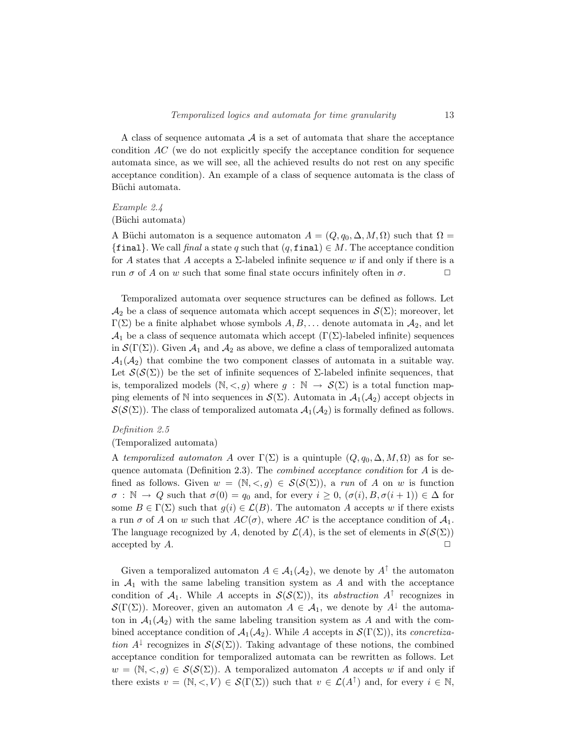A class of sequence automata $\mathcal{A}$ is a set of automata that share the acceptance condition $AC$ (we do not explicitly specify the acceptance condition for sequence automata since, as we will see, all the achieved results do not rest on any specific acceptance condition). An example of a class of sequence automata is the class of Büchi automata.

*Example 2.4*
(Büchi automata)

A Büchi automaton is a sequence automaton $A = (Q, q_0, \Delta, M, \Omega)$ such that $\Omega = \{\texttt{final}\}$. We call *final* a state $q$ such that $(q, \texttt{final}) \in M$. The acceptance condition for $A$ states that $A$ accepts a $\Sigma$-labeled infinite sequence $w$ if and only if there is a run $\sigma$ of $A$ on $w$ such that some final state occurs infinitely often in $\sigma$. □

Temporalized automata over sequence structures can be defined as follows. Let $\mathcal{A}_2$ be a class of sequence automata which accept sequences in $\mathcal{S}(\Sigma)$; moreover, let $\Gamma(\Sigma)$ be a finite alphabet whose symbols $A, B, \ldots$ denote automata in $\mathcal{A}_2$, and let $\mathcal{A}_1$ be a class of sequence automata which accept ($\Gamma(\Sigma)$-labeled infinite) sequences in $\mathcal{S}(\Gamma(\Sigma))$. Given $\mathcal{A}_1$ and $\mathcal{A}_2$ as above, we define a class of temporalized automata $\mathcal{A}_1(\mathcal{A}_2)$ that combine the two component classes of automata in a suitable way. Let $\mathcal{S}(\mathcal{S}(\Sigma))$ be the set of infinite sequences of $\Sigma$-labeled infinite sequences, that is, temporalized models $(\mathbb{N}, <, g)$ where $g : \mathbb{N} \to \mathcal{S}(\Sigma)$ is a total function mapping elements of $\mathbb{N}$ into sequences in $\mathcal{S}(\Sigma)$. Automata in $\mathcal{A}_1(\mathcal{A}_2)$ accept objects in $\mathcal{S}(\mathcal{S}(\Sigma))$. The class of temporalized automata $\mathcal{A}_1(\mathcal{A}_2)$ is formally defined as follows.

*Definition 2.5*
(Temporalized automata)

A *temporalized automaton* $A$ over $\Gamma(\Sigma)$ is a quintuple $(Q, q_0, \Delta, M, \Omega)$ as for sequence automata (Definition 2.3). The *combined acceptance condition* for $A$ is defined as follows. Given $w = (\mathbb{N}, <, g) \in \mathcal{S}(\mathcal{S}(\Sigma))$, a *run* of $A$ on $w$ is function $\sigma : \mathbb{N} \to Q$ such that $\sigma(0) = q_0$ and, for every $i \geq 0$, $(\sigma(i), B, \sigma(i+1)) \in \Delta$ for some $B \in \Gamma(\Sigma)$ such that $g(i) \in \mathcal{L}(B)$. The automaton $A$ accepts $w$ if there exists a run $\sigma$ of $A$ on $w$ such that $AC(\sigma)$, where $AC$ is the acceptance condition of $\mathcal{A}_1$. The language recognized by $A$, denoted by $\mathcal{L}(A)$, is the set of elements in $\mathcal{S}(\mathcal{S}(\Sigma))$ accepted by $A$. □

Given a temporalized automaton $A \in \mathcal{A}_1(\mathcal{A}_2)$, we denote by $A^\uparrow$ the automaton in $\mathcal{A}_1$ with the same labeling transition system as $A$ and with the acceptance condition of $\mathcal{A}_1$. While $A$ accepts in $\mathcal{S}(\mathcal{S}(\Sigma))$, its *abstraction* $A^\uparrow$ recognizes in $\mathcal{S}(\Gamma(\Sigma))$. Moreover, given an automaton $A \in \mathcal{A}_1$, we denote by $A^\downarrow$ the automaton in $\mathcal{A}_1(\mathcal{A}_2)$ with the same labeling transition system as $A$ and with the combined acceptance condition of $\mathcal{A}_1(\mathcal{A}_2)$. While $A$ accepts in $\mathcal{S}(\Gamma(\Sigma))$, its *concretization* $A^\downarrow$ recognizes in $\mathcal{S}(\mathcal{S}(\Sigma))$. Taking advantage of these notions, the combined acceptance condition for temporalized automata can be rewritten as follows. Let $w = (\mathbb{N}, <, g) \in \mathcal{S}(\mathcal{S}(\Sigma))$. A temporalized automaton $A$ accepts $w$ if and only if there exists $v = (\mathbb{N}, <, V) \in \mathcal{S}(\Gamma(\Sigma))$ such that $v \in \mathcal{L}(A^\uparrow)$ and, for every $i \in \mathbb{N}$,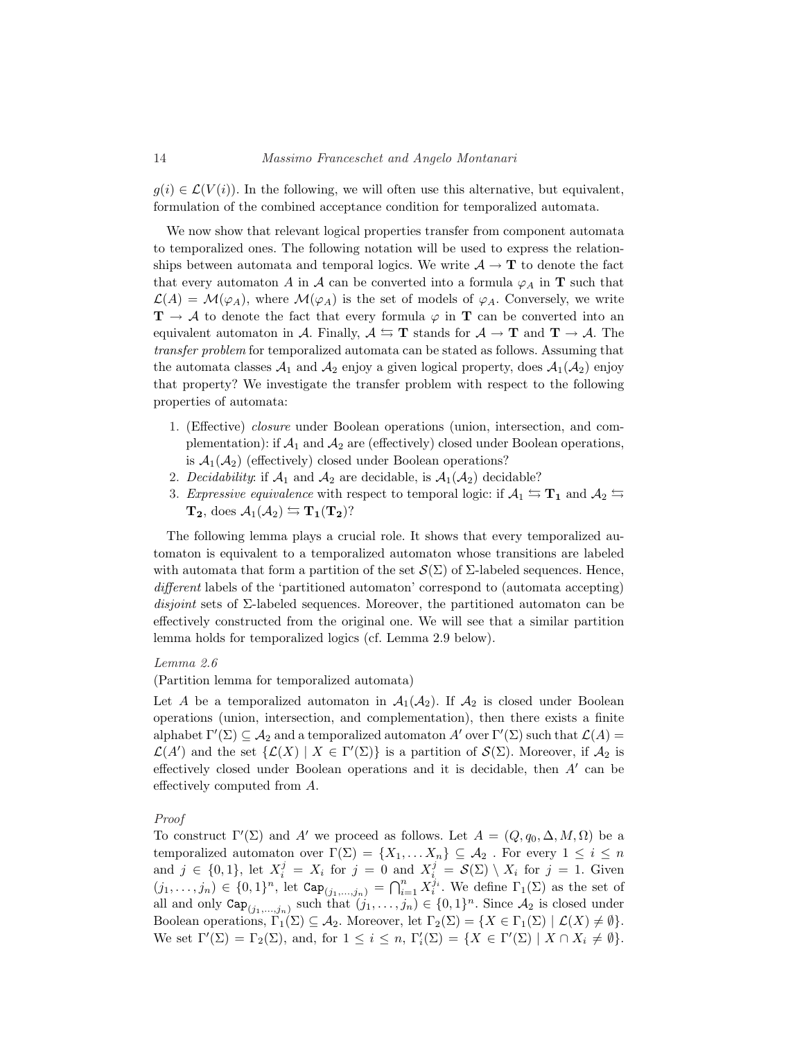$g(i) \in \mathcal{L}(V(i))$. In the following, we will often use this alternative, but equivalent, formulation of the combined acceptance condition for temporalized automata.

We now show that relevant logical properties transfer from component automata to temporalized ones. The following notation will be used to express the relationships between automata and temporal logics. We write $\mathcal{A} \rightarrow \mathbf{T}$ to denote the fact that every automaton $A$ in $\mathcal{A}$ can be converted into a formula $\varphi_A$ in $\mathbf{T}$ such that $\mathcal{L}(A) = \mathcal{M}(\varphi_A)$, where $\mathcal{M}(\varphi_A)$ is the set of models of $\varphi_A$. Conversely, we write $\mathbf{T} \rightarrow \mathcal{A}$ to denote the fact that every formula $\varphi$ in $\mathbf{T}$ can be converted into an equivalent automaton in $\mathcal{A}$. Finally, $\mathcal{A} \leftrightarrows \mathbf{T}$ stands for $\mathcal{A} \rightarrow \mathbf{T}$ and $\mathbf{T} \rightarrow \mathcal{A}$. The *transfer problem* for temporalized automata can be stated as follows. Assuming that the automata classes $\mathcal{A}_1$ and $\mathcal{A}_2$ enjoy a given logical property, does $\mathcal{A}_1(\mathcal{A}_2)$ enjoy that property? We investigate the transfer problem with respect to the following properties of automata:

1. (Effective) *closure* under Boolean operations (union, intersection, and complementation): if $\mathcal{A}_1$ and $\mathcal{A}_2$ are (effectively) closed under Boolean operations, is $\mathcal{A}_1(\mathcal{A}_2)$ (effectively) closed under Boolean operations?
2. *Decidability*: if $\mathcal{A}_1$ and $\mathcal{A}_2$ are decidable, is $\mathcal{A}_1(\mathcal{A}_2)$ decidable?
3. *Expressive equivalence* with respect to temporal logic: if $\mathcal{A}_1 \leftrightarrows \mathbf{T_1}$ and $\mathcal{A}_2 \leftrightarrows \mathbf{T_2}$, does $\mathcal{A}_1(\mathcal{A}_2) \leftrightarrows \mathbf{T_1}(\mathbf{T_2})$?

The following lemma plays a crucial role. It shows that every temporalized automaton is equivalent to a temporalized automaton whose transitions are labeled with automata that form a partition of the set $\mathcal{S}(\Sigma)$ of $\Sigma$-labeled sequences. Hence, *different* labels of the 'partitioned automaton' correspond to (automata accepting) *disjoint* sets of $\Sigma$-labeled sequences. Moreover, the partitioned automaton can be effectively constructed from the original one. We will see that a similar partition lemma holds for temporalized logics (cf. Lemma 2.9 below).

*Lemma 2.6*

(Partition lemma for temporalized automata)

Let $A$ be a temporalized automaton in $\mathcal{A}_1(\mathcal{A}_2)$. If $\mathcal{A}_2$ is closed under Boolean operations (union, intersection, and complementation), then there exists a finite alphabet $\Gamma'(\Sigma) \subseteq \mathcal{A}_2$ and a temporalized automaton $A'$ over $\Gamma'(\Sigma)$ such that $\mathcal{L}(A) = \mathcal{L}(A')$ and the set $\{\mathcal{L}(X) \mid X \in \Gamma'(\Sigma)\}$ is a partition of $\mathcal{S}(\Sigma)$. Moreover, if $\mathcal{A}_2$ is effectively closed under Boolean operations and it is decidable, then $A'$ can be effectively computed from $A$.

*Proof*

To construct $\Gamma'(\Sigma)$ and $A'$ we proceed as follows. Let $A = (Q, q_0, \Delta, M, \Omega)$ be a temporalized automaton over $\Gamma(\Sigma) = \{X_1, \ldots X_n\} \subseteq \mathcal{A}_2$. For every $1 \leq i \leq n$ and $j \in \{0, 1\}$, let $X_i^j = X_i$ for $j = 0$ and $X_i^j = \mathcal{S}(\Sigma) \setminus X_i$ for $j = 1$. Given $(j_1, \ldots, j_n) \in \{0, 1\}^n$, let $\mathtt{Cap}_{(j_1,\ldots,j_n)} = \bigcap_{i=1}^n X_i^{j_i}$. We define $\Gamma_1(\Sigma)$ as the set of all and only $\mathtt{Cap}_{(j_1,\ldots,j_n)}$ such that $(j_1, \ldots, j_n) \in \{0, 1\}^n$. Since $\mathcal{A}_2$ is closed under Boolean operations, $\Gamma_1(\Sigma) \subseteq \mathcal{A}_2$. Moreover, let $\Gamma_2(\Sigma) = \{X \in \Gamma_1(\Sigma) \mid \mathcal{L}(X) \neq \emptyset\}$. We set $\Gamma'(\Sigma) = \Gamma_2(\Sigma)$, and, for $1 \leq i \leq n$, $\Gamma_i'(\Sigma) = \{X \in \Gamma'(\Sigma) \mid X \cap X_i \neq \emptyset\}$.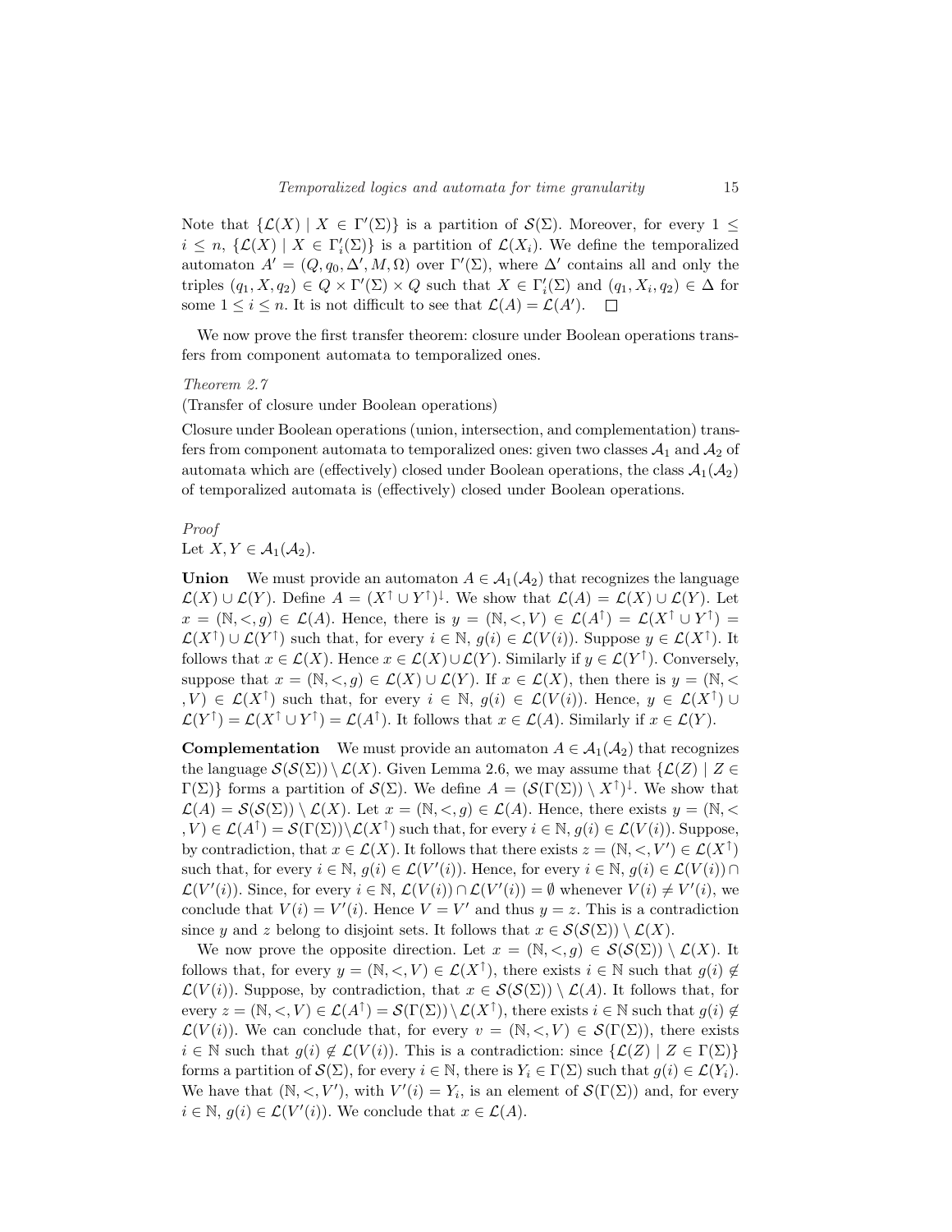Note that $\{\mathcal{L}(X) \mid X \in \Gamma'(\Sigma)\}$ is a partition of $\mathcal{S}(\Sigma)$. Moreover, for every $1 \leq i \leq n$, $\{\mathcal{L}(X) \mid X \in \Gamma'_i(\Sigma)\}$ is a partition of $\mathcal{L}(X_i)$. We define the temporalized automaton $A' = (Q, q_0, \Delta', M, \Omega)$ over $\Gamma'(\Sigma)$, where $\Delta'$ contains all and only the triples $(q_1, X, q_2) \in Q \times \Gamma'(\Sigma) \times Q$ such that $X \in \Gamma'_i(\Sigma)$ and $(q_1, X_i, q_2) \in \Delta$ for some $1 \leq i \leq n$. It is not difficult to see that $\mathcal{L}(A) = \mathcal{L}(A')$. $\square$

We now prove the first transfer theorem: closure under Boolean operations transfers from component automata to temporalized ones.

*Theorem 2.7*

(Transfer of closure under Boolean operations)

Closure under Boolean operations (union, intersection, and complementation) transfers from component automata to temporalized ones: given two classes $\mathcal{A}_1$ and $\mathcal{A}_2$ of automata which are (effectively) closed under Boolean operations, the class $\mathcal{A}_1(\mathcal{A}_2)$ of temporalized automata is (effectively) closed under Boolean operations.

*Proof*

Let $X, Y \in \mathcal{A}_1(\mathcal{A}_2)$.

**Union** We must provide an automaton $A \in \mathcal{A}_1(\mathcal{A}_2)$ that recognizes the language $\mathcal{L}(X) \cup \mathcal{L}(Y)$. Define $A = (X^{\uparrow} \cup Y^{\uparrow})^{\downarrow}$. We show that $\mathcal{L}(A) = \mathcal{L}(X) \cup \mathcal{L}(Y)$. Let $x = (\mathbb{N}, <, g) \in \mathcal{L}(A)$. Hence, there is $y = (\mathbb{N}, <, V) \in \mathcal{L}(A^{\uparrow}) = \mathcal{L}(X^{\uparrow} \cup Y^{\uparrow}) = \mathcal{L}(X^{\uparrow}) \cup \mathcal{L}(Y^{\uparrow})$ such that, for every $i \in \mathbb{N}$, $g(i) \in \mathcal{L}(V(i))$. Suppose $y \in \mathcal{L}(X^{\uparrow})$. It follows that $x \in \mathcal{L}(X)$. Hence $x \in \mathcal{L}(X) \cup \mathcal{L}(Y)$. Similarly if $y \in \mathcal{L}(Y^{\uparrow})$. Conversely, suppose that $x = (\mathbb{N}, <, g) \in \mathcal{L}(X) \cup \mathcal{L}(Y)$. If $x \in \mathcal{L}(X)$, then there is $y = (\mathbb{N}, <, V) \in \mathcal{L}(X^{\uparrow})$ such that, for every $i \in \mathbb{N}$, $g(i) \in \mathcal{L}(V(i))$. Hence, $y \in \mathcal{L}(X^{\uparrow}) \cup \mathcal{L}(Y^{\uparrow}) = \mathcal{L}(X^{\uparrow} \cup Y^{\uparrow}) = \mathcal{L}(A^{\uparrow})$. It follows that $x \in \mathcal{L}(A)$. Similarly if $x \in \mathcal{L}(Y)$.

**Complementation** We must provide an automaton $A \in \mathcal{A}_1(\mathcal{A}_2)$ that recognizes the language $\mathcal{S}(\mathcal{S}(\Sigma)) \setminus \mathcal{L}(X)$. Given Lemma 2.6, we may assume that $\{\mathcal{L}(Z) \mid Z \in \Gamma(\Sigma)\}$ forms a partition of $\mathcal{S}(\Sigma)$. We define $A = (\mathcal{S}(\Gamma(\Sigma)) \setminus X^{\uparrow})^{\downarrow}$. We show that $\mathcal{L}(A) = \mathcal{S}(\mathcal{S}(\Sigma)) \setminus \mathcal{L}(X)$. Let $x = (\mathbb{N}, <, g) \in \mathcal{L}(A)$. Hence, there exists $y = (\mathbb{N}, <, V) \in \mathcal{L}(A^{\uparrow}) = \mathcal{S}(\Gamma(\Sigma)) \setminus \mathcal{L}(X^{\uparrow})$ such that, for every $i \in \mathbb{N}$, $g(i) \in \mathcal{L}(V(i))$. Suppose, by contradiction, that $x \in \mathcal{L}(X)$. It follows that there exists $z = (\mathbb{N}, <, V') \in \mathcal{L}(X^{\uparrow})$ such that, for every $i \in \mathbb{N}$, $g(i) \in \mathcal{L}(V'(i))$. Hence, for every $i \in \mathbb{N}$, $g(i) \in \mathcal{L}(V(i)) \cap \mathcal{L}(V'(i))$. Since, for every $i \in \mathbb{N}$, $\mathcal{L}(V(i)) \cap \mathcal{L}(V'(i)) = \emptyset$ whenever $V(i) \neq V'(i)$, we conclude that $V(i) = V'(i)$. Hence $V = V'$ and thus $y = z$. This is a contradiction since $y$ and $z$ belong to disjoint sets. It follows that $x \in \mathcal{S}(\mathcal{S}(\Sigma)) \setminus \mathcal{L}(X)$.

We now prove the opposite direction. Let $x = (\mathbb{N}, <, g) \in \mathcal{S}(\mathcal{S}(\Sigma)) \setminus \mathcal{L}(X)$. It follows that, for every $y = (\mathbb{N}, <, V) \in \mathcal{L}(X^{\uparrow})$, there exists $i \in \mathbb{N}$ such that $g(i) \notin \mathcal{L}(V(i))$. Suppose, by contradiction, that $x \in \mathcal{S}(\mathcal{S}(\Sigma)) \setminus \mathcal{L}(A)$. It follows that, for every $z = (\mathbb{N}, <, V) \in \mathcal{L}(A^{\uparrow}) = \mathcal{S}(\Gamma(\Sigma)) \setminus \mathcal{L}(X^{\uparrow})$, there exists $i \in \mathbb{N}$ such that $g(i) \notin \mathcal{L}(V(i))$. We can conclude that, for every $v = (\mathbb{N}, <, V) \in \mathcal{S}(\Gamma(\Sigma))$, there exists $i \in \mathbb{N}$ such that $g(i) \notin \mathcal{L}(V(i))$. This is a contradiction: since $\{\mathcal{L}(Z) \mid Z \in \Gamma(\Sigma)\}$ forms a partition of $\mathcal{S}(\Sigma)$, for every $i \in \mathbb{N}$, there is $Y_i \in \Gamma(\Sigma)$ such that $g(i) \in \mathcal{L}(Y_i)$. We have that $(\mathbb{N}, <, V')$, with $V'(i) = Y_i$, is an element of $\mathcal{S}(\Gamma(\Sigma))$ and, for every $i \in \mathbb{N}$, $g(i) \in \mathcal{L}(V'(i))$. We conclude that $x \in \mathcal{L}(A)$.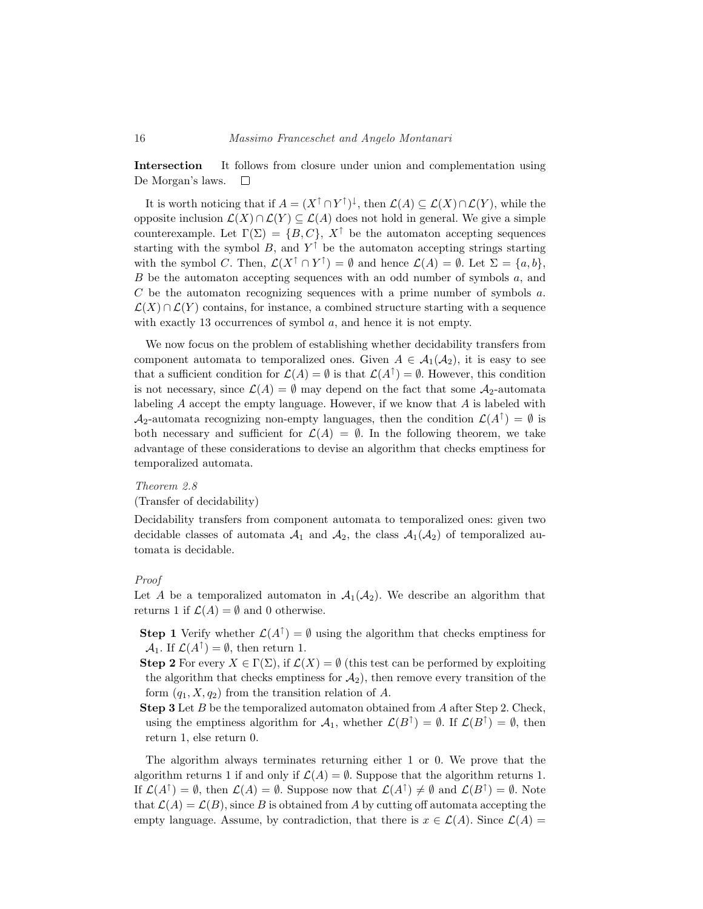**Intersection** It follows from closure under union and complementation using De Morgan's laws. □

It is worth noticing that if $A = (X^{\uparrow} \cap Y^{\uparrow})^{\downarrow}$, then $\mathcal{L}(A) \subseteq \mathcal{L}(X) \cap \mathcal{L}(Y)$, while the opposite inclusion $\mathcal{L}(X) \cap \mathcal{L}(Y) \subseteq \mathcal{L}(A)$ does not hold in general. We give a simple counterexample. Let $\Gamma(\Sigma) = \{B, C\}$, $X^{\uparrow}$ be the automaton accepting sequences starting with the symbol $B$, and $Y^{\uparrow}$ be the automaton accepting strings starting with the symbol $C$. Then, $\mathcal{L}(X^{\uparrow} \cap Y^{\uparrow}) = \emptyset$ and hence $\mathcal{L}(A) = \emptyset$. Let $\Sigma = \{a, b\}$, $B$ be the automaton accepting sequences with an odd number of symbols $a$, and $C$ be the automaton recognizing sequences with a prime number of symbols $a$. $\mathcal{L}(X) \cap \mathcal{L}(Y)$ contains, for instance, a combined structure starting with a sequence with exactly 13 occurrences of symbol $a$, and hence it is not empty.

We now focus on the problem of establishing whether decidability transfers from component automata to temporalized ones. Given $A \in \mathcal{A}_1(\mathcal{A}_2)$, it is easy to see that a sufficient condition for $\mathcal{L}(A) = \emptyset$ is that $\mathcal{L}(A^{\uparrow}) = \emptyset$. However, this condition is not necessary, since $\mathcal{L}(A) = \emptyset$ may depend on the fact that some $\mathcal{A}_2$-automata labeling $A$ accept the empty language. However, if we know that $A$ is labeled with $\mathcal{A}_2$-automata recognizing non-empty languages, then the condition $\mathcal{L}(A^{\uparrow}) = \emptyset$ is both necessary and sufficient for $\mathcal{L}(A) = \emptyset$. In the following theorem, we take advantage of these considerations to devise an algorithm that checks emptiness for temporalized automata.

*Theorem 2.8*

(Transfer of decidability)

Decidability transfers from component automata to temporalized ones: given two decidable classes of automata $\mathcal{A}_1$ and $\mathcal{A}_2$, the class $\mathcal{A}_1(\mathcal{A}_2)$ of temporalized automata is decidable.

*Proof*

Let $A$ be a temporalized automaton in $\mathcal{A}_1(\mathcal{A}_2)$. We describe an algorithm that returns 1 if $\mathcal{L}(A) = \emptyset$ and 0 otherwise.

- **Step 1** Verify whether $\mathcal{L}(A^{\uparrow}) = \emptyset$ using the algorithm that checks emptiness for $\mathcal{A}_1$. If $\mathcal{L}(A^{\uparrow}) = \emptyset$, then return 1.
- **Step 2** For every $X \in \Gamma(\Sigma)$, if $\mathcal{L}(X) = \emptyset$ (this test can be performed by exploiting the algorithm that checks emptiness for $\mathcal{A}_2$), then remove every transition of the form $(q_1, X, q_2)$ from the transition relation of $A$.
- **Step 3** Let $B$ be the temporalized automaton obtained from $A$ after Step 2. Check, using the emptiness algorithm for $\mathcal{A}_1$, whether $\mathcal{L}(B^{\uparrow}) = \emptyset$. If $\mathcal{L}(B^{\uparrow}) = \emptyset$, then return 1, else return 0.

The algorithm always terminates returning either 1 or 0. We prove that the algorithm returns 1 if and only if $\mathcal{L}(A) = \emptyset$. Suppose that the algorithm returns 1. If $\mathcal{L}(A^{\uparrow}) = \emptyset$, then $\mathcal{L}(A) = \emptyset$. Suppose now that $\mathcal{L}(A^{\uparrow}) \neq \emptyset$ and $\mathcal{L}(B^{\uparrow}) = \emptyset$. Note that $\mathcal{L}(A) = \mathcal{L}(B)$, since $B$ is obtained from $A$ by cutting off automata accepting the empty language. Assume, by contradiction, that there is $x \in \mathcal{L}(A)$. Since $\mathcal{L}(A) =$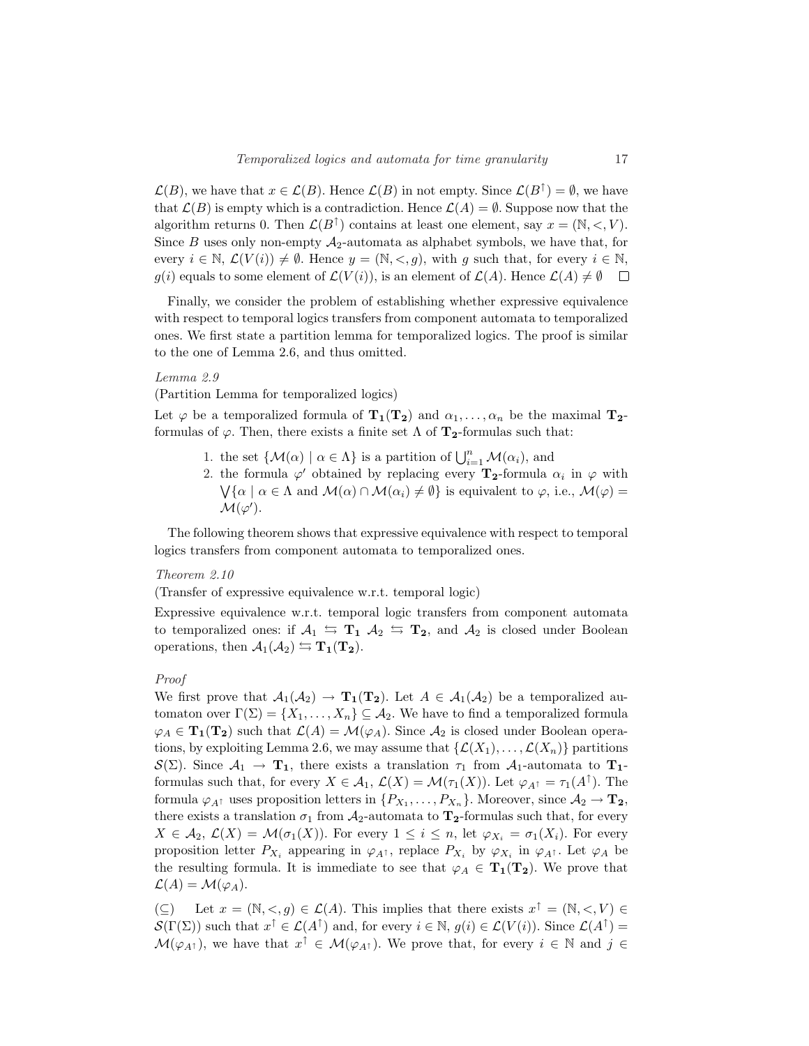$\mathcal{L}(B)$, we have that $x \in \mathcal{L}(B)$. Hence $\mathcal{L}(B)$ in not empty. Since $\mathcal{L}(B^{\uparrow}) = \emptyset$, we have that $\mathcal{L}(B)$ is empty which is a contradiction. Hence $\mathcal{L}(A) = \emptyset$. Suppose now that the algorithm returns 0. Then $\mathcal{L}(B^{\uparrow})$ contains at least one element, say $x = (\mathbb{N}, <, V)$. Since $B$ uses only non-empty $\mathcal{A}_2$-automata as alphabet symbols, we have that, for every $i \in \mathbb{N}$, $\mathcal{L}(V(i)) \neq \emptyset$. Hence $y = (\mathbb{N}, <, g)$, with $g$ such that, for every $i \in \mathbb{N}$, $g(i)$ equals to some element of $\mathcal{L}(V(i))$, is an element of $\mathcal{L}(A)$. Hence $\mathcal{L}(A) \neq \emptyset$ $\square$

Finally, we consider the problem of establishing whether expressive equivalence with respect to temporal logics transfers from component automata to temporalized ones. We first state a partition lemma for temporalized logics. The proof is similar to the one of Lemma 2.6, and thus omitted.

*Lemma 2.9*

(Partition Lemma for temporalized logics)

Let $\varphi$ be a temporalized formula of $\mathbf{T_1}(\mathbf{T_2})$ and $\alpha_1, \ldots, \alpha_n$ be the maximal $\mathbf{T_2}$-formulas of $\varphi$. Then, there exists a finite set $\Lambda$ of $\mathbf{T_2}$-formulas such that:

1. the set $\{\mathcal{M}(\alpha) \mid \alpha \in \Lambda\}$ is a partition of $\bigcup_{i=1}^{n} \mathcal{M}(\alpha_i)$, and
2. the formula $\varphi'$ obtained by replacing every $\mathbf{T_2}$-formula $\alpha_i$ in $\varphi$ with $\bigvee\{\alpha \mid \alpha \in \Lambda \text{ and } \mathcal{M}(\alpha) \cap \mathcal{M}(\alpha_i) \neq \emptyset\}$ is equivalent to $\varphi$, i.e., $\mathcal{M}(\varphi) = \mathcal{M}(\varphi')$.

The following theorem shows that expressive equivalence with respect to temporal logics transfers from component automata to temporalized ones.

*Theorem 2.10*

(Transfer of expressive equivalence w.r.t. temporal logic)

Expressive equivalence w.r.t. temporal logic transfers from component automata to temporalized ones: if $\mathcal{A}_1 \leftrightarrows \mathbf{T_1}$ $\mathcal{A}_2 \leftrightarrows \mathbf{T_2}$, and $\mathcal{A}_2$ is closed under Boolean operations, then $\mathcal{A}_1(\mathcal{A}_2) \leftrightarrows \mathbf{T_1}(\mathbf{T_2})$.

*Proof*

We first prove that $\mathcal{A}_1(\mathcal{A}_2) \rightarrow \mathbf{T_1}(\mathbf{T_2})$. Let $A \in \mathcal{A}_1(\mathcal{A}_2)$ be a temporalized automaton over $\Gamma(\Sigma) = \{X_1, \ldots, X_n\} \subseteq \mathcal{A}_2$. We have to find a temporalized formula $\varphi_A \in \mathbf{T_1}(\mathbf{T_2})$ such that $\mathcal{L}(A) = \mathcal{M}(\varphi_A)$. Since $\mathcal{A}_2$ is closed under Boolean operations, by exploiting Lemma 2.6, we may assume that $\{\mathcal{L}(X_1), \ldots, \mathcal{L}(X_n)\}$ partitions $\mathcal{S}(\Sigma)$. Since $\mathcal{A}_1 \rightarrow \mathbf{T_1}$, there exists a translation $\tau_1$ from $\mathcal{A}_1$-automata to $\mathbf{T_1}$-formulas such that, for every $X \in \mathcal{A}_1$, $\mathcal{L}(X) = \mathcal{M}(\tau_1(X))$. Let $\varphi_{A^{\uparrow}} = \tau_1(A^{\uparrow})$. The formula $\varphi_{A^{\uparrow}}$ uses proposition letters in $\{P_{X_1}, \ldots, P_{X_n}\}$. Moreover, since $\mathcal{A}_2 \rightarrow \mathbf{T_2}$, there exists a translation $\sigma_1$ from $\mathcal{A}_2$-automata to $\mathbf{T_2}$-formulas such that, for every $X \in \mathcal{A}_2$, $\mathcal{L}(X) = \mathcal{M}(\sigma_1(X))$. For every $1 \leq i \leq n$, let $\varphi_{X_i} = \sigma_1(X_i)$. For every proposition letter $P_{X_i}$ appearing in $\varphi_{A^{\uparrow}}$, replace $P_{X_i}$ by $\varphi_{X_i}$ in $\varphi_{A^{\uparrow}}$. Let $\varphi_A$ be the resulting formula. It is immediate to see that $\varphi_A \in \mathbf{T_1}(\mathbf{T_2})$. We prove that $\mathcal{L}(A) = \mathcal{M}(\varphi_A)$.

($\subseteq$) Let $x = (\mathbb{N}, <, g) \in \mathcal{L}(A)$. This implies that there exists $x^{\uparrow} = (\mathbb{N}, <, V) \in \mathcal{S}(\Gamma(\Sigma))$ such that $x^{\uparrow} \in \mathcal{L}(A^{\uparrow})$ and, for every $i \in \mathbb{N}$, $g(i) \in \mathcal{L}(V(i))$. Since $\mathcal{L}(A^{\uparrow}) = \mathcal{M}(\varphi_{A^{\uparrow}})$, we have that $x^{\uparrow} \in \mathcal{M}(\varphi_{A^{\uparrow}})$. We prove that, for every $i \in \mathbb{N}$ and $j \in$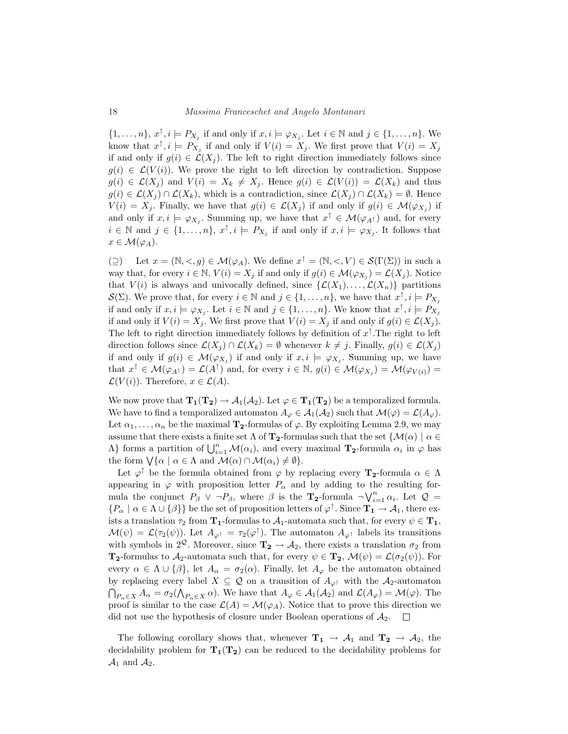$\{1,\ldots,n\}$, $x^{\uparrow}, i \models P_{X_j}$ if and only if $x, i \models \varphi_{X_j}$. Let $i \in \mathbb{N}$ and $j \in \{1,\ldots,n\}$. We know that $x^{\uparrow}, i \models P_{X_j}$ if and only if $V(i) = X_j$. We first prove that $V(i) = X_j$ if and only if $g(i) \in \mathcal{L}(X_j)$. The left to right direction immediately follows since $g(i) \in \mathcal{L}(V(i))$. We prove the right to left direction by contradiction. Suppose $g(i) \in \mathcal{L}(X_j)$ and $V(i) = X_k \neq X_j$. Hence $g(i) \in \mathcal{L}(V(i)) = \mathcal{L}(X_k)$ and thus $g(i) \in \mathcal{L}(X_j) \cap \mathcal{L}(X_k)$, which is a contradiction, since $\mathcal{L}(X_j) \cap \mathcal{L}(X_k) = \emptyset$. Hence $V(i) = X_j$. Finally, we have that $g(i) \in \mathcal{L}(X_j)$ if and only if $g(i) \in \mathcal{M}(\varphi_{X_j})$ if and only if $x, i \models \varphi_{X_j}$. Summing up, we have that $x^{\uparrow} \in \mathcal{M}(\varphi_{A^{\uparrow}})$ and, for every $i \in \mathbb{N}$ and $j \in \{1,\ldots,n\}$, $x^{\uparrow}, i \models P_{X_j}$ if and only if $x, i \models \varphi_{X_j}$. It follows that $x \in \mathcal{M}(\varphi_A)$.

($\supseteq$) Let $x = (\mathbb{N}, <, g) \in \mathcal{M}(\varphi_A)$. We define $x^{\uparrow} = (\mathbb{N}, <, V) \in \mathcal{S}(\Gamma(\Sigma))$ in such a way that, for every $i \in \mathbb{N}$, $V(i) = X_j$ if and only if $g(i) \in \mathcal{M}(\varphi_{X_j}) = \mathcal{L}(X_j)$. Notice that $V(i)$ is always and univocally defined, since $\{\mathcal{L}(X_1), \ldots, \mathcal{L}(X_n)\}$ partitions $\mathcal{S}(\Sigma)$. We prove that, for every $i \in \mathbb{N}$ and $j \in \{1,\ldots,n\}$, we have that $x^{\uparrow}, i \models P_{X_j}$ if and only if $x, i \models \varphi_{X_j}$. Let $i \in \mathbb{N}$ and $j \in \{1,\ldots,n\}$. We know that $x^{\uparrow}, i \models P_{X_j}$ if and only if $V(i) = X_j$. We first prove that $V(i) = X_j$ if and only if $g(i) \in \mathcal{L}(X_j)$. The left to right direction immediately follows by definition of $x^{\uparrow}$.The right to left direction follows since $\mathcal{L}(X_j) \cap \mathcal{L}(X_k) = \emptyset$ whenever $k \neq j$. Finally, $g(i) \in \mathcal{L}(X_j)$ if and only if $g(i) \in \mathcal{M}(\varphi_{X_j})$ if and only if $x, i \models \varphi_{X_j}$. Summing up, we have that $x^{\uparrow} \in \mathcal{M}(\varphi_{A^{\uparrow}}) = \mathcal{L}(A^{\uparrow})$ and, for every $i \in \mathbb{N}$, $g(i) \in \mathcal{M}(\varphi_{X_j}) = \mathcal{M}(\varphi_{V(i)}) = \mathcal{L}(V(i))$. Therefore, $x \in \mathcal{L}(A)$.

We now prove that $\mathbf{T_1}(\mathbf{T_2}) \rightarrow \mathcal{A}_1(\mathcal{A}_2)$. Let $\varphi \in \mathbf{T_1}(\mathbf{T_2})$ be a temporalized formula. We have to find a temporalized automaton $A_\varphi \in \mathcal{A}_1(\mathcal{A}_2)$ such that $\mathcal{M}(\varphi) = \mathcal{L}(A_\varphi)$. Let $\alpha_1, \ldots, \alpha_n$ be the maximal $\mathbf{T_2}$-formulas of $\varphi$. By exploiting Lemma 2.9, we may assume that there exists a finite set $\Lambda$ of $\mathbf{T_2}$-formulas such that the set $\{\mathcal{M}(\alpha) \mid \alpha \in \Lambda\}$ forms a partition of $\bigcup_{i=1}^{n} \mathcal{M}(\alpha_i)$, and every maximal $\mathbf{T_2}$-formula $\alpha_i$ in $\varphi$ has the form $\bigvee\{\alpha \mid \alpha \in \Lambda \text{ and } \mathcal{M}(\alpha) \cap \mathcal{M}(\alpha_i) \neq \emptyset\}$.

Let $\varphi^{\uparrow}$ be the formula obtained from $\varphi$ by replacing every $\mathbf{T_2}$-formula $\alpha \in \Lambda$ appearing in $\varphi$ with proposition letter $P_\alpha$ and by adding to the resulting formula the conjunct $P_\beta \vee \neg P_\beta$, where $\beta$ is the $\mathbf{T_2}$-formula $\neg \bigvee_{i=1}^{n} \alpha_i$. Let $\mathcal{Q} = \{P_\alpha \mid \alpha \in \Lambda \cup \{\beta\}\}$ be the set of proposition letters of $\varphi^{\uparrow}$. Since $\mathbf{T_1} \rightarrow \mathcal{A}_1$, there exists a translation $\tau_2$ from $\mathbf{T_1}$-formulas to $\mathcal{A}_1$-automata such that, for every $\psi \in \mathbf{T_1}$, $\mathcal{M}(\psi) = \mathcal{L}(\tau_2(\psi))$. Let $A_{\varphi^{\uparrow}} = \tau_2(\varphi^{\uparrow})$. The automaton $A_{\varphi^{\uparrow}}$ labels its transitions with symbols in $2^{\mathcal{Q}}$. Moreover, since $\mathbf{T_2} \rightarrow \mathcal{A}_2$, there exists a translation $\sigma_2$ from $\mathbf{T_2}$-formulas to $\mathcal{A}_2$-automata such that, for every $\psi \in \mathbf{T_2}$, $\mathcal{M}(\psi) = \mathcal{L}(\sigma_2(\psi))$. For every $\alpha \in \Lambda \cup \{\beta\}$, let $A_\alpha = \sigma_2(\alpha)$. Finally, let $A_\varphi$ be the automaton obtained by replacing every label $X \subseteq \mathcal{Q}$ on a transition of $A_{\varphi^{\uparrow}}$ with the $\mathcal{A}_2$-automaton $\bigcap_{P_\alpha \in X} A_\alpha = \sigma_2(\bigwedge_{P_\alpha \in X} \alpha)$. We have that $A_\varphi \in \mathcal{A}_1(\mathcal{A}_2)$ and $\mathcal{L}(A_\varphi) = \mathcal{M}(\varphi)$. The proof is similar to the case $\mathcal{L}(A) = \mathcal{M}(\varphi_A)$. Notice that to prove this direction we did not use the hypothesis of closure under Boolean operations of $\mathcal{A}_2$. $\square$

The following corollary shows that, whenever $\mathbf{T_1} \rightarrow \mathcal{A}_1$ and $\mathbf{T_2} \rightarrow \mathcal{A}_2$, the decidability problem for $\mathbf{T_1}(\mathbf{T_2})$ can be reduced to the decidability problems for $\mathcal{A}_1$ and $\mathcal{A}_2$.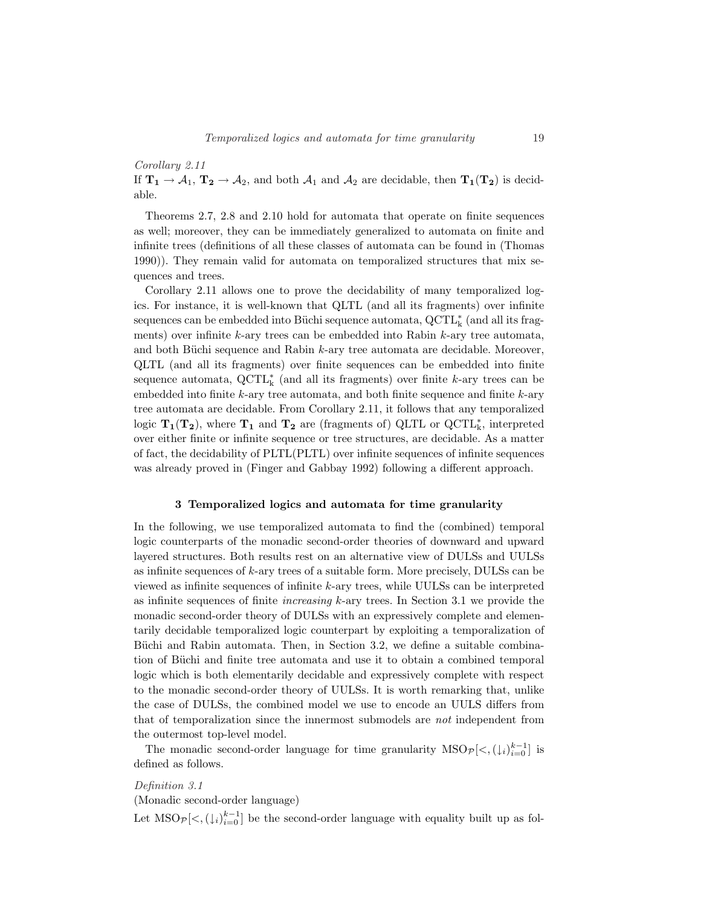*Corollary 2.11*

If $\mathbf{T_1} \to \mathcal{A}_1$, $\mathbf{T_2} \to \mathcal{A}_2$, and both $\mathcal{A}_1$ and $\mathcal{A}_2$ are decidable, then $\mathbf{T_1}(\mathbf{T_2})$ is decidable.

Theorems 2.7, 2.8 and 2.10 hold for automata that operate on finite sequences as well; moreover, they can be immediately generalized to automata on finite and infinite trees (definitions of all these classes of automata can be found in (Thomas 1990)). They remain valid for automata on temporalized structures that mix sequences and trees.

Corollary 2.11 allows one to prove the decidability of many temporalized logics. For instance, it is well-known that QLTL (and all its fragments) over infinite sequences can be embedded into Büchi sequence automata, $\mathrm{QCTL}^*_\mathrm{k}$ (and all its fragments) over infinite $k$-ary trees can be embedded into Rabin $k$-ary tree automata, and both Büchi sequence and Rabin $k$-ary tree automata are decidable. Moreover, QLTL (and all its fragments) over finite sequences can be embedded into finite sequence automata, $\mathrm{QCTL}^*_\mathrm{k}$ (and all its fragments) over finite $k$-ary trees can be embedded into finite $k$-ary tree automata, and both finite sequence and finite $k$-ary tree automata are decidable. From Corollary 2.11, it follows that any temporalized logic $\mathbf{T_1}(\mathbf{T_2})$, where $\mathbf{T_1}$ and $\mathbf{T_2}$ are (fragments of) QLTL or $\mathrm{QCTL}^*_\mathrm{k}$, interpreted over either finite or infinite sequence or tree structures, are decidable. As a matter of fact, the decidability of PLTL(PLTL) over infinite sequences of infinite sequences was already proved in (Finger and Gabbay 1992) following a different approach.

## 3 Temporalized logics and automata for time granularity

In the following, we use temporalized automata to find the (combined) temporal logic counterparts of the monadic second-order theories of downward and upward layered structures. Both results rest on an alternative view of DULSs and UULSs as infinite sequences of $k$-ary trees of a suitable form. More precisely, DULSs can be viewed as infinite sequences of infinite $k$-ary trees, while UULSs can be interpreted as infinite sequences of finite *increasing* $k$-ary trees. In Section 3.1 we provide the monadic second-order theory of DULSs with an expressively complete and elementarily decidable temporalized logic counterpart by exploiting a temporalization of Büchi and Rabin automata. Then, in Section 3.2, we define a suitable combination of Büchi and finite tree automata and use it to obtain a combined temporal logic which is both elementarily decidable and expressively complete with respect to the monadic second-order theory of UULSs. It is worth remarking that, unlike the case of DULSs, the combined model we use to encode an UULS differs from that of temporalization since the innermost submodels are *not* independent from the outermost top-level model.

The monadic second-order language for time granularity $\mathrm{MSO}_\mathcal{P}[<, (\downarrow_i)_{i=0}^{k-1}]$ is defined as follows.

*Definition 3.1*

(Monadic second-order language)

Let $\mathrm{MSO}_\mathcal{P}[<, (\downarrow_i)_{i=0}^{k-1}]$ be the second-order language with equality built up as fol-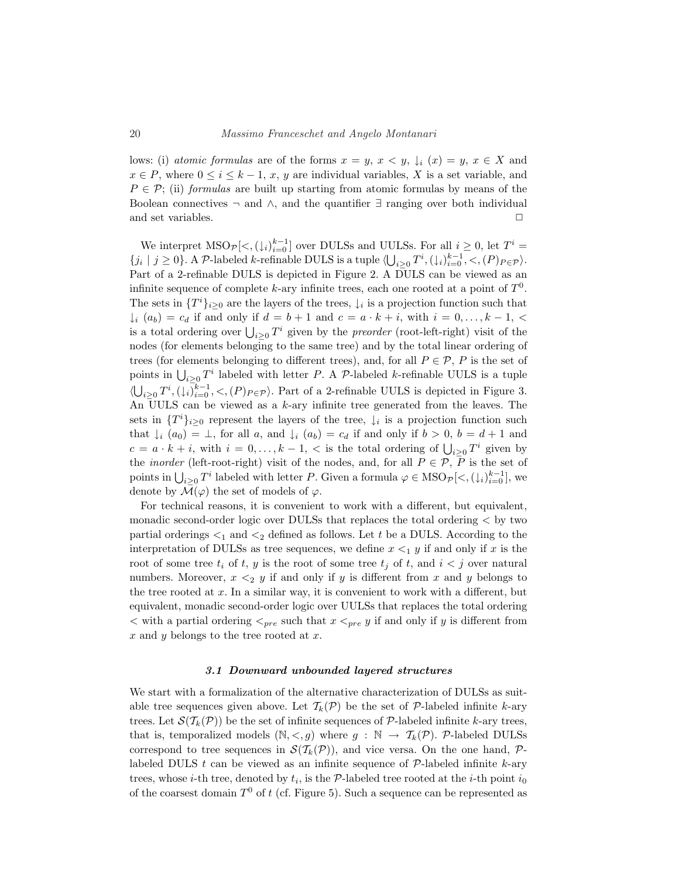lows: (i) *atomic formulas* are of the forms $x = y$, $x < y$, $\downarrow_i (x) = y$, $x \in X$ and $x \in P$, where $0 \leq i \leq k-1$, $x$, $y$ are individual variables, $X$ is a set variable, and $P \in \mathcal{P}$; (ii) *formulas* are built up starting from atomic formulas by means of the Boolean connectives $\neg$ and $\wedge$, and the quantifier $\exists$ ranging over both individual and set variables. □

We interpret $\text{MSO}_{\mathcal{P}}[<, (\downarrow_i)_{i=0}^{k-1}]$ over DULSs and UULSs. For all $i \geq 0$, let $T^i = \{j_i \mid j \geq 0\}$. A $\mathcal{P}$-labeled $k$-refinable DULS is a tuple $\langle \bigcup_{i \geq 0} T^i, (\downarrow_i)_{i=0}^{k-1}, <, (P)_{P \in \mathcal{P}} \rangle$. Part of a 2-refinable DULS is depicted in Figure 2. A DULS can be viewed as an infinite sequence of complete $k$-ary infinite trees, each one rooted at a point of $T^0$. The sets in $\{T^i\}_{i \geq 0}$ are the layers of the trees, $\downarrow_i$ is a projection function such that $\downarrow_i (a_b) = c_d$ if and only if $d = b + 1$ and $c = a \cdot k + i$, with $i = 0, \ldots, k-1$, $<$ is a total ordering over $\bigcup_{i \geq 0} T^i$ given by the *preorder* (root-left-right) visit of the nodes (for elements belonging to the same tree) and by the total linear ordering of trees (for elements belonging to different trees), and, for all $P \in \mathcal{P}$, $P$ is the set of points in $\bigcup_{i \geq 0} T^i$ labeled with letter $P$. A $\mathcal{P}$-labeled $k$-refinable UULS is a tuple $\langle \bigcup_{i \geq 0} T^i, (\downarrow_i)_{i=0}^{k-1}, <, (P)_{P \in \mathcal{P}} \rangle$. Part of a 2-refinable UULS is depicted in Figure 3. An UULS can be viewed as a $k$-ary infinite tree generated from the leaves. The sets in $\{T^i\}_{i \geq 0}$ represent the layers of the tree, $\downarrow_i$ is a projection function such that $\downarrow_i (a_0) = \perp$, for all $a$, and $\downarrow_i (a_b) = c_d$ if and only if $b > 0$, $b = d + 1$ and $c = a \cdot k + i$, with $i = 0, \ldots, k-1$, $<$ is the total ordering of $\bigcup_{i \geq 0} T^i$ given by the *inorder* (left-root-right) visit of the nodes, and, for all $P \in \mathcal{P}$, $P$ is the set of points in $\bigcup_{i \geq 0} T^i$ labeled with letter $P$. Given a formula $\varphi \in \text{MSO}_{\mathcal{P}}[<, (\downarrow_i)_{i=0}^{k-1}]$, we denote by $\mathcal{M}(\varphi)$ the set of models of $\varphi$.

For technical reasons, it is convenient to work with a different, but equivalent, monadic second-order logic over DULSs that replaces the total ordering $<$ by two partial orderings $<_1$ and $<_2$ defined as follows. Let $t$ be a DULS. According to the interpretation of DULSs as tree sequences, we define $x <_1 y$ if and only if $x$ is the root of some tree $t_i$ of $t$, $y$ is the root of some tree $t_j$ of $t$, and $i < j$ over natural numbers. Moreover, $x <_2 y$ if and only if $y$ is different from $x$ and $y$ belongs to the tree rooted at $x$. In a similar way, it is convenient to work with a different, but equivalent, monadic second-order logic over UULSs that replaces the total ordering $<$ with a partial ordering $<_{pre}$ such that $x <_{pre} y$ if and only if $y$ is different from $x$ and $y$ belongs to the tree rooted at $x$.

### *3.1 Downward unbounded layered structures*

We start with a formalization of the alternative characterization of DULSs as suitable tree sequences given above. Let $\mathcal{T}_k(\mathcal{P})$ be the set of $\mathcal{P}$-labeled infinite $k$-ary trees. Let $\mathcal{S}(\mathcal{T}_k(\mathcal{P}))$ be the set of infinite sequences of $\mathcal{P}$-labeled infinite $k$-ary trees, that is, temporalized models $(\mathbb{N}, <, g)$ where $g : \mathbb{N} \to \mathcal{T}_k(\mathcal{P})$. $\mathcal{P}$-labeled DULSs correspond to tree sequences in $\mathcal{S}(\mathcal{T}_k(\mathcal{P}))$, and vice versa. On the one hand, $\mathcal{P}$-labeled DULS $t$ can be viewed as an infinite sequence of $\mathcal{P}$-labeled infinite $k$-ary trees, whose $i$-th tree, denoted by $t_i$, is the $\mathcal{P}$-labeled tree rooted at the $i$-th point $i_0$ of the coarsest domain $T^0$ of $t$ (cf. Figure 5). Such a sequence can be represented as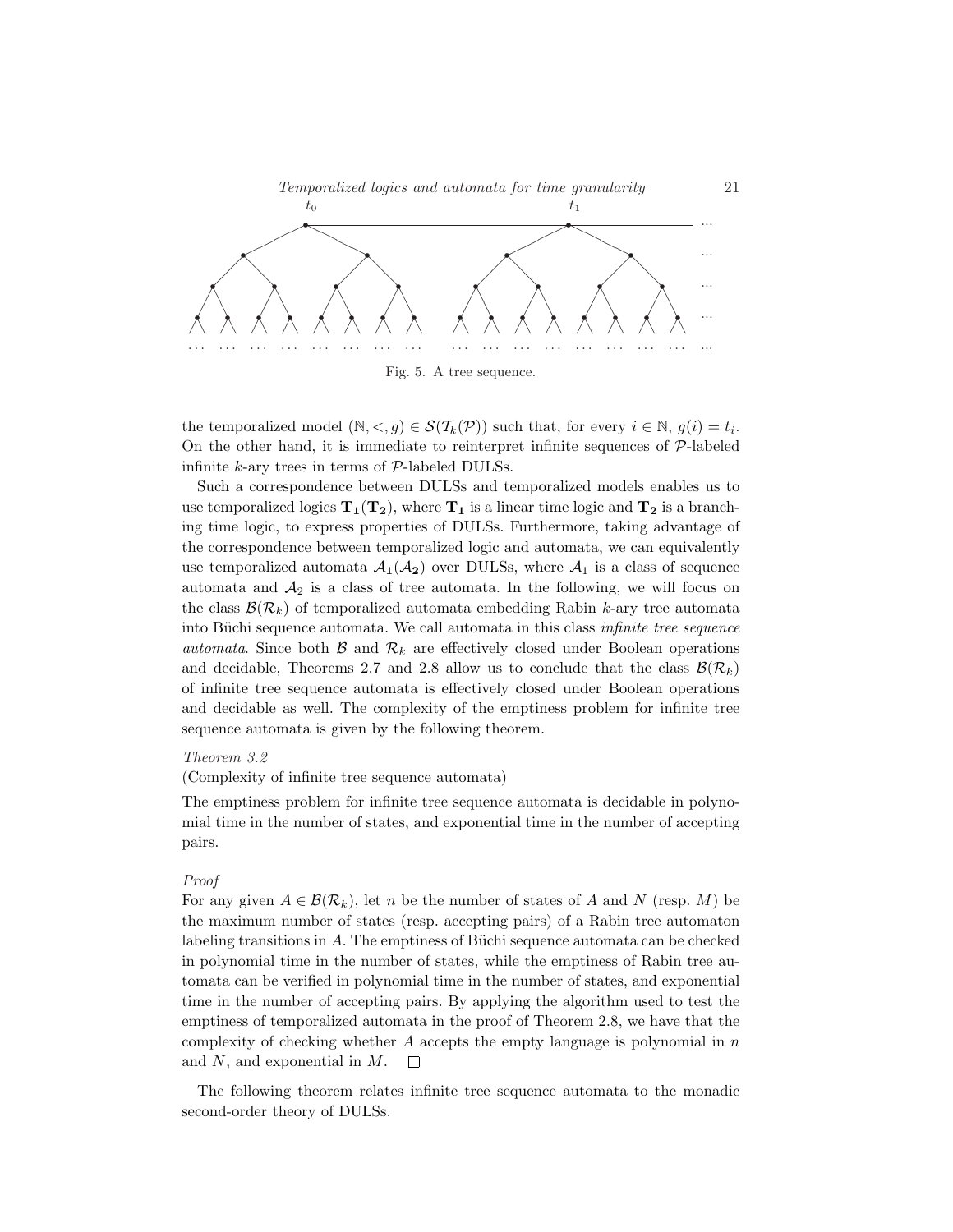Fig. 5. A tree sequence.

the temporalized model $(\mathbb{N}, <, g) \in \mathcal{S}(\mathcal{T}_k(\mathcal{P}))$ such that, for every $i \in \mathbb{N}$, $g(i) = t_i$. On the other hand, it is immediate to reinterpret infinite sequences of $\mathcal{P}$-labeled infinite $k$-ary trees in terms of $\mathcal{P}$-labeled DULSs.

Such a correspondence between DULSs and temporalized models enables us to use temporalized logics $\mathbf{T_1}(\mathbf{T_2})$, where $\mathbf{T_1}$ is a linear time logic and $\mathbf{T_2}$ is a branching time logic, to express properties of DULSs. Furthermore, taking advantage of the correspondence between temporalized logic and automata, we can equivalently use temporalized automata $\mathcal{A}_1(\mathcal{A}_2)$ over DULSs, where $\mathcal{A}_1$ is a class of sequence automata and $\mathcal{A}_2$ is a class of tree automata. In the following, we will focus on the class $\mathcal{B}(\mathcal{R}_k)$ of temporalized automata embedding Rabin $k$-ary tree automata into Büchi sequence automata. We call automata in this class *infinite tree sequence automata*. Since both $\mathcal{B}$ and $\mathcal{R}_k$ are effectively closed under Boolean operations and decidable, Theorems 2.7 and 2.8 allow us to conclude that the class $\mathcal{B}(\mathcal{R}_k)$ of infinite tree sequence automata is effectively closed under Boolean operations and decidable as well. The complexity of the emptiness problem for infinite tree sequence automata is given by the following theorem.

*Theorem 3.2*

(Complexity of infinite tree sequence automata)

The emptiness problem for infinite tree sequence automata is decidable in polynomial time in the number of states, and exponential time in the number of accepting pairs.

*Proof*

For any given $A \in \mathcal{B}(\mathcal{R}_k)$, let $n$ be the number of states of $A$ and $N$ (resp. $M$) be the maximum number of states (resp. accepting pairs) of a Rabin tree automaton labeling transitions in $A$. The emptiness of Büchi sequence automata can be checked in polynomial time in the number of states, while the emptiness of Rabin tree automata can be verified in polynomial time in the number of states, and exponential time in the number of accepting pairs. By applying the algorithm used to test the emptiness of temporalized automata in the proof of Theorem 2.8, we have that the complexity of checking whether $A$ accepts the empty language is polynomial in $n$ and $N$, and exponential in $M$. $\square$

The following theorem relates infinite tree sequence automata to the monadic second-order theory of DULSs.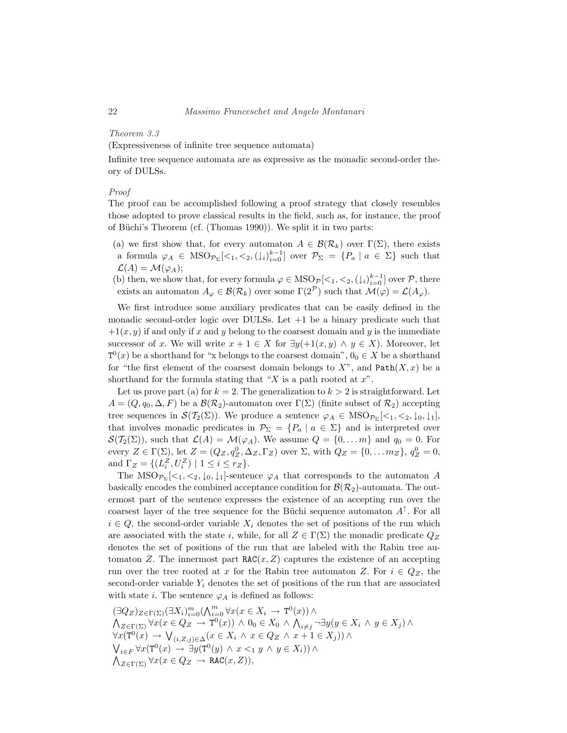*Theorem 3.3*

(Expressiveness of infinite tree sequence automata)

Infinite tree sequence automata are as expressive as the monadic second-order theory of DULSs.

*Proof*

The proof can be accomplished following a proof strategy that closely resembles those adopted to prove classical results in the field, such as, for instance, the proof of Büchi's Theorem (cf. (Thomas 1990)). We split it in two parts:

(a) we first show that, for every automaton $A \in \mathcal{B}(\mathcal{R}_k)$ over $\Gamma(\Sigma)$, there exists a formula $\varphi_A \in \mathrm{MSO}_{\mathcal{P}_\Sigma}[<_1, <_2, (\downarrow_i)_{i=0}^{k-1}]$ over $\mathcal{P}_\Sigma = \{P_a \mid a \in \Sigma\}$ such that $\mathcal{L}(A) = \mathcal{M}(\varphi_A)$;

(b) then, we show that, for every formula $\varphi \in \mathrm{MSO}_\mathcal{P}[<_1, <_2, (\downarrow_i)_{i=0}^{k-1}]$ over $\mathcal{P}$, there exists an automaton $A_\varphi \in \mathcal{B}(\mathcal{R}_k)$ over some $\Gamma(2^\mathcal{P})$ such that $\mathcal{M}(\varphi) = \mathcal{L}(A_\varphi)$.

We first introduce some auxiliary predicates that can be easily defined in the monadic second-order logic over DULSs. Let $+1$ be a binary predicate such that $+1(x, y)$ if and only if $x$ and $y$ belong to the coarsest domain and $y$ is the immediate successor of $x$. We will write $x + 1 \in X$ for $\exists y(+1(x, y) \wedge y \in X)$. Moreover, let $\mathtt{T}^0(x)$ be a shorthand for "x belongs to the coarsest domain", $0_0 \in X$ be a shorthand for "the first element of the coarsest domain belongs to $X$", and $\mathtt{Path}(X, x)$ be a shorthand for the formula stating that "$X$ is a path rooted at $x$".

Let us prove part (a) for $k = 2$. The generalization to $k > 2$ is straightforward. Let $A = (Q, q_0, \Delta, F)$ be a $\mathcal{B}(\mathcal{R}_2)$-automaton over $\Gamma(\Sigma)$ (finite subset of $\mathcal{R}_2$) accepting tree sequences in $\mathcal{S}(\mathcal{T}_2(\Sigma))$. We produce a sentence $\varphi_A \in \mathrm{MSO}_{\mathcal{P}_\Sigma}[<_1, <_2, \downarrow_0, \downarrow_1]$, that involves monadic predicates in $\mathcal{P}_\Sigma = \{P_a \mid a \in \Sigma\}$ and is interpreted over $\mathcal{S}(\mathcal{T}_2(\Sigma))$, such that $\mathcal{L}(A) = \mathcal{M}(\varphi_A)$. We assume $Q = \{0, \ldots m\}$ and $q_0 = 0$. For every $Z \in \Gamma(\Sigma)$, let $Z = (Q_Z, q_Z^0, \Delta_Z, \Gamma_Z)$ over $\Sigma$, with $Q_Z = \{0, \ldots m_Z\}$, $q_Z^0 = 0$, and $\Gamma_Z = \{(L_i^Z, U_i^Z) \mid 1 \leq i \leq r_Z\}$.

The $\mathrm{MSO}_{\mathcal{P}_\Sigma}[<_1, <_2, \downarrow_0, \downarrow_1]$-sentence $\varphi_A$ that corresponds to the automaton $A$ basically encodes the combined acceptance condition for $\mathcal{B}(\mathcal{R}_2)$-automata. The outermost part of the sentence expresses the existence of an accepting run over the coarsest layer of the tree sequence for the Büchi sequence automaton $A^\uparrow$. For all $i \in Q$, the second-order variable $X_i$ denotes the set of positions of the run which are associated with the state $i$, while, for all $Z \in \Gamma(\Sigma)$ the monadic predicate $Q_Z$ denotes the set of positions of the run that are labeled with the Rabin tree automaton $Z$. The innermost part $\mathtt{RAC}(x, Z)$ captures the existence of an accepting run over the tree rooted at $x$ for the Rabin tree automaton $Z$. For $i \in Q_Z$, the second-order variable $Y_i$ denotes the set of positions of the run that are associated with state $i$. The sentence $\varphi_A$ is defined as follows:

$$
\begin{aligned}
&(\exists Q_Z)_{Z \in \Gamma(\Sigma)} (\exists X_i)_{i=0}^m (\textstyle\bigwedge_{i=0}^m \forall x (x \in X_i \rightarrow \mathtt{T}^0(x)) \wedge \\
&\textstyle\bigwedge_{Z \in \Gamma(\Sigma)} \forall x (x \in Q_Z \rightarrow \mathtt{T}^0(x)) \wedge 0_0 \in X_0 \wedge \bigwedge_{i \neq j} \neg \exists y (y \in X_i \wedge y \in X_j) \wedge \\
&\forall x (\mathtt{T}^0(x) \rightarrow \textstyle\bigvee_{(i,Z,j) \in \Delta} (x \in X_i \wedge x \in Q_Z \wedge x + 1 \in X_j)) \wedge \\
&\textstyle\bigvee_{i \in F} \forall x (\mathtt{T}^0(x) \rightarrow \exists y (\mathtt{T}^0(y) \wedge x <_1 y \wedge y \in X_i)) \wedge \\
&\textstyle\bigwedge_{Z \in \Gamma(\Sigma)} \forall x (x \in Q_Z \rightarrow \mathtt{RAC}(x, Z)),
\end{aligned}
$$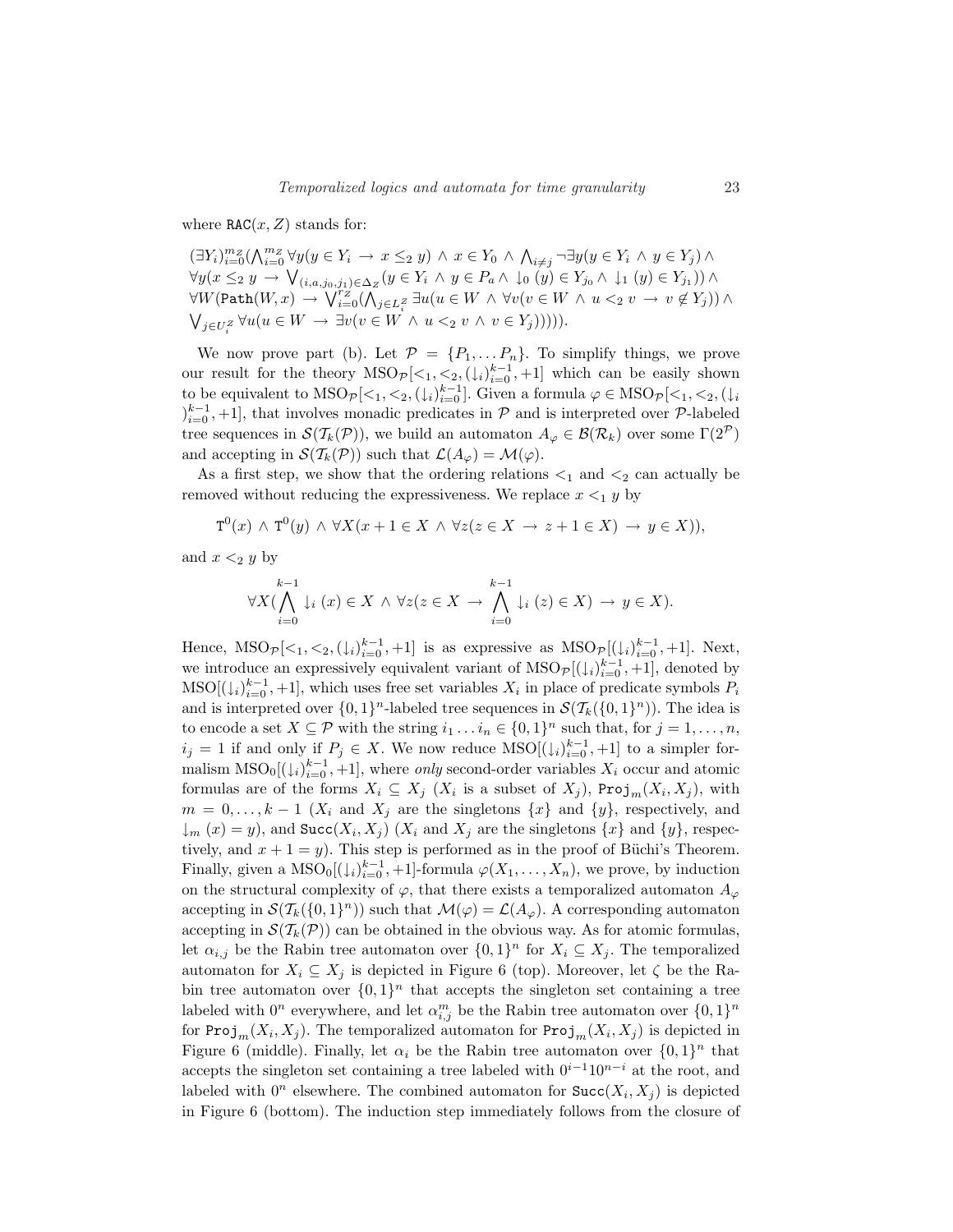where $\mathtt{RAC}(x, Z)$ stands for:

$$(\exists Y_i)_{i=0}^{m_Z}(\bigwedge_{i=0}^{m_Z} \forall y(y \in Y_i \rightarrow x \leq_2 y) \wedge x \in Y_0 \wedge \bigwedge_{i \neq j} \neg \exists y(y \in Y_i \wedge y \in Y_j) \wedge$$
$$\forall y(x \leq_2 y \rightarrow \bigvee_{(i,a,j_0,j_1) \in \Delta_Z}(y \in Y_i \wedge y \in P_a \wedge \downarrow_0 (y) \in Y_{j_0} \wedge \downarrow_1 (y) \in Y_{j_1})) \wedge$$
$$\forall W(\mathtt{Path}(W, x) \rightarrow \bigvee_{i=0}^{r_Z}(\bigwedge_{j \in L_i^Z} \exists u(u \in W \wedge \forall v(v \in W \wedge u <_2 v \rightarrow v \notin Y_j)) \wedge$$
$$\bigvee_{j \in U_i^Z} \forall u(u \in W \rightarrow \exists v(v \in W \wedge u <_2 v \wedge v \in Y_j))))).$$

We now prove part (b). Let $\mathcal{P} = \{P_1, \ldots P_n\}$. To simplify things, we prove our result for the theory $\mathrm{MSO}_{\mathcal{P}}[<_1, <_2, (\downarrow_i)_{i=0}^{k-1}, +1]$ which can be easily shown to be equivalent to $\mathrm{MSO}_{\mathcal{P}}[<_1, <_2, (\downarrow_i)_{i=0}^{k-1}]$. Given a formula $\varphi \in \mathrm{MSO}_{\mathcal{P}}[<_1, <_2, (\downarrow_i)_{i=0}^{k-1}, +1]$, that involves monadic predicates in $\mathcal{P}$ and is interpreted over $\mathcal{P}$-labeled tree sequences in $\mathcal{S}(\mathcal{T}_k(\mathcal{P}))$, we build an automaton $A_\varphi \in \mathcal{B}(\mathcal{R}_k)$ over some $\Gamma(2^{\mathcal{P}})$ and accepting in $\mathcal{S}(\mathcal{T}_k(\mathcal{P}))$ such that $\mathcal{L}(A_\varphi) = \mathcal{M}(\varphi)$.

As a first step, we show that the ordering relations $<_1$ and $<_2$ can actually be removed without reducing the expressiveness. We replace $x <_1 y$ by

$$\mathtt{T}^0(x) \wedge \mathtt{T}^0(y) \wedge \forall X(x + 1 \in X \wedge \forall z(z \in X \rightarrow z + 1 \in X) \rightarrow y \in X)),$$

and $x <_2 y$ by

$$\forall X(\bigwedge_{i=0}^{k-1} \downarrow_i (x) \in X \wedge \forall z(z \in X \rightarrow \bigwedge_{i=0}^{k-1} \downarrow_i (z) \in X) \rightarrow y \in X).$$

Hence, $\mathrm{MSO}_{\mathcal{P}}[<_1, <_2, (\downarrow_i)_{i=0}^{k-1}, +1]$ is as expressive as $\mathrm{MSO}_{\mathcal{P}}[(\downarrow_i)_{i=0}^{k-1}, +1]$. Next, we introduce an expressively equivalent variant of $\mathrm{MSO}_{\mathcal{P}}[(\downarrow_i)_{i=0}^{k-1}, +1]$, denoted by $\mathrm{MSO}[(\downarrow_i)_{i=0}^{k-1}, +1]$, which uses free set variables $X_i$ in place of predicate symbols $P_i$ and is interpreted over $\{0,1\}^n$-labeled tree sequences in $\mathcal{S}(\mathcal{T}_k(\{0,1\}^n))$. The idea is to encode a set $X \subseteq \mathcal{P}$ with the string $i_1 \ldots i_n \in \{0,1\}^n$ such that, for $j = 1, \ldots, n$, $i_j = 1$ if and only if $P_j \in X$. We now reduce $\mathrm{MSO}[(\downarrow_i)_{i=0}^{k-1}, +1]$ to a simpler formalism $\mathrm{MSO}_0[(\downarrow_i)_{i=0}^{k-1}, +1]$, where *only* second-order variables $X_i$ occur and atomic formulas are of the forms $X_i \subseteq X_j$ ($X_i$ is a subset of $X_j$), $\mathtt{Proj}_m(X_i, X_j)$, with $m = 0, \ldots, k-1$ ($X_i$ and $X_j$ are the singletons $\{x\}$ and $\{y\}$, respectively, and $\downarrow_m (x) = y$), and $\mathtt{Succ}(X_i, X_j)$ ($X_i$ and $X_j$ are the singletons $\{x\}$ and $\{y\}$, respectively, and $x + 1 = y$). This step is performed as in the proof of Büchi's Theorem. Finally, given a $\mathrm{MSO}_0[(\downarrow_i)_{i=0}^{k-1}, +1]$-formula $\varphi(X_1, \ldots, X_n)$, we prove, by induction on the structural complexity of $\varphi$, that there exists a temporalized automaton $A_\varphi$ accepting in $\mathcal{S}(\mathcal{T}_k(\{0,1\}^n))$ such that $\mathcal{M}(\varphi) = \mathcal{L}(A_\varphi)$. A corresponding automaton accepting in $\mathcal{S}(\mathcal{T}_k(\mathcal{P}))$ can be obtained in the obvious way. As for atomic formulas, let $\alpha_{i,j}$ be the Rabin tree automaton over $\{0,1\}^n$ for $X_i \subseteq X_j$. The temporalized automaton for $X_i \subseteq X_j$ is depicted in Figure 6 (top). Moreover, let $\zeta$ be the Rabin tree automaton over $\{0,1\}^n$ that accepts the singleton set containing a tree labeled with $0^n$ everywhere, and let $\alpha_{i,j}^m$ be the Rabin tree automaton over $\{0,1\}^n$ for $\mathtt{Proj}_m(X_i, X_j)$. The temporalized automaton for $\mathtt{Proj}_m(X_i, X_j)$ is depicted in Figure 6 (middle). Finally, let $\alpha_i$ be the Rabin tree automaton over $\{0,1\}^n$ that accepts the singleton set containing a tree labeled with $0^{i-1}10^{n-i}$ at the root, and labeled with $0^n$ elsewhere. The combined automaton for $\mathtt{Succ}(X_i, X_j)$ is depicted in Figure 6 (bottom). The induction step immediately follows from the closure of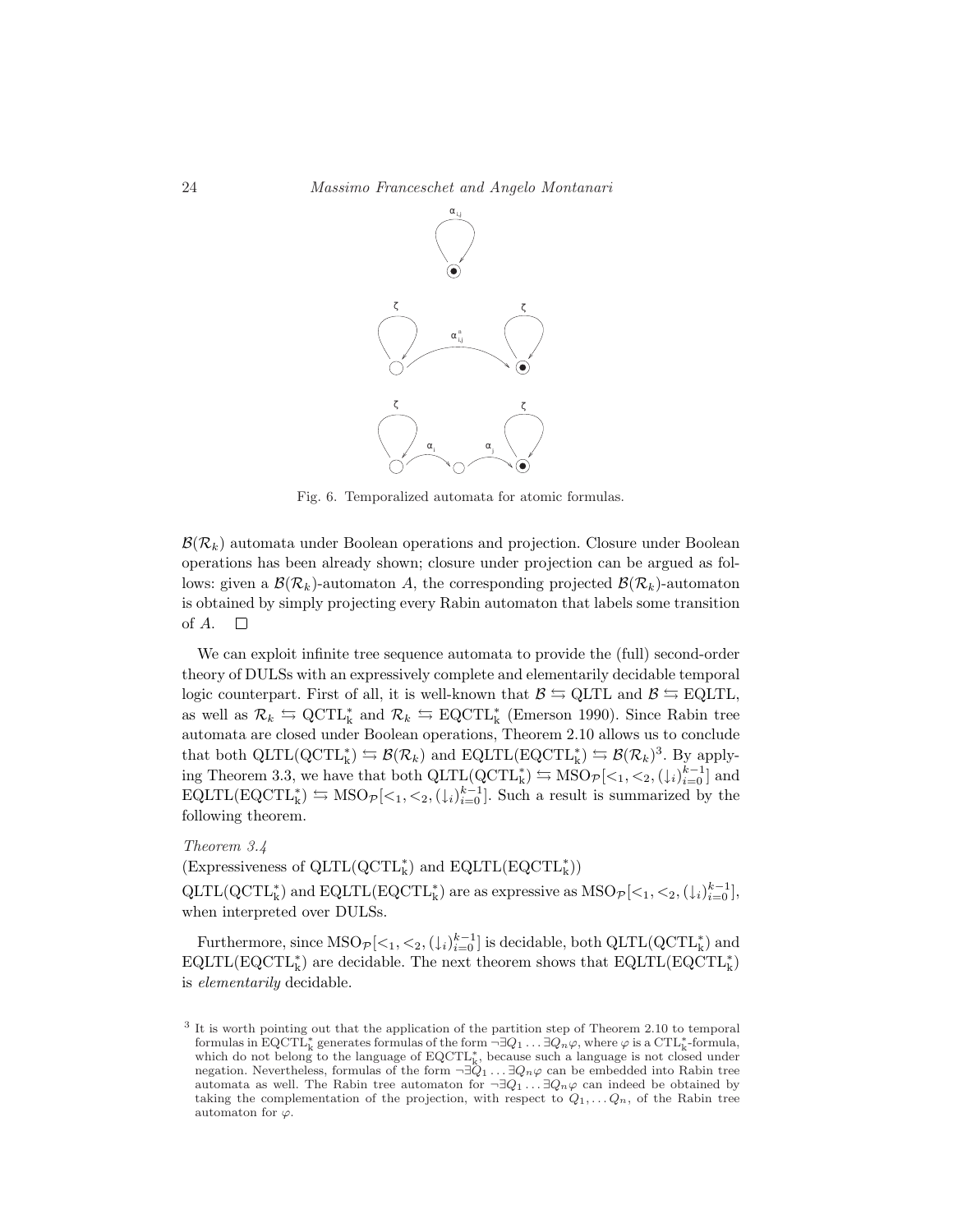Fig. 6. Temporalized automata for atomic formulas.

$\mathcal{B}(\mathcal{R}_k)$ automata under Boolean operations and projection. Closure under Boolean operations has been already shown; closure under projection can be argued as follows: given a $\mathcal{B}(\mathcal{R}_k)$-automaton $A$, the corresponding projected $\mathcal{B}(\mathcal{R}_k)$-automaton is obtained by simply projecting every Rabin automaton that labels some transition of $A$. $\square$

We can exploit infinite tree sequence automata to provide the (full) second-order theory of DULSs with an expressively complete and elementarily decidable temporal logic counterpart. First of all, it is well-known that $\mathcal{B} \leftrightarrows$ QLTL and $\mathcal{B} \leftrightarrows$ EQLTL, as well as $\mathcal{R}_k \leftrightarrows \mathrm{QCTL}^*_k$ and $\mathcal{R}_k \leftrightarrows \mathrm{EQCTL}^*_k$ (Emerson 1990). Since Rabin tree automata are closed under Boolean operations, Theorem 2.10 allows us to conclude that both $\mathrm{QLTL}(\mathrm{QCTL}^*_k) \leftrightarrows \mathcal{B}(\mathcal{R}_k)$ and $\mathrm{EQLTL}(\mathrm{EQCTL}^*_k) \leftrightarrows \mathcal{B}(\mathcal{R}_k)$[3]. By applying Theorem 3.3, we have that both $\mathrm{QLTL}(\mathrm{QCTL}^*_k) \leftrightarrows \mathrm{MSO}_{\mathcal{P}}[<_1, <_2, (\downarrow_i)_{i=0}^{k-1}]$ and $\mathrm{EQLTL}(\mathrm{EQCTL}^*_k) \leftrightarrows \mathrm{MSO}_{\mathcal{P}}[<_1, <_2, (\downarrow_i)_{i=0}^{k-1}]$. Such a result is summarized by the following theorem.

*Theorem 3.4*
(Expressiveness of $\mathrm{QLTL}(\mathrm{QCTL}^*_k)$ and $\mathrm{EQLTL}(\mathrm{EQCTL}^*_k)$)
$\mathrm{QLTL}(\mathrm{QCTL}^*_k)$ and $\mathrm{EQLTL}(\mathrm{EQCTL}^*_k)$ are as expressive as $\mathrm{MSO}_{\mathcal{P}}[<_1, <_2, (\downarrow_i)_{i=0}^{k-1}]$, when interpreted over DULSs.

Furthermore, since $\mathrm{MSO}_{\mathcal{P}}[<_1, <_2, (\downarrow_i)_{i=0}^{k-1}]$ is decidable, both $\mathrm{QLTL}(\mathrm{QCTL}^*_k)$ and $\mathrm{EQLTL}(\mathrm{EQCTL}^*_k)$ are decidable. The next theorem shows that $\mathrm{EQLTL}(\mathrm{EQCTL}^*_k)$ is *elementarily* decidable.

[3] It is worth pointing out that the application of the partition step of Theorem 2.10 to temporal formulas in $\mathrm{EQCTL}^*_k$ generates formulas of the form $\neg\exists Q_1 \ldots \exists Q_n \varphi$, where $\varphi$ is a $\mathrm{CTL}^*_k$-formula, which do not belong to the language of $\mathrm{EQCTL}^*_k$, because such a language is not closed under negation. Nevertheless, formulas of the form $\neg\exists Q_1 \ldots \exists Q_n \varphi$ can be embedded into Rabin tree automata as well. The Rabin tree automaton for $\neg\exists Q_1 \ldots \exists Q_n \varphi$ can indeed be obtained by taking the complementation of the projection, with respect to $Q_1, \ldots Q_n$, of the Rabin tree automaton for $\varphi$.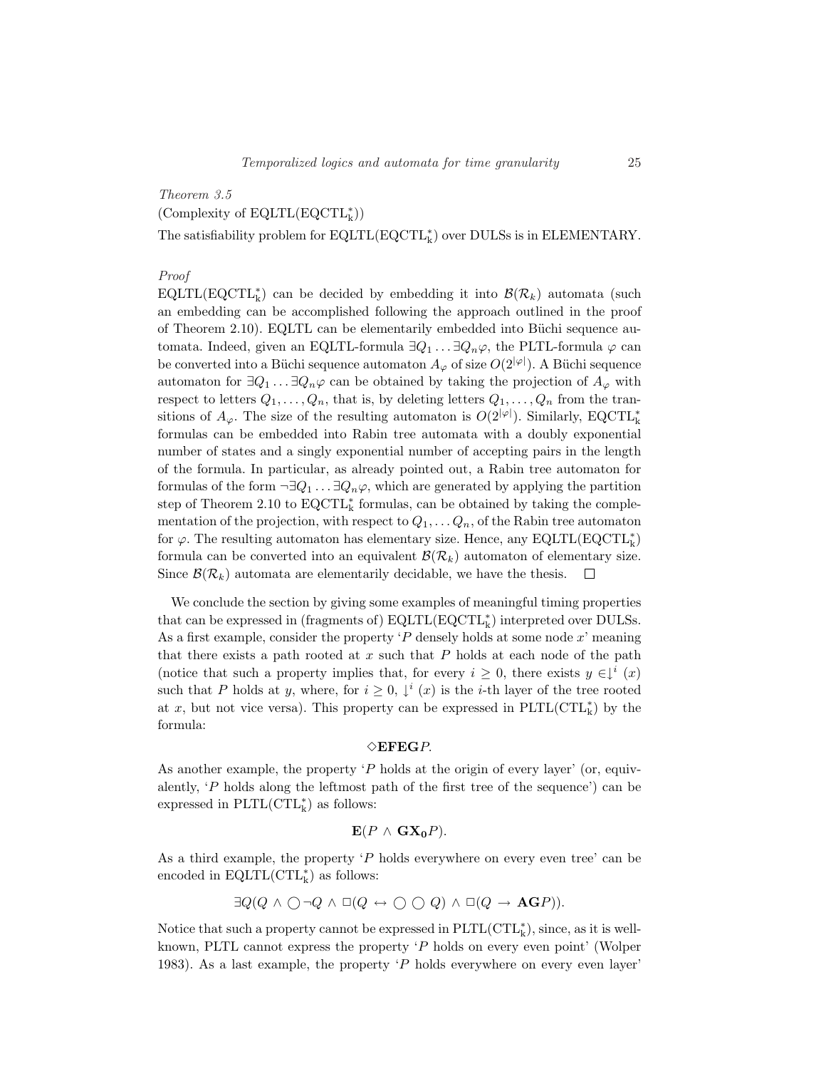*Theorem 3.5*

(Complexity of $\mathrm{EQLTL}(\mathrm{EQCTL}^*_\mathrm{k})$)

The satisfiability problem for $\mathrm{EQLTL}(\mathrm{EQCTL}^*_\mathrm{k})$ over DULSs is in ELEMENTARY.

*Proof*

$\mathrm{EQLTL}(\mathrm{EQCTL}^*_\mathrm{k})$ can be decided by embedding it into $\mathcal{B}(\mathcal{R}_k)$ automata (such an embedding can be accomplished following the approach outlined in the proof of Theorem 2.10). EQLTL can be elementarily embedded into Büchi sequence automata. Indeed, given an EQLTL-formula $\exists Q_1 \ldots \exists Q_n \varphi$, the PLTL-formula $\varphi$ can be converted into a Büchi sequence automaton $A_\varphi$ of size $O(2^{|\varphi|})$. A Büchi sequence automaton for $\exists Q_1 \ldots \exists Q_n \varphi$ can be obtained by taking the projection of $A_\varphi$ with respect to letters $Q_1, \ldots, Q_n$, that is, by deleting letters $Q_1, \ldots, Q_n$ from the transitions of $A_\varphi$. The size of the resulting automaton is $O(2^{|\varphi|})$. Similarly, $\mathrm{EQCTL}^*_\mathrm{k}$ formulas can be embedded into Rabin tree automata with a doubly exponential number of states and a singly exponential number of accepting pairs in the length of the formula. In particular, as already pointed out, a Rabin tree automaton for formulas of the form $\neg\exists Q_1 \ldots \exists Q_n \varphi$, which are generated by applying the partition step of Theorem 2.10 to $\mathrm{EQCTL}^*_\mathrm{k}$ formulas, can be obtained by taking the complementation of the projection, with respect to $Q_1, \ldots Q_n$, of the Rabin tree automaton for $\varphi$. The resulting automaton has elementary size. Hence, any $\mathrm{EQLTL}(\mathrm{EQCTL}^*_\mathrm{k})$ formula can be converted into an equivalent $\mathcal{B}(\mathcal{R}_k)$ automaton of elementary size. Since $\mathcal{B}(\mathcal{R}_k)$ automata are elementarily decidable, we have the thesis. $\square$

We conclude the section by giving some examples of meaningful timing properties that can be expressed in (fragments of) $\mathrm{EQLTL}(\mathrm{EQCTL}^*_\mathrm{k})$ interpreted over DULSs. As a first example, consider the property '$P$ densely holds at some node $x$' meaning that there exists a path rooted at $x$ such that $P$ holds at each node of the path (notice that such a property implies that, for every $i \geq 0$, there exists $y \in \downarrow^i (x)$ such that $P$ holds at $y$, where, for $i \geq 0$, $\downarrow^i (x)$ is the $i$-th layer of the tree rooted at $x$, but not vice versa). This property can be expressed in $\mathrm{PLTL}(\mathrm{CTL}^*_\mathrm{k})$ by the formula:

$$\diamond \mathbf{EFEG} P.$$

As another example, the property '$P$ holds at the origin of every layer' (or, equivalently, '$P$ holds along the leftmost path of the first tree of the sequence') can be expressed in $\mathrm{PLTL}(\mathrm{CTL}^*_\mathrm{k})$ as follows:

$$\mathbf{E}(P \wedge \mathbf{GX_0} P).$$

As a third example, the property '$P$ holds everywhere on every even tree' can be encoded in $\mathrm{EQLTL}(\mathrm{CTL}^*_\mathrm{k})$ as follows:

$$\exists Q(Q \wedge \bigcirc \neg Q \wedge \Box(Q \leftrightarrow \bigcirc \bigcirc Q) \wedge \Box(Q \rightarrow \mathbf{AG} P)).$$

Notice that such a property cannot be expressed in $\mathrm{PLTL}(\mathrm{CTL}^*_\mathrm{k})$, since, as it is well-known, PLTL cannot express the property '$P$ holds on every even point' (Wolper 1983). As a last example, the property '$P$ holds everywhere on every even layer'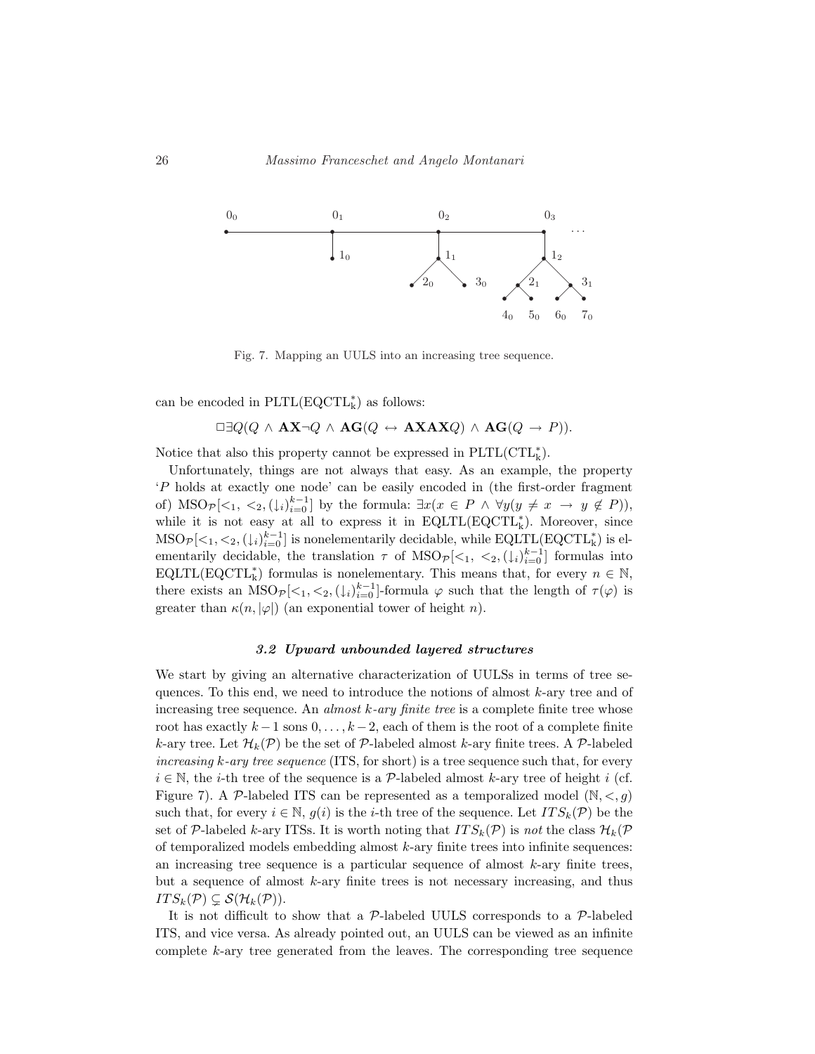Fig. 7. Mapping an UULS into an increasing tree sequence.

can be encoded in PLTL(EQCTL$^*_{\mathrm{k}}$) as follows:

$$\Box \exists Q (Q \wedge \mathbf{AX} \neg Q \wedge \mathbf{AG}(Q \leftrightarrow \mathbf{AXAX} Q) \wedge \mathbf{AG}(Q \rightarrow P)).$$

Notice that also this property cannot be expressed in PLTL(CTL$^*_{\mathrm{k}}$).

Unfortunately, things are not always that easy. As an example, the property '$P$ holds at exactly one node' can be easily encoded in (the first-order fragment of) $\mathrm{MSO}_{\mathcal{P}}[<_1, <_2, (\downarrow_i)_{i=0}^{k-1}]$ by the formula: $\exists x (x \in P \wedge \forall y (y \neq x \rightarrow y \notin P))$, while it is not easy at all to express it in EQLTL(EQCTL$^*_{\mathrm{k}}$). Moreover, since $\mathrm{MSO}_{\mathcal{P}}[<_1, <_2, (\downarrow_i)_{i=0}^{k-1}]$ is nonelementarily decidable, while EQLTL(EQCTL$^*_{\mathrm{k}}$) is elementarily decidable, the translation $\tau$ of $\mathrm{MSO}_{\mathcal{P}}[<_1, <_2, (\downarrow_i)_{i=0}^{k-1}]$ formulas into EQLTL(EQCTL$^*_{\mathrm{k}}$) formulas is nonelementary. This means that, for every $n \in \mathbb{N}$, there exists an $\mathrm{MSO}_{\mathcal{P}}[<_1, <_2, (\downarrow_i)_{i=0}^{k-1}]$-formula $\varphi$ such that the length of $\tau(\varphi)$ is greater than $\kappa(n, |\varphi|)$ (an exponential tower of height $n$).

### *3.2 Upward unbounded layered structures*

We start by giving an alternative characterization of UULSs in terms of tree sequences. To this end, we need to introduce the notions of almost $k$-ary tree and of increasing tree sequence. An *almost $k$-ary finite tree* is a complete finite tree whose root has exactly $k-1$ sons $0, \ldots, k-2$, each of them is the root of a complete finite $k$-ary tree. Let $\mathcal{H}_k(\mathcal{P})$ be the set of $\mathcal{P}$-labeled almost $k$-ary finite trees. A $\mathcal{P}$-labeled *increasing $k$-ary tree sequence* (ITS, for short) is a tree sequence such that, for every $i \in \mathbb{N}$, the $i$-th tree of the sequence is a $\mathcal{P}$-labeled almost $k$-ary tree of height $i$ (cf. Figure 7). A $\mathcal{P}$-labeled ITS can be represented as a temporalized model $(\mathbb{N}, <, g)$ such that, for every $i \in \mathbb{N}$, $g(i)$ is the $i$-th tree of the sequence. Let $ITS_k(\mathcal{P})$ be the set of $\mathcal{P}$-labeled $k$-ary ITSs. It is worth noting that $ITS_k(\mathcal{P})$ is *not* the class $\mathcal{H}_k(\mathcal{P}$ of temporalized models embedding almost $k$-ary finite trees into infinite sequences: an increasing tree sequence is a particular sequence of almost $k$-ary finite trees, but a sequence of almost $k$-ary finite trees is not necessary increasing, and thus $ITS_k(\mathcal{P}) \subsetneq \mathcal{S}(\mathcal{H}_k(\mathcal{P}))$.

It is not difficult to show that a $\mathcal{P}$-labeled UULS corresponds to a $\mathcal{P}$-labeled ITS, and vice versa. As already pointed out, an UULS can be viewed as an infinite complete $k$-ary tree generated from the leaves. The corresponding tree sequence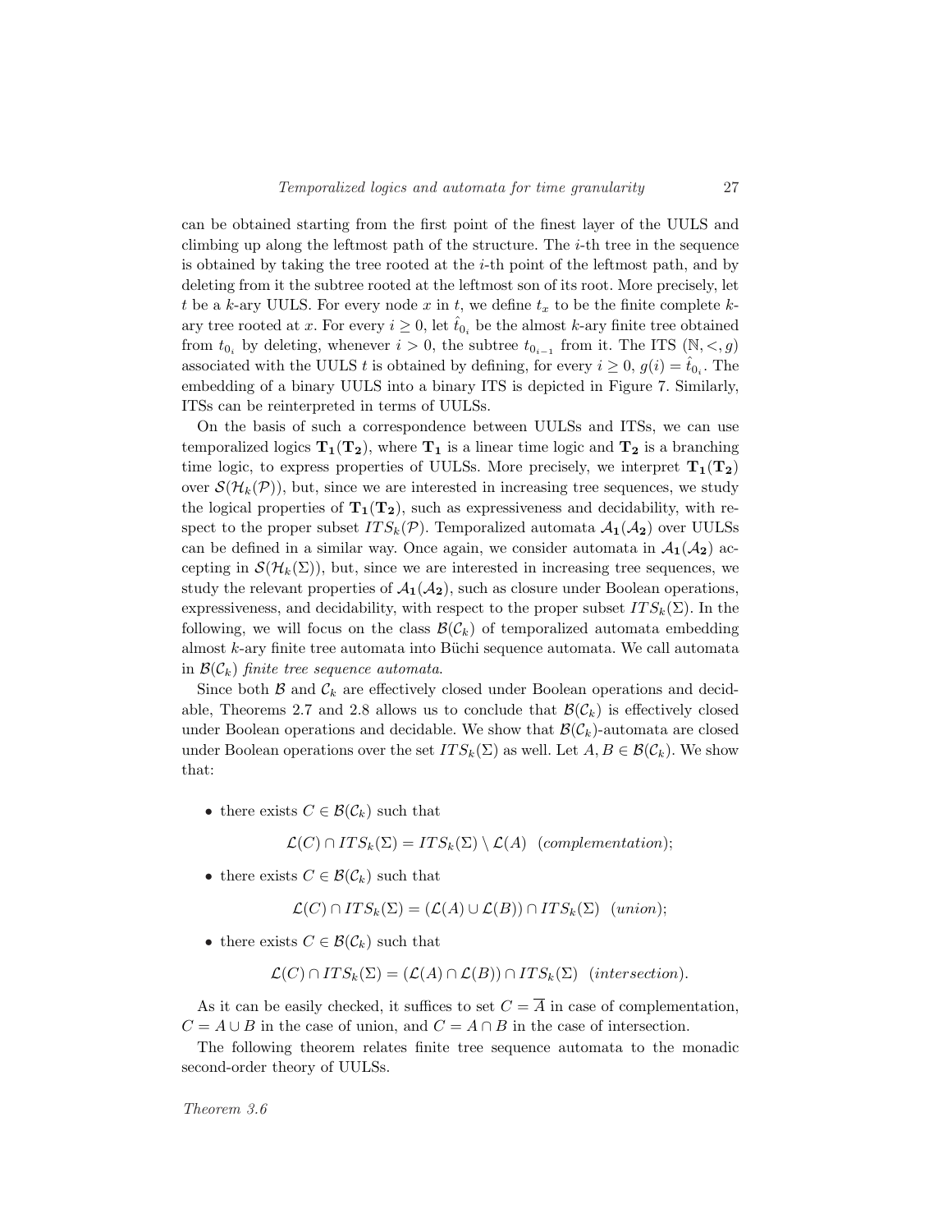can be obtained starting from the first point of the finest layer of the UULS and climbing up along the leftmost path of the structure. The $i$-th tree in the sequence is obtained by taking the tree rooted at the $i$-th point of the leftmost path, and by deleting from it the subtree rooted at the leftmost son of its root. More precisely, let $t$ be a $k$-ary UULS. For every node $x$ in $t$, we define $t_x$ to be the finite complete $k$-ary tree rooted at $x$. For every $i \geq 0$, let $\hat{t}_{0_i}$ be the almost $k$-ary finite tree obtained from $t_{0_i}$ by deleting, whenever $i > 0$, the subtree $t_{0_{i-1}}$ from it. The ITS $(\mathbb{N}, <, g)$ associated with the UULS $t$ is obtained by defining, for every $i \geq 0$, $g(i) = \hat{t}_{0_i}$. The embedding of a binary UULS into a binary ITS is depicted in Figure 7. Similarly, ITSs can be reinterpreted in terms of UULSs.

On the basis of such a correspondence between UULSs and ITSs, we can use temporalized logics $\mathbf{T_1}(\mathbf{T_2})$, where $\mathbf{T_1}$ is a linear time logic and $\mathbf{T_2}$ is a branching time logic, to express properties of UULSs. More precisely, we interpret $\mathbf{T_1}(\mathbf{T_2})$ over $\mathcal{S}(\mathcal{H}_k(\mathcal{P}))$, but, since we are interested in increasing tree sequences, we study the logical properties of $\mathbf{T_1}(\mathbf{T_2})$, such as expressiveness and decidability, with respect to the proper subset $ITS_k(\mathcal{P})$. Temporalized automata $\mathcal{A}_\mathbf{1}(\mathcal{A}_\mathbf{2})$ over UULSs can be defined in a similar way. Once again, we consider automata in $\mathcal{A}_\mathbf{1}(\mathcal{A}_\mathbf{2})$ accepting in $\mathcal{S}(\mathcal{H}_k(\Sigma))$, but, since we are interested in increasing tree sequences, we study the relevant properties of $\mathcal{A}_\mathbf{1}(\mathcal{A}_\mathbf{2})$, such as closure under Boolean operations, expressiveness, and decidability, with respect to the proper subset $ITS_k(\Sigma)$. In the following, we will focus on the class $\mathcal{B}(\mathcal{C}_k)$ of temporalized automata embedding almost $k$-ary finite tree automata into Büchi sequence automata. We call automata in $\mathcal{B}(\mathcal{C}_k)$ *finite tree sequence automata*.

Since both $\mathcal{B}$ and $\mathcal{C}_k$ are effectively closed under Boolean operations and decidable, Theorems 2.7 and 2.8 allows us to conclude that $\mathcal{B}(\mathcal{C}_k)$ is effectively closed under Boolean operations and decidable. We show that $\mathcal{B}(\mathcal{C}_k)$-automata are closed under Boolean operations over the set $ITS_k(\Sigma)$ as well. Let $A, B \in \mathcal{B}(\mathcal{C}_k)$. We show that:

- there exists $C \in \mathcal{B}(\mathcal{C}_k)$ such that

$$\mathcal{L}(C) \cap ITS_k(\Sigma) = ITS_k(\Sigma) \setminus \mathcal{L}(A) \quad (\textit{complementation});$$

- there exists $C \in \mathcal{B}(\mathcal{C}_k)$ such that

$$\mathcal{L}(C) \cap ITS_k(\Sigma) = (\mathcal{L}(A) \cup \mathcal{L}(B)) \cap ITS_k(\Sigma) \quad (\textit{union});$$

- there exists $C \in \mathcal{B}(\mathcal{C}_k)$ such that

$$\mathcal{L}(C) \cap ITS_k(\Sigma) = (\mathcal{L}(A) \cap \mathcal{L}(B)) \cap ITS_k(\Sigma) \quad (\textit{intersection}).$$

As it can be easily checked, it suffices to set $C = \overline{A}$ in case of complementation, $C = A \cup B$ in the case of union, and $C = A \cap B$ in the case of intersection.

The following theorem relates finite tree sequence automata to the monadic second-order theory of UULSs.

*Theorem 3.6*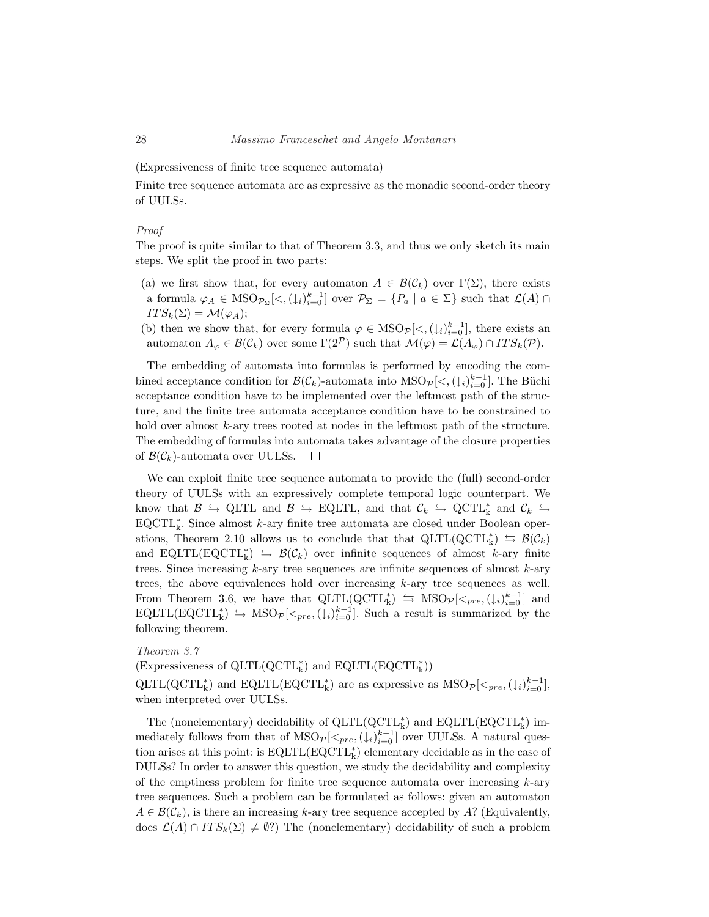(Expressiveness of finite tree sequence automata)

Finite tree sequence automata are as expressive as the monadic second-order theory of UULSs.

*Proof*

The proof is quite similar to that of Theorem 3.3, and thus we only sketch its main steps. We split the proof in two parts:

(a) we first show that, for every automaton $A \in \mathcal{B}(\mathcal{C}_k)$ over $\Gamma(\Sigma)$, there exists a formula $\varphi_A \in \mathrm{MSO}_{\mathcal{P}_\Sigma}[<, (\downarrow_i)_{i=0}^{k-1}]$ over $\mathcal{P}_\Sigma = \{P_a \mid a \in \Sigma\}$ such that $\mathcal{L}(A) \cap ITS_k(\Sigma) = \mathcal{M}(\varphi_A)$;

(b) then we show that, for every formula $\varphi \in \mathrm{MSO}_{\mathcal{P}}[<, (\downarrow_i)_{i=0}^{k-1}]$, there exists an automaton $A_\varphi \in \mathcal{B}(\mathcal{C}_k)$ over some $\Gamma(2^{\mathcal{P}})$ such that $\mathcal{M}(\varphi) = \mathcal{L}(A_\varphi) \cap ITS_k(\mathcal{P})$.

The embedding of automata into formulas is performed by encoding the combined acceptance condition for $\mathcal{B}(\mathcal{C}_k)$-automata into $\mathrm{MSO}_{\mathcal{P}}[<, (\downarrow_i)_{i=0}^{k-1}]$. The Büchi acceptance condition have to be implemented over the leftmost path of the structure, and the finite tree automata acceptance condition have to be constrained to hold over almost $k$-ary trees rooted at nodes in the leftmost path of the structure. The embedding of formulas into automata takes advantage of the closure properties of $\mathcal{B}(\mathcal{C}_k)$-automata over UULSs. $\square$

We can exploit finite tree sequence automata to provide the (full) second-order theory of UULSs with an expressively complete temporal logic counterpart. We know that $\mathcal{B} \leftrightarrows$ QLTL and $\mathcal{B} \leftrightarrows$ EQLTL, and that $\mathcal{C}_k \leftrightarrows \mathrm{QCTL}^*_\mathrm{k}$ and $\mathcal{C}_k \leftrightarrows \mathrm{EQCTL}^*_\mathrm{k}$. Since almost $k$-ary finite tree automata are closed under Boolean operations, Theorem 2.10 allows us to conclude that that $\mathrm{QLTL}(\mathrm{QCTL}^*_\mathrm{k}) \leftrightarrows \mathcal{B}(\mathcal{C}_k)$ and $\mathrm{EQLTL}(\mathrm{EQCTL}^*_\mathrm{k}) \leftrightarrows \mathcal{B}(\mathcal{C}_k)$ over infinite sequences of almost $k$-ary finite trees. Since increasing $k$-ary tree sequences are infinite sequences of almost $k$-ary trees, the above equivalences hold over increasing $k$-ary tree sequences as well. From Theorem 3.6, we have that $\mathrm{QLTL}(\mathrm{QCTL}^*_\mathrm{k}) \leftrightarrows \mathrm{MSO}_{\mathcal{P}}[<_{pre}, (\downarrow_i)_{i=0}^{k-1}]$ and $\mathrm{EQLTL}(\mathrm{EQCTL}^*_\mathrm{k}) \leftrightarrows \mathrm{MSO}_{\mathcal{P}}[<_{pre}, (\downarrow_i)_{i=0}^{k-1}]$. Such a result is summarized by the following theorem.

*Theorem 3.7*

(Expressiveness of $\mathrm{QLTL}(\mathrm{QCTL}^*_\mathrm{k})$ and $\mathrm{EQLTL}(\mathrm{EQCTL}^*_\mathrm{k})$)

$\mathrm{QLTL}(\mathrm{QCTL}^*_\mathrm{k})$ and $\mathrm{EQLTL}(\mathrm{EQCTL}^*_\mathrm{k})$ are as expressive as $\mathrm{MSO}_{\mathcal{P}}[<_{pre}, (\downarrow_i)_{i=0}^{k-1}]$, when interpreted over UULSs.

The (nonelementary) decidability of $\mathrm{QLTL}(\mathrm{QCTL}^*_\mathrm{k})$ and $\mathrm{EQLTL}(\mathrm{EQCTL}^*_\mathrm{k})$ immediately follows from that of $\mathrm{MSO}_{\mathcal{P}}[<_{pre}, (\downarrow_i)_{i=0}^{k-1}]$ over UULSs. A natural question arises at this point: is $\mathrm{EQLTL}(\mathrm{EQCTL}^*_\mathrm{k})$ elementary decidable as in the case of DULSs? In order to answer this question, we study the decidability and complexity of the emptiness problem for finite tree sequence automata over increasing $k$-ary tree sequences. Such a problem can be formulated as follows: given an automaton $A \in \mathcal{B}(\mathcal{C}_k)$, is there an increasing $k$-ary tree sequence accepted by $A$? (Equivalently, does $\mathcal{L}(A) \cap ITS_k(\Sigma) \neq \emptyset$?) The (nonelementary) decidability of such a problem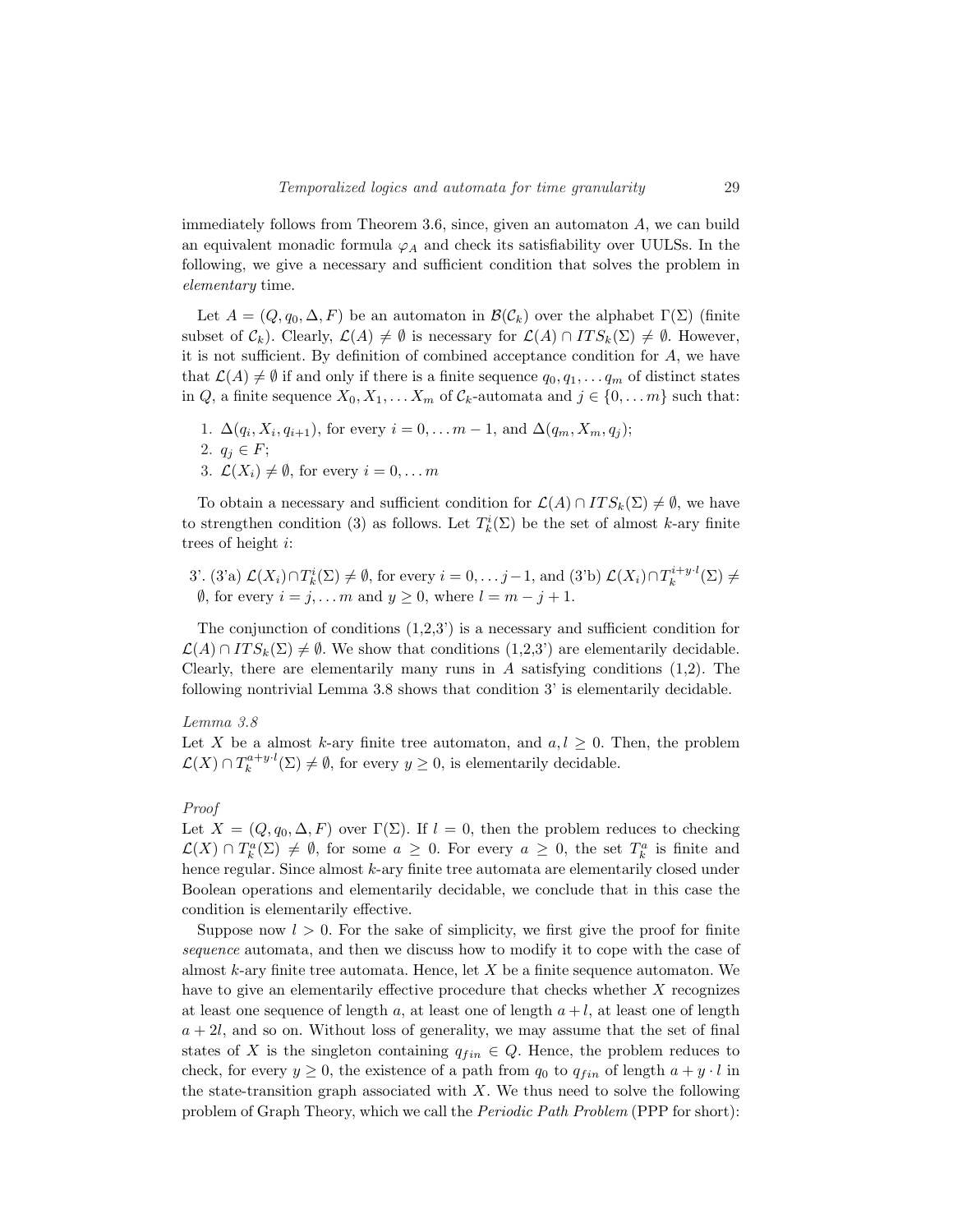immediately follows from Theorem 3.6, since, given an automaton $A$, we can build an equivalent monadic formula $\varphi_A$ and check its satisfiability over UULSs. In the following, we give a necessary and sufficient condition that solves the problem in *elementary* time.

Let $A = (Q, q_0, \Delta, F)$ be an automaton in $\mathcal{B}(\mathcal{C}_k)$ over the alphabet $\Gamma(\Sigma)$ (finite subset of $\mathcal{C}_k$). Clearly, $\mathcal{L}(A) \neq \emptyset$ is necessary for $\mathcal{L}(A) \cap ITS_k(\Sigma) \neq \emptyset$. However, it is not sufficient. By definition of combined acceptance condition for $A$, we have that $\mathcal{L}(A) \neq \emptyset$ if and only if there is a finite sequence $q_0, q_1, \ldots q_m$ of distinct states in $Q$, a finite sequence $X_0, X_1, \ldots X_m$ of $\mathcal{C}_k$-automata and $j \in \{0, \ldots m\}$ such that:

1. $\Delta(q_i, X_i, q_{i+1})$, for every $i = 0, \ldots m-1$, and $\Delta(q_m, X_m, q_j)$;
2. $q_j \in F$;
3. $\mathcal{L}(X_i) \neq \emptyset$, for every $i = 0, \ldots m$

To obtain a necessary and sufficient condition for $\mathcal{L}(A) \cap ITS_k(\Sigma) \neq \emptyset$, we have to strengthen condition (3) as follows. Let $T^i_k(\Sigma)$ be the set of almost $k$-ary finite trees of height $i$:

3'. (3'a) $\mathcal{L}(X_i) \cap T^i_k(\Sigma) \neq \emptyset$, for every $i = 0, \ldots j-1$, and (3'b) $\mathcal{L}(X_i) \cap T^{i+y \cdot l}_k(\Sigma) \neq \emptyset$, for every $i = j, \ldots m$ and $y \geq 0$, where $l = m - j + 1$.

The conjunction of conditions (1,2,3') is a necessary and sufficient condition for $\mathcal{L}(A) \cap ITS_k(\Sigma) \neq \emptyset$. We show that conditions (1,2,3') are elementarily decidable. Clearly, there are elementarily many runs in $A$ satisfying conditions (1,2). The following nontrivial Lemma 3.8 shows that condition 3' is elementarily decidable.

*Lemma 3.8*
Let $X$ be a almost $k$-ary finite tree automaton, and $a, l \geq 0$. Then, the problem $\mathcal{L}(X) \cap T^{a+y \cdot l}_k(\Sigma) \neq \emptyset$, for every $y \geq 0$, is elementarily decidable.

*Proof*
Let $X = (Q, q_0, \Delta, F)$ over $\Gamma(\Sigma)$. If $l = 0$, then the problem reduces to checking $\mathcal{L}(X) \cap T^a_k(\Sigma) \neq \emptyset$, for some $a \geq 0$. For every $a \geq 0$, the set $T^a_k$ is finite and hence regular. Since almost $k$-ary finite tree automata are elementarily closed under Boolean operations and elementarily decidable, we conclude that in this case the condition is elementarily effective.

Suppose now $l > 0$. For the sake of simplicity, we first give the proof for finite *sequence* automata, and then we discuss how to modify it to cope with the case of almost $k$-ary finite tree automata. Hence, let $X$ be a finite sequence automaton. We have to give an elementarily effective procedure that checks whether $X$ recognizes at least one sequence of length $a$, at least one of length $a + l$, at least one of length $a + 2l$, and so on. Without loss of generality, we may assume that the set of final states of $X$ is the singleton containing $q_{fin} \in Q$. Hence, the problem reduces to check, for every $y \geq 0$, the existence of a path from $q_0$ to $q_{fin}$ of length $a + y \cdot l$ in the state-transition graph associated with $X$. We thus need to solve the following problem of Graph Theory, which we call the *Periodic Path Problem* (PPP for short):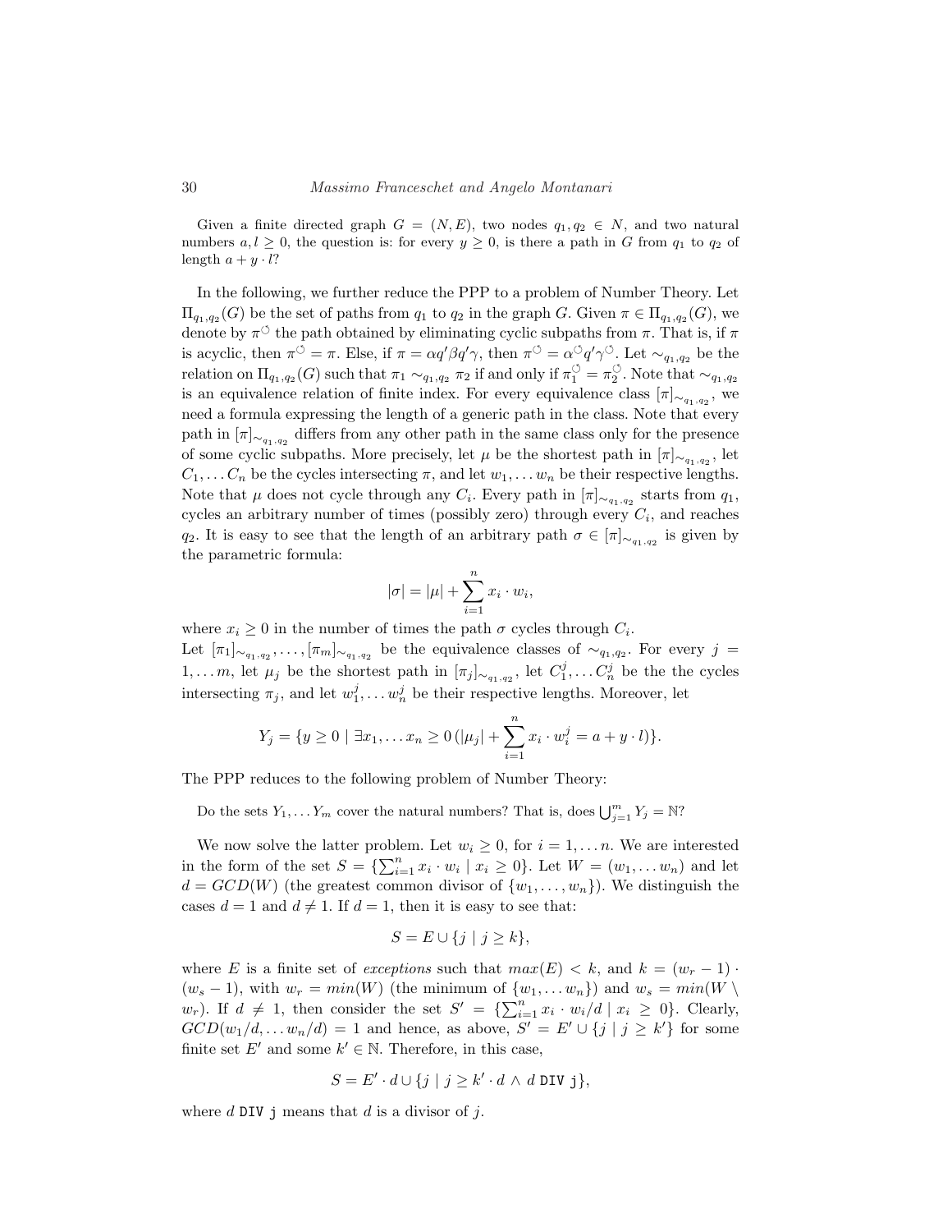Given a finite directed graph $G = (N, E)$, two nodes $q_1, q_2 \in N$, and two natural numbers $a, l \geq 0$, the question is: for every $y \geq 0$, is there a path in $G$ from $q_1$ to $q_2$ of length $a + y \cdot l$?

In the following, we further reduce the PPP to a problem of Number Theory. Let $\Pi_{q_1,q_2}(G)$ be the set of paths from $q_1$ to $q_2$ in the graph $G$. Given $\pi \in \Pi_{q_1,q_2}(G)$, we denote by $\pi^{\circlearrowleft}$ the path obtained by eliminating cyclic subpaths from $\pi$. That is, if $\pi$ is acyclic, then $\pi^{\circlearrowleft} = \pi$. Else, if $\pi = \alpha q' \beta q' \gamma$, then $\pi^{\circlearrowleft} = \alpha^{\circlearrowleft} q' \gamma^{\circlearrowleft}$. Let $\sim_{q_1,q_2}$ be the relation on $\Pi_{q_1,q_2}(G)$ such that $\pi_1 \sim_{q_1,q_2} \pi_2$ if and only if $\pi_1^{\circlearrowleft} = \pi_2^{\circlearrowleft}$. Note that $\sim_{q_1,q_2}$ is an equivalence relation of finite index. For every equivalence class $[\pi]_{\sim_{q_1,q_2}}$, we need a formula expressing the length of a generic path in the class. Note that every path in $[\pi]_{\sim_{q_1,q_2}}$ differs from any other path in the same class only for the presence of some cyclic subpaths. More precisely, let $\mu$ be the shortest path in $[\pi]_{\sim_{q_1,q_2}}$, let $C_1, \ldots C_n$ be the cycles intersecting $\pi$, and let $w_1, \ldots w_n$ be their respective lengths. Note that $\mu$ does not cycle through any $C_i$. Every path in $[\pi]_{\sim_{q_1,q_2}}$ starts from $q_1$, cycles an arbitrary number of times (possibly zero) through every $C_i$, and reaches $q_2$. It is easy to see that the length of an arbitrary path $\sigma \in [\pi]_{\sim_{q_1,q_2}}$ is given by the parametric formula:

$$|\sigma| = |\mu| + \sum_{i=1}^{n} x_i \cdot w_i,$$

where $x_i \geq 0$ in the number of times the path $\sigma$ cycles through $C_i$.

Let $[\pi_1]_{\sim_{q_1,q_2}}, \ldots, [\pi_m]_{\sim_{q_1,q_2}}$ be the equivalence classes of $\sim_{q_1,q_2}$. For every $j = 1, \ldots m$, let $\mu_j$ be the shortest path in $[\pi_j]_{\sim_{q_1,q_2}}$, let $C_1^j, \ldots C_n^j$ be the the cycles intersecting $\pi_j$, and let $w_1^j, \ldots w_n^j$ be their respective lengths. Moreover, let

$$Y_j = \{y \geq 0 \mid \exists x_1, \ldots x_n \geq 0\, (|\mu_j| + \sum_{i=1}^{n} x_i \cdot w_i^j = a + y \cdot l)\}.$$

The PPP reduces to the following problem of Number Theory:

> Do the sets $Y_1, \ldots Y_m$ cover the natural numbers? That is, does $\bigcup_{j=1}^{m} Y_j = \mathbb{N}$?

We now solve the latter problem. Let $w_i \geq 0$, for $i = 1, \ldots n$. We are interested in the form of the set $S = \{\sum_{i=1}^{n} x_i \cdot w_i \mid x_i \geq 0\}$. Let $W = (w_1, \ldots w_n)$ and let $d = GCD(W)$ (the greatest common divisor of $\{w_1, \ldots, w_n\}$). We distinguish the cases $d = 1$ and $d \neq 1$. If $d = 1$, then it is easy to see that:

$$S = E \cup \{j \mid j \geq k\},$$

where $E$ is a finite set of *exceptions* such that $max(E) < k$, and $k = (w_r - 1) \cdot (w_s - 1)$, with $w_r = min(W)$ (the minimum of $\{w_1, \ldots w_n\}$) and $w_s = min(W \setminus w_r)$. If $d \neq 1$, then consider the set $S' = \{\sum_{i=1}^{n} x_i \cdot w_i/d \mid x_i \geq 0\}$. Clearly, $GCD(w_1/d, \ldots w_n/d) = 1$ and hence, as above, $S' = E' \cup \{j \mid j \geq k'\}$ for some finite set $E'$ and some $k' \in \mathbb{N}$. Therefore, in this case,

$$S = E' \cdot d \cup \{j \mid j \geq k' \cdot d \wedge d \ \texttt{DIV}\ \texttt{j}\},$$

where $d$ `DIV j` means that $d$ is a divisor of $j$.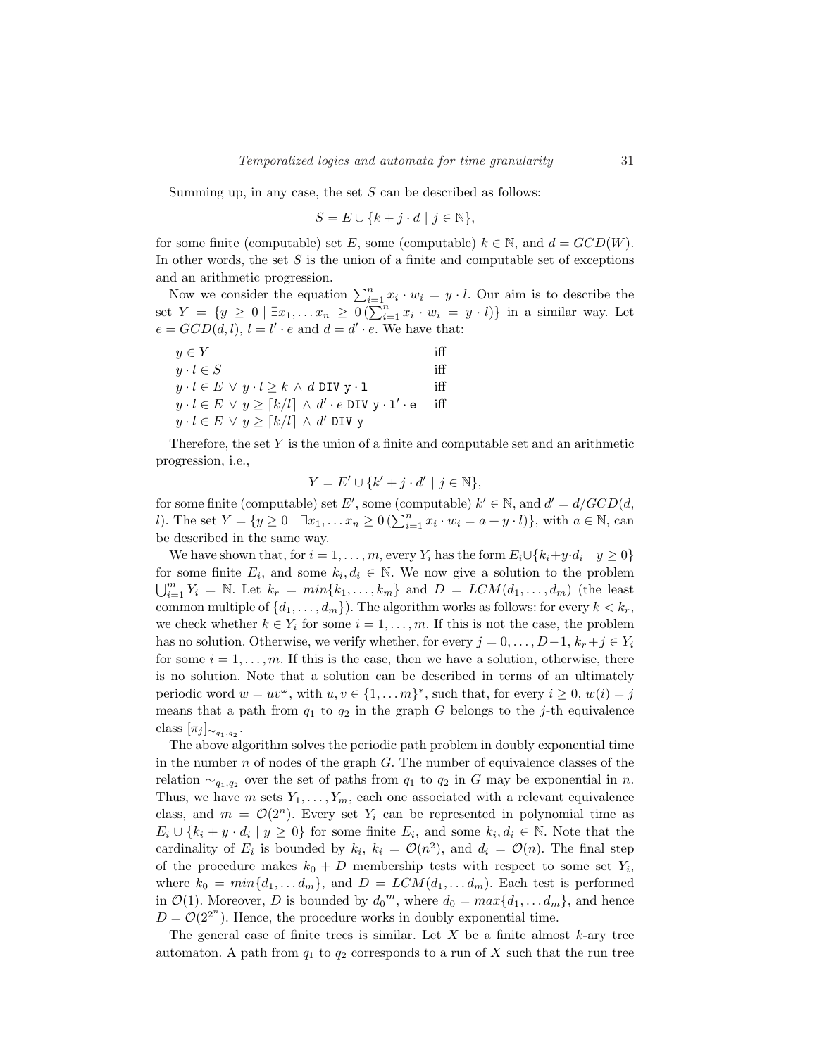Summing up, in any case, the set $S$ can be described as follows:

$$S = E \cup \{k + j \cdot d \mid j \in \mathbb{N}\},$$

for some finite (computable) set $E$, some (computable) $k \in \mathbb{N}$, and $d = GCD(W)$. In other words, the set $S$ is the union of a finite and computable set of exceptions and an arithmetic progression.

Now we consider the equation $\sum_{i=1}^{n} x_i \cdot w_i = y \cdot l$. Our aim is to describe the set $Y = \{y \geq 0 \mid \exists x_1, \ldots x_n \geq 0 \, (\sum_{i=1}^{n} x_i \cdot w_i = y \cdot l)\}$ in a similar way. Let $e = GCD(d, l)$, $l = l' \cdot e$ and $d = d' \cdot e$. We have that:

$$
\begin{array}{ll}
y \in Y & \text{iff} \\
y \cdot l \in S & \text{iff} \\
y \cdot l \in E \,\vee\, y \cdot l \geq k \,\wedge\, d \; \mathtt{DIV} \; \mathtt{y \cdot l} & \text{iff} \\
y \cdot l \in E \,\vee\, y \geq \lceil k/l \rceil \,\wedge\, d' \cdot e \; \mathtt{DIV} \; \mathtt{y \cdot l' \cdot e} & \text{iff} \\
y \cdot l \in E \,\vee\, y \geq \lceil k/l \rceil \,\wedge\, d' \; \mathtt{DIV} \; \mathtt{y} &
\end{array}
$$

Therefore, the set $Y$ is the union of a finite and computable set and an arithmetic progression, i.e.,

$$Y = E' \cup \{k' + j \cdot d' \mid j \in \mathbb{N}\},$$

for some finite (computable) set $E'$, some (computable) $k' \in \mathbb{N}$, and $d' = d/GCD(d, l)$. The set $Y = \{y \geq 0 \mid \exists x_1, \ldots x_n \geq 0 \, (\sum_{i=1}^{n} x_i \cdot w_i = a + y \cdot l)\}$, with $a \in \mathbb{N}$, can be described in the same way.

We have shown that, for $i = 1, \ldots, m$, every $Y_i$ has the form $E_i \cup \{k_i + y \cdot d_i \mid y \geq 0\}$ for some finite $E_i$, and some $k_i, d_i \in \mathbb{N}$. We now give a solution to the problem $\bigcup_{i=1}^{m} Y_i = \mathbb{N}$. Let $k_r = min\{k_1, \ldots, k_m\}$ and $D = LCM(d_1, \ldots, d_m)$ (the least common multiple of $\{d_1, \ldots, d_m\}$). The algorithm works as follows: for every $k < k_r$, we check whether $k \in Y_i$ for some $i = 1, \ldots, m$. If this is not the case, the problem has no solution. Otherwise, we verify whether, for every $j = 0, \ldots, D-1$, $k_r + j \in Y_i$ for some $i = 1, \ldots, m$. If this is the case, then we have a solution, otherwise, there is no solution. Note that a solution can be described in terms of an ultimately periodic word $w = uv^{\omega}$, with $u, v \in \{1, \ldots m\}^*$, such that, for every $i \geq 0$, $w(i) = j$ means that a path from $q_1$ to $q_2$ in the graph $G$ belongs to the $j$-th equivalence class $[\pi_j]_{\sim_{q_1,q_2}}$.

The above algorithm solves the periodic path problem in doubly exponential time in the number $n$ of nodes of the graph $G$. The number of equivalence classes of the relation $\sim_{q_1,q_2}$ over the set of paths from $q_1$ to $q_2$ in $G$ may be exponential in $n$. Thus, we have $m$ sets $Y_1, \ldots, Y_m$, each one associated with a relevant equivalence class, and $m = \mathcal{O}(2^n)$. Every set $Y_i$ can be represented in polynomial time as $E_i \cup \{k_i + y \cdot d_i \mid y \geq 0\}$ for some finite $E_i$, and some $k_i, d_i \in \mathbb{N}$. Note that the cardinality of $E_i$ is bounded by $k_i$, $k_i = \mathcal{O}(n^2)$, and $d_i = \mathcal{O}(n)$. The final step of the procedure makes $k_0 + D$ membership tests with respect to some set $Y_i$, where $k_0 = min\{d_1, \ldots d_m\}$, and $D = LCM(d_1, \ldots d_m)$. Each test is performed in $\mathcal{O}(1)$. Moreover, $D$ is bounded by ${d_0}^m$, where $d_0 = max\{d_1, \ldots d_m\}$, and hence $D = \mathcal{O}(2^{2^n})$. Hence, the procedure works in doubly exponential time.

The general case of finite trees is similar. Let $X$ be a finite almost $k$-ary tree automaton. A path from $q_1$ to $q_2$ corresponds to a run of $X$ such that the run tree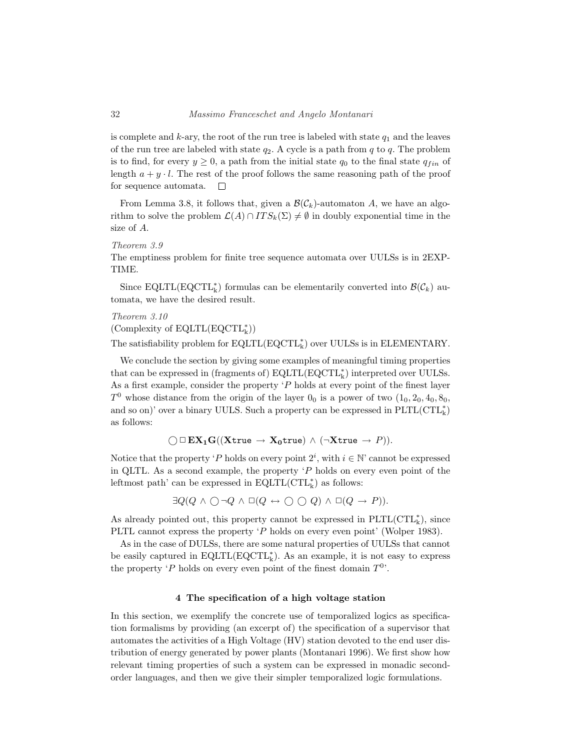is complete and $k$-ary, the root of the run tree is labeled with state $q_1$ and the leaves of the run tree are labeled with state $q_2$. A cycle is a path from $q$ to $q$. The problem is to find, for every $y \geq 0$, a path from the initial state $q_0$ to the final state $q_{fin}$ of length $a + y \cdot l$. The rest of the proof follows the same reasoning path of the proof for sequence automata. $\square$

From Lemma 3.8, it follows that, given a $\mathcal{B}(\mathcal{C}_k)$-automaton $A$, we have an algorithm to solve the problem $\mathcal{L}(A) \cap ITS_k(\Sigma) \neq \emptyset$ in doubly exponential time in the size of $A$.

*Theorem 3.9*
The emptiness problem for finite tree sequence automata over UULSs is in 2EXPTIME.

Since EQLTL($\mathrm{EQCTL}^*_\mathrm{k}$) formulas can be elementarily converted into $\mathcal{B}(\mathcal{C}_k)$ automata, we have the desired result.

*Theorem 3.10*
(Complexity of EQLTL($\mathrm{EQCTL}^*_\mathrm{k}$))
The satisfiability problem for EQLTL($\mathrm{EQCTL}^*_\mathrm{k}$) over UULSs is in ELEMENTARY.

We conclude the section by giving some examples of meaningful timing properties that can be expressed in (fragments of) EQLTL($\mathrm{EQCTL}^*_\mathrm{k}$) interpreted over UULSs. As a first example, consider the property '$P$ holds at every point of the finest layer $T^0$ whose distance from the origin of the layer $0_0$ is a power of two ($1_0, 2_0, 4_0, 8_0$, and so on)' over a binary UULS. Such a property can be expressed in PLTL($\mathrm{CTL}^*_\mathrm{k}$) as follows:

$$\bigcirc \Box \, \mathbf{EX_1 G}((\mathbf{X}\mathtt{true} \rightarrow \mathbf{X_0}\mathtt{true}) \wedge (\neg \mathbf{X}\mathtt{true} \rightarrow P)).$$

Notice that the property '$P$ holds on every point $2^i$, with $i \in \mathbb{N}$' cannot be expressed in QLTL. As a second example, the property '$P$ holds on every even point of the leftmost path' can be expressed in EQLTL($\mathrm{CTL}^*_\mathrm{k}$) as follows:

$$\exists Q (Q \wedge \bigcirc \neg Q \wedge \Box (Q \leftrightarrow \bigcirc \bigcirc Q) \wedge \Box (Q \rightarrow P)).$$

As already pointed out, this property cannot be expressed in PLTL($\mathrm{CTL}^*_\mathrm{k}$), since PLTL cannot express the property '$P$ holds on every even point' (Wolper 1983).

As in the case of DULSs, there are some natural properties of UULSs that cannot be easily captured in EQLTL($\mathrm{EQCTL}^*_\mathrm{k}$). As an example, it is not easy to express the property '$P$ holds on every even point of the finest domain $T^0$'.

## 4 The specification of a high voltage station

In this section, we exemplify the concrete use of temporalized logics as specification formalisms by providing (an excerpt of) the specification of a supervisor that automates the activities of a High Voltage (HV) station devoted to the end user distribution of energy generated by power plants (Montanari 1996). We first show how relevant timing properties of such a system can be expressed in monadic second-order languages, and then we give their simpler temporalized logic formulations.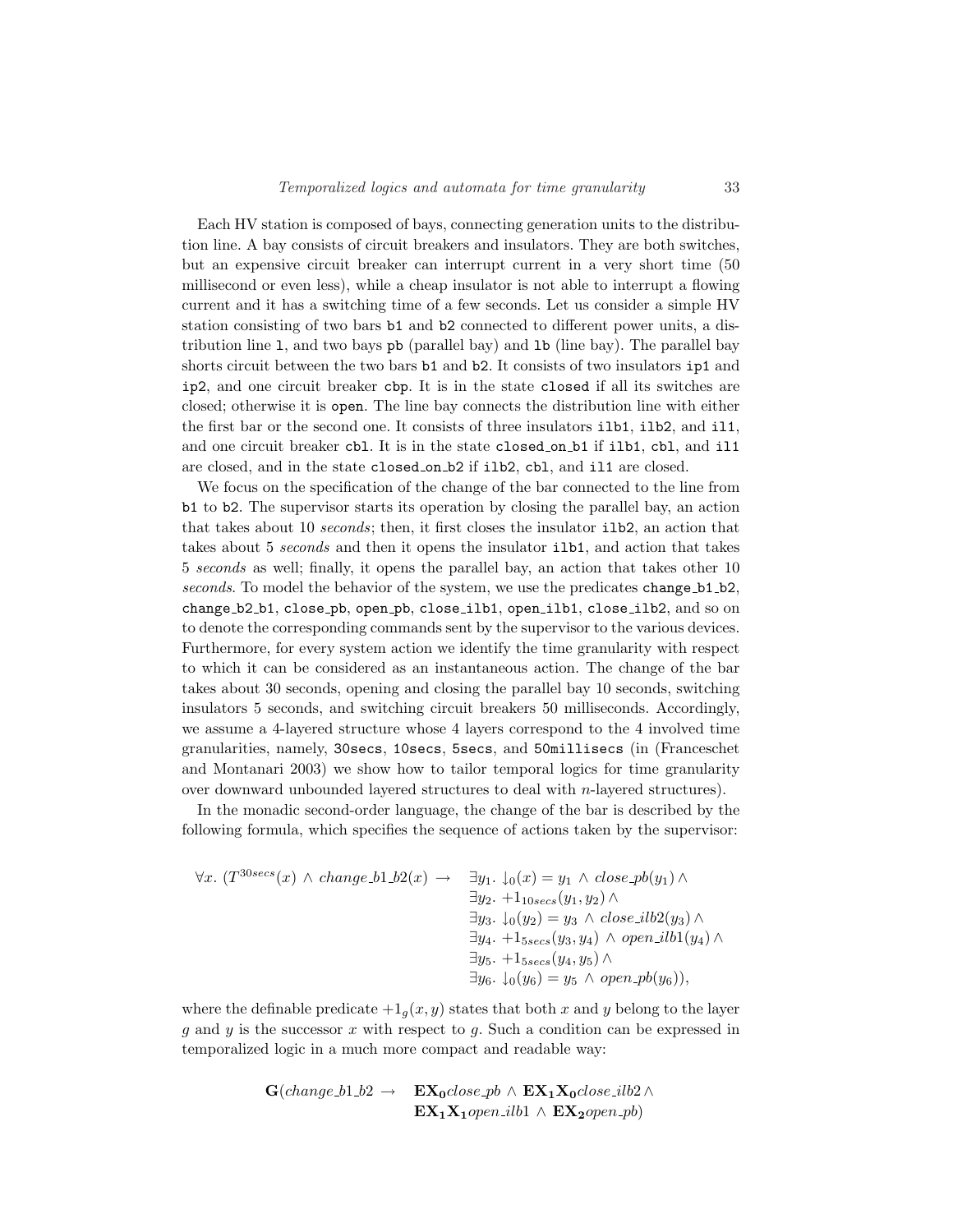Each HV station is composed of bays, connecting generation units to the distribution line. A bay consists of circuit breakers and insulators. They are both switches, but an expensive circuit breaker can interrupt current in a very short time (50 millisecond or even less), while a cheap insulator is not able to interrupt a flowing current and it has a switching time of a few seconds. Let us consider a simple HV station consisting of two bars `b1` and `b2` connected to different power units, a distribution line `l`, and two bays `pb` (parallel bay) and `lb` (line bay). The parallel bay shorts circuit between the two bars `b1` and `b2`. It consists of two insulators `ip1` and `ip2`, and one circuit breaker `cbp`. It is in the state `closed` if all its switches are closed; otherwise it is `open`. The line bay connects the distribution line with either the first bar or the second one. It consists of three insulators `ilb1`, `ilb2`, and `il1`, and one circuit breaker `cbl`. It is in the state `closed_on_b1` if `ilb1`, `cbl`, and `il1` are closed, and in the state `closed_on_b2` if `ilb2`, `cbl`, and `il1` are closed.

We focus on the specification of the change of the bar connected to the line from `b1` to `b2`. The supervisor starts its operation by closing the parallel bay, an action that takes about 10 *seconds*; then, it first closes the insulator `ilb2`, an action that takes about 5 *seconds* and then it opens the insulator `ilb1`, and action that takes 5 *seconds* as well; finally, it opens the parallel bay, an action that takes other 10 *seconds*. To model the behavior of the system, we use the predicates `change_b1_b2`, `change_b2_b1`, `close_pb`, `open_pb`, `close_ilb1`, `open_ilb1`, `close_ilb2`, and so on to denote the corresponding commands sent by the supervisor to the various devices. Furthermore, for every system action we identify the time granularity with respect to which it can be considered as an instantaneous action. The change of the bar takes about 30 seconds, opening and closing the parallel bay 10 seconds, switching insulators 5 seconds, and switching circuit breakers 50 milliseconds. Accordingly, we assume a 4-layered structure whose 4 layers correspond to the 4 involved time granularities, namely, `30secs`, `10secs`, `5secs`, and `50millisecs` (in (Franceschet and Montanari 2003) we show how to tailor temporal logics for time granularity over downward unbounded layered structures to deal with $n$-layered structures).

In the monadic second-order language, the change of the bar is described by the following formula, which specifies the sequence of actions taken by the supervisor:

$$\begin{aligned}
\forall x.\ (T^{30secs}(x) \wedge change\_b1\_b2(x) \rightarrow \quad & \exists y_1.\ \downarrow_0(x) = y_1 \wedge close\_pb(y_1) \wedge \\
& \exists y_2.\ +1_{10secs}(y_1, y_2) \wedge \\
& \exists y_3.\ \downarrow_0(y_2) = y_3 \wedge close\_ilb2(y_3) \wedge \\
& \exists y_4.\ +1_{5secs}(y_3, y_4) \wedge open\_ilb1(y_4) \wedge \\
& \exists y_5.\ +1_{5secs}(y_4, y_5) \wedge \\
& \exists y_6.\ \downarrow_0(y_6) = y_5 \wedge open\_pb(y_6)),
\end{aligned}$$

where the definable predicate $+1_g(x, y)$ states that both $x$ and $y$ belong to the layer $g$ and $y$ is the successor $x$ with respect to $g$. Such a condition can be expressed in temporalized logic in a much more compact and readable way:

$$\begin{aligned}
\mathbf{G}(change\_b1\_b2 \rightarrow \quad & \mathbf{EX_0} close\_pb \wedge \mathbf{EX_1 X_0} close\_ilb2 \wedge \\
& \mathbf{EX_1 X_1} open\_ilb1 \wedge \mathbf{EX_2} open\_pb)
\end{aligned}$$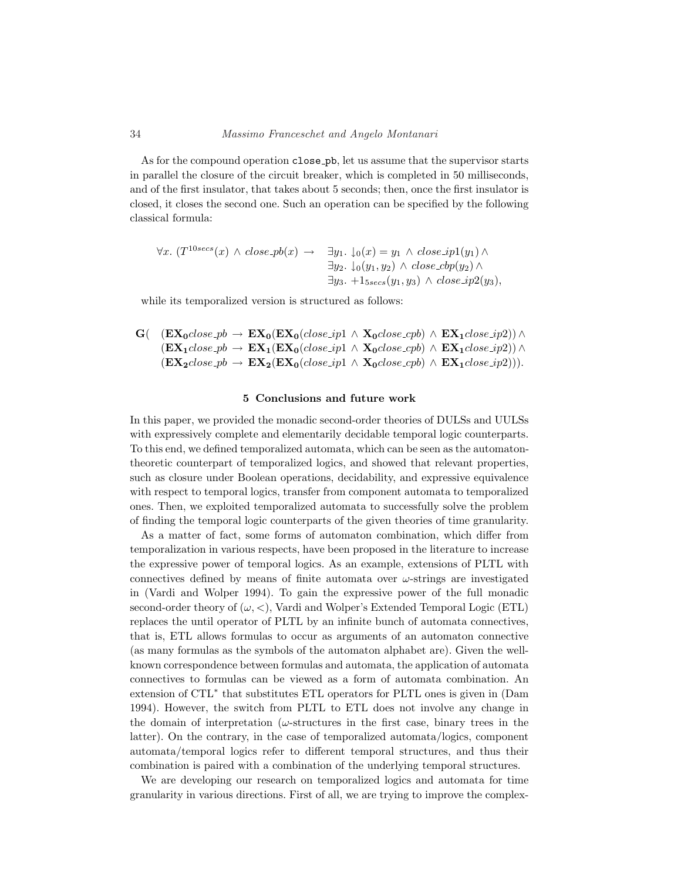As for the compound operation `close_pb`, let us assume that the supervisor starts in parallel the closure of the circuit breaker, which is completed in 50 milliseconds, and of the first insulator, that takes about 5 seconds; then, once the first insulator is closed, it closes the second one. Such an operation can be specified by the following classical formula:

$$
\begin{aligned}
\forall x.\ (T^{10secs}(x) \wedge \mathit{close\_pb}(x) \rightarrow \quad & \exists y_1.\ \downarrow_0(x) = y_1 \wedge \mathit{close\_ip1}(y_1) \wedge \\
& \exists y_2.\ \downarrow_0(y_1, y_2) \wedge \mathit{close\_cbp}(y_2) \wedge \\
& \exists y_3.\ +1_{5secs}(y_1, y_3) \wedge \mathit{close\_ip2}(y_3),
\end{aligned}
$$

while its temporalized version is structured as follows:

$$
\begin{aligned}
\mathbf{G}( \quad & (\mathbf{EX_0}\mathit{close\_pb} \rightarrow \mathbf{EX_0}(\mathbf{EX_0}(\mathit{close\_ip1} \wedge \mathbf{X_0}\mathit{close\_cpb}) \wedge \mathbf{EX_1}\mathit{close\_ip2})) \wedge \\
& (\mathbf{EX_1}\mathit{close\_pb} \rightarrow \mathbf{EX_1}(\mathbf{EX_0}(\mathit{close\_ip1} \wedge \mathbf{X_0}\mathit{close\_cpb}) \wedge \mathbf{EX_1}\mathit{close\_ip2})) \wedge \\
& (\mathbf{EX_2}\mathit{close\_pb} \rightarrow \mathbf{EX_2}(\mathbf{EX_0}(\mathit{close\_ip1} \wedge \mathbf{X_0}\mathit{close\_cpb}) \wedge \mathbf{EX_1}\mathit{close\_ip2}))).
\end{aligned}
$$

## 5 Conclusions and future work

In this paper, we provided the monadic second-order theories of DULSs and UULSs with expressively complete and elementarily decidable temporal logic counterparts. To this end, we defined temporalized automata, which can be seen as the automaton-theoretic counterpart of temporalized logics, and showed that relevant properties, such as closure under Boolean operations, decidability, and expressive equivalence with respect to temporal logics, transfer from component automata to temporalized ones. Then, we exploited temporalized automata to successfully solve the problem of finding the temporal logic counterparts of the given theories of time granularity.

As a matter of fact, some forms of automaton combination, which differ from temporalization in various respects, have been proposed in the literature to increase the expressive power of temporal logics. As an example, extensions of PLTL with connectives defined by means of finite automata over $\omega$-strings are investigated in (Vardi and Wolper 1994). To gain the expressive power of the full monadic second-order theory of $(\omega, <)$, Vardi and Wolper's Extended Temporal Logic (ETL) replaces the until operator of PLTL by an infinite bunch of automata connectives, that is, ETL allows formulas to occur as arguments of an automaton connective (as many formulas as the symbols of the automaton alphabet are). Given the well-known correspondence between formulas and automata, the application of automata connectives to formulas can be viewed as a form of automata combination. An extension of CTL$^*$ that substitutes ETL operators for PLTL ones is given in (Dam 1994). However, the switch from PLTL to ETL does not involve any change in the domain of interpretation ($\omega$-structures in the first case, binary trees in the latter). On the contrary, in the case of temporalized automata/logics, component automata/temporal logics refer to different temporal structures, and thus their combination is paired with a combination of the underlying temporal structures.

We are developing our research on temporalized logics and automata for time granularity in various directions. First of all, we are trying to improve the complex-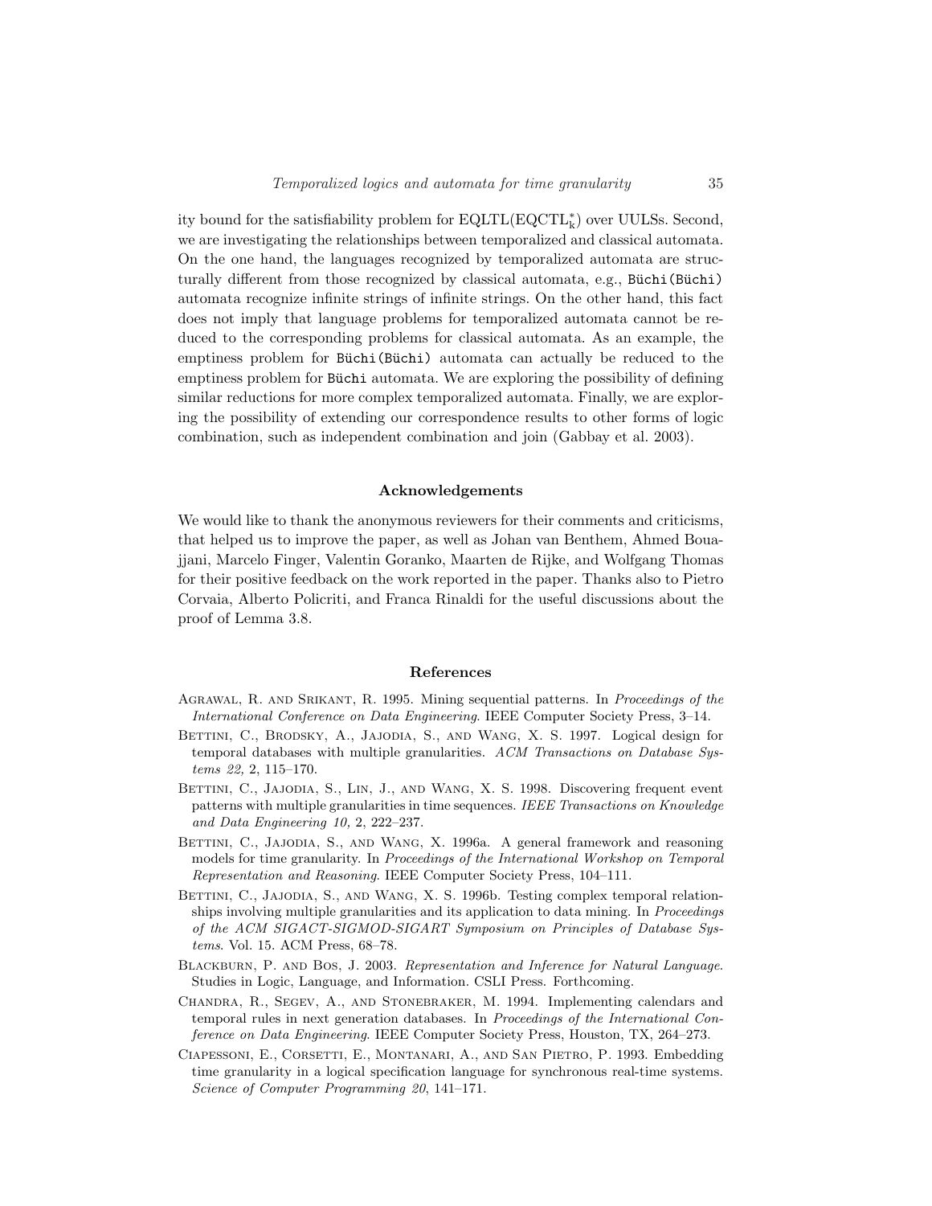ity bound for the satisfiability problem for $\mathrm{EQLTL}(\mathrm{EQCTL}^*_k)$ over UULSs. Second, we are investigating the relationships between temporalized and classical automata. On the one hand, the languages recognized by temporalized automata are structurally different from those recognized by classical automata, e.g., `Büchi(Büchi)` automata recognize infinite strings of infinite strings. On the other hand, this fact does not imply that language problems for temporalized automata cannot be reduced to the corresponding problems for classical automata. As an example, the emptiness problem for `Büchi(Büchi)` automata can actually be reduced to the emptiness problem for `Büchi` automata. We are exploring the possibility of defining similar reductions for more complex temporalized automata. Finally, we are exploring the possibility of extending our correspondence results to other forms of logic combination, such as independent combination and join (Gabbay et al. 2003).

## Acknowledgements

We would like to thank the anonymous reviewers for their comments and criticisms, that helped us to improve the paper, as well as Johan van Benthem, Ahmed Bouajjani, Marcelo Finger, Valentin Goranko, Maarten de Rijke, and Wolfgang Thomas for their positive feedback on the work reported in the paper. Thanks also to Pietro Corvaia, Alberto Policriti, and Franca Rinaldi for the useful discussions about the proof of Lemma 3.8.

## References

Agrawal, R. and Srikant, R. 1995. Mining sequential patterns. In *Proceedings of the International Conference on Data Engineering*. IEEE Computer Society Press, 3–14.

Bettini, C., Brodsky, A., Jajodia, S., and Wang, X. S. 1997. Logical design for temporal databases with multiple granularities. *ACM Transactions on Database Systems 22,* 2, 115–170.

Bettini, C., Jajodia, S., Lin, J., and Wang, X. S. 1998. Discovering frequent event patterns with multiple granularities in time sequences. *IEEE Transactions on Knowledge and Data Engineering 10,* 2, 222–237.

Bettini, C., Jajodia, S., and Wang, X. 1996a. A general framework and reasoning models for time granularity. In *Proceedings of the International Workshop on Temporal Representation and Reasoning*. IEEE Computer Society Press, 104–111.

Bettini, C., Jajodia, S., and Wang, X. S. 1996b. Testing complex temporal relationships involving multiple granularities and its application to data mining. In *Proceedings of the ACM SIGACT-SIGMOD-SIGART Symposium on Principles of Database Systems*. Vol. 15. ACM Press, 68–78.

Blackburn, P. and Bos, J. 2003. *Representation and Inference for Natural Language*. Studies in Logic, Language, and Information. CSLI Press. Forthcoming.

Chandra, R., Segev, A., and Stonebraker, M. 1994. Implementing calendars and temporal rules in next generation databases. In *Proceedings of the International Conference on Data Engineering*. IEEE Computer Society Press, Houston, TX, 264–273.

Ciapessoni, E., Corsetti, E., Montanari, A., and San Pietro, P. 1993. Embedding time granularity in a logical specification language for synchronous real-time systems. *Science of Computer Programming 20*, 141–171.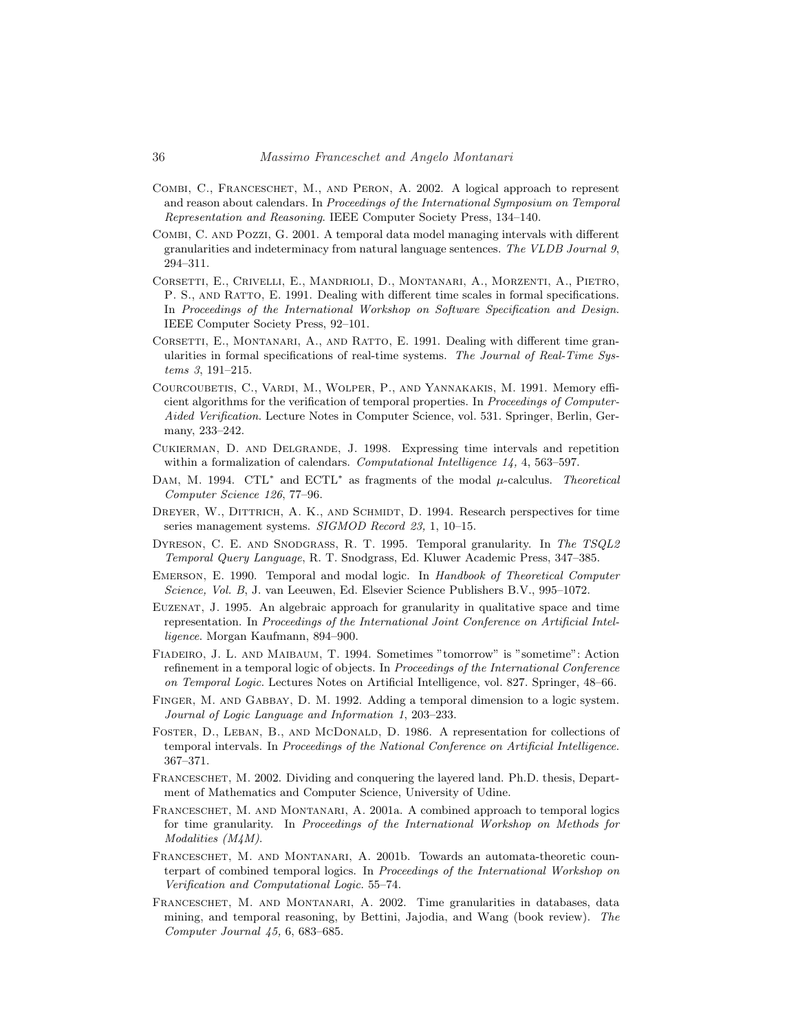Combi, C., Franceschet, M., and Peron, A. 2002. A logical approach to represent and reason about calendars. In *Proceedings of the International Symposium on Temporal Representation and Reasoning*. IEEE Computer Society Press, 134–140.

Combi, C. and Pozzi, G. 2001. A temporal data model managing intervals with different granularities and indeterminacy from natural language sentences. *The VLDB Journal 9*, 294–311.

Corsetti, E., Crivelli, E., Mandrioli, D., Montanari, A., Morzenti, A., Pietro, P. S., and Ratto, E. 1991. Dealing with different time scales in formal specifications. In *Proceedings of the International Workshop on Software Specification and Design*. IEEE Computer Society Press, 92–101.

Corsetti, E., Montanari, A., and Ratto, E. 1991. Dealing with different time granularities in formal specifications of real-time systems. *The Journal of Real-Time Systems 3*, 191–215.

Courcoubetis, C., Vardi, M., Wolper, P., and Yannakakis, M. 1991. Memory efficient algorithms for the verification of temporal properties. In *Proceedings of Computer-Aided Verification*. Lecture Notes in Computer Science, vol. 531. Springer, Berlin, Germany, 233–242.

Cukierman, D. and Delgrande, J. 1998. Expressing time intervals and repetition within a formalization of calendars. *Computational Intelligence 14,* 4, 563–597.

Dam, M. 1994. CTL$^*$ and ECTL$^*$ as fragments of the modal $\mu$-calculus. *Theoretical Computer Science 126*, 77–96.

Dreyer, W., Dittrich, A. K., and Schmidt, D. 1994. Research perspectives for time series management systems. *SIGMOD Record 23,* 1, 10–15.

Dyreson, C. E. and Snodgrass, R. T. 1995. Temporal granularity. In *The TSQL2 Temporal Query Language*, R. T. Snodgrass, Ed. Kluwer Academic Press, 347–385.

Emerson, E. 1990. Temporal and modal logic. In *Handbook of Theoretical Computer Science, Vol. B*, J. van Leeuwen, Ed. Elsevier Science Publishers B.V., 995–1072.

Euzenat, J. 1995. An algebraic approach for granularity in qualitative space and time representation. In *Proceedings of the International Joint Conference on Artificial Intelligence*. Morgan Kaufmann, 894–900.

Fiadeiro, J. L. and Maibaum, T. 1994. Sometimes "tomorrow" is "sometime": Action refinement in a temporal logic of objects. In *Proceedings of the International Conference on Temporal Logic*. Lectures Notes on Artificial Intelligence, vol. 827. Springer, 48–66.

Finger, M. and Gabbay, D. M. 1992. Adding a temporal dimension to a logic system. *Journal of Logic Language and Information 1*, 203–233.

Foster, D., Leban, B., and McDonald, D. 1986. A representation for collections of temporal intervals. In *Proceedings of the National Conference on Artificial Intelligence*. 367–371.

Franceschet, M. 2002. Dividing and conquering the layered land. Ph.D. thesis, Department of Mathematics and Computer Science, University of Udine.

Franceschet, M. and Montanari, A. 2001a. A combined approach to temporal logics for time granularity. In *Proceedings of the International Workshop on Methods for Modalities (M4M)*.

Franceschet, M. and Montanari, A. 2001b. Towards an automata-theoretic counterpart of combined temporal logics. In *Proceedings of the International Workshop on Verification and Computational Logic*. 55–74.

Franceschet, M. and Montanari, A. 2002. Time granularities in databases, data mining, and temporal reasoning, by Bettini, Jajodia, and Wang (book review). *The Computer Journal 45*, 6, 683–685.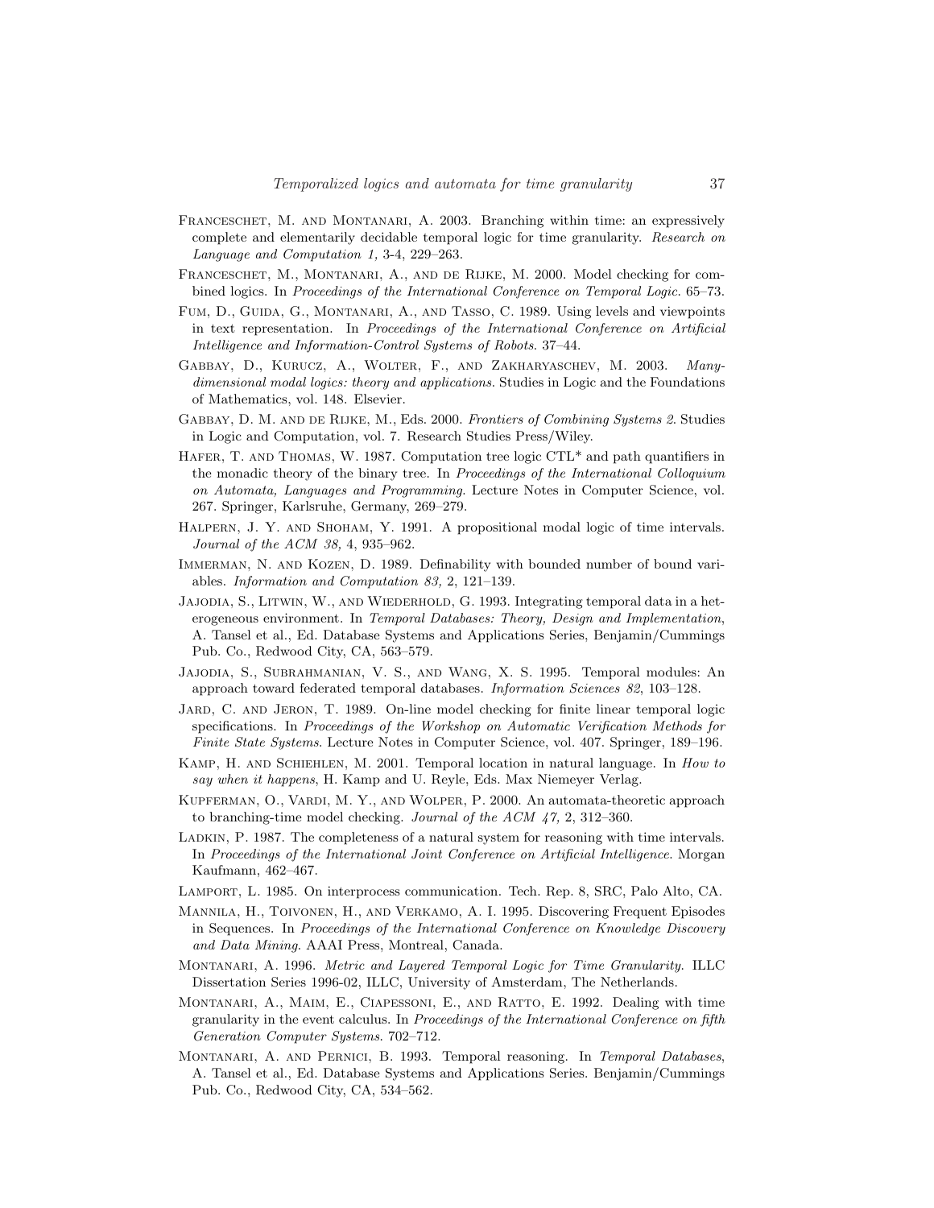Franceschet, M. and Montanari, A. 2003. Branching within time: an expressively complete and elementarily decidable temporal logic for time granularity. *Research on Language and Computation 1,* 3-4, 229–263.

Franceschet, M., Montanari, A., and de Rijke, M. 2000. Model checking for combined logics. In *Proceedings of the International Conference on Temporal Logic*. 65–73.

Fum, D., Guida, G., Montanari, A., and Tasso, C. 1989. Using levels and viewpoints in text representation. In *Proceedings of the International Conference on Artificial Intelligence and Information-Control Systems of Robots*. 37–44.

Gabbay, D., Kurucz, A., Wolter, F., and Zakharyaschev, M. 2003. *Many-dimensional modal logics: theory and applications*. Studies in Logic and the Foundations of Mathematics, vol. 148. Elsevier.

Gabbay, D. M. and de Rijke, M., Eds. 2000. *Frontiers of Combining Systems 2*. Studies in Logic and Computation, vol. 7. Research Studies Press/Wiley.

Hafer, T. and Thomas, W. 1987. Computation tree logic CTL* and path quantifiers in the monadic theory of the binary tree. In *Proceedings of the International Colloquium on Automata, Languages and Programming*. Lecture Notes in Computer Science, vol. 267. Springer, Karlsruhe, Germany, 269–279.

Halpern, J. Y. and Shoham, Y. 1991. A propositional modal logic of time intervals. *Journal of the ACM 38,* 4, 935–962.

Immerman, N. and Kozen, D. 1989. Definability with bounded number of bound variables. *Information and Computation 83,* 2, 121–139.

Jajodia, S., Litwin, W., and Wiederhold, G. 1993. Integrating temporal data in a heterogeneous environment. In *Temporal Databases: Theory, Design and Implementation*, A. Tansel et al., Ed. Database Systems and Applications Series, Benjamin/Cummings Pub. Co., Redwood City, CA, 563–579.

Jajodia, S., Subrahmanian, V. S., and Wang, X. S. 1995. Temporal modules: An approach toward federated temporal databases. *Information Sciences 82*, 103–128.

Jard, C. and Jeron, T. 1989. On-line model checking for finite linear temporal logic specifications. In *Proceedings of the Workshop on Automatic Verification Methods for Finite State Systems*. Lecture Notes in Computer Science, vol. 407. Springer, 189–196.

Kamp, H. and Schiehlen, M. 2001. Temporal location in natural language. In *How to say when it happens*, H. Kamp and U. Reyle, Eds. Max Niemeyer Verlag.

Kupferman, O., Vardi, M. Y., and Wolper, P. 2000. An automata-theoretic approach to branching-time model checking. *Journal of the ACM 47,* 2, 312–360.

Ladkin, P. 1987. The completeness of a natural system for reasoning with time intervals. In *Proceedings of the International Joint Conference on Artificial Intelligence*. Morgan Kaufmann, 462–467.

Lamport, L. 1985. On interprocess communication. Tech. Rep. 8, SRC, Palo Alto, CA.

Mannila, H., Toivonen, H., and Verkamo, A. I. 1995. Discovering Frequent Episodes in Sequences. In *Proceedings of the International Conference on Knowledge Discovery and Data Mining*. AAAI Press, Montreal, Canada.

Montanari, A. 1996. *Metric and Layered Temporal Logic for Time Granularity*. ILLC Dissertation Series 1996-02, ILLC, University of Amsterdam, The Netherlands.

Montanari, A., Maim, E., Ciapessoni, E., and Ratto, E. 1992. Dealing with time granularity in the event calculus. In *Proceedings of the International Conference on fifth Generation Computer Systems*. 702–712.

Montanari, A. and Pernici, B. 1993. Temporal reasoning. In *Temporal Databases*, A. Tansel et al., Ed. Database Systems and Applications Series. Benjamin/Cummings Pub. Co., Redwood City, CA, 534–562.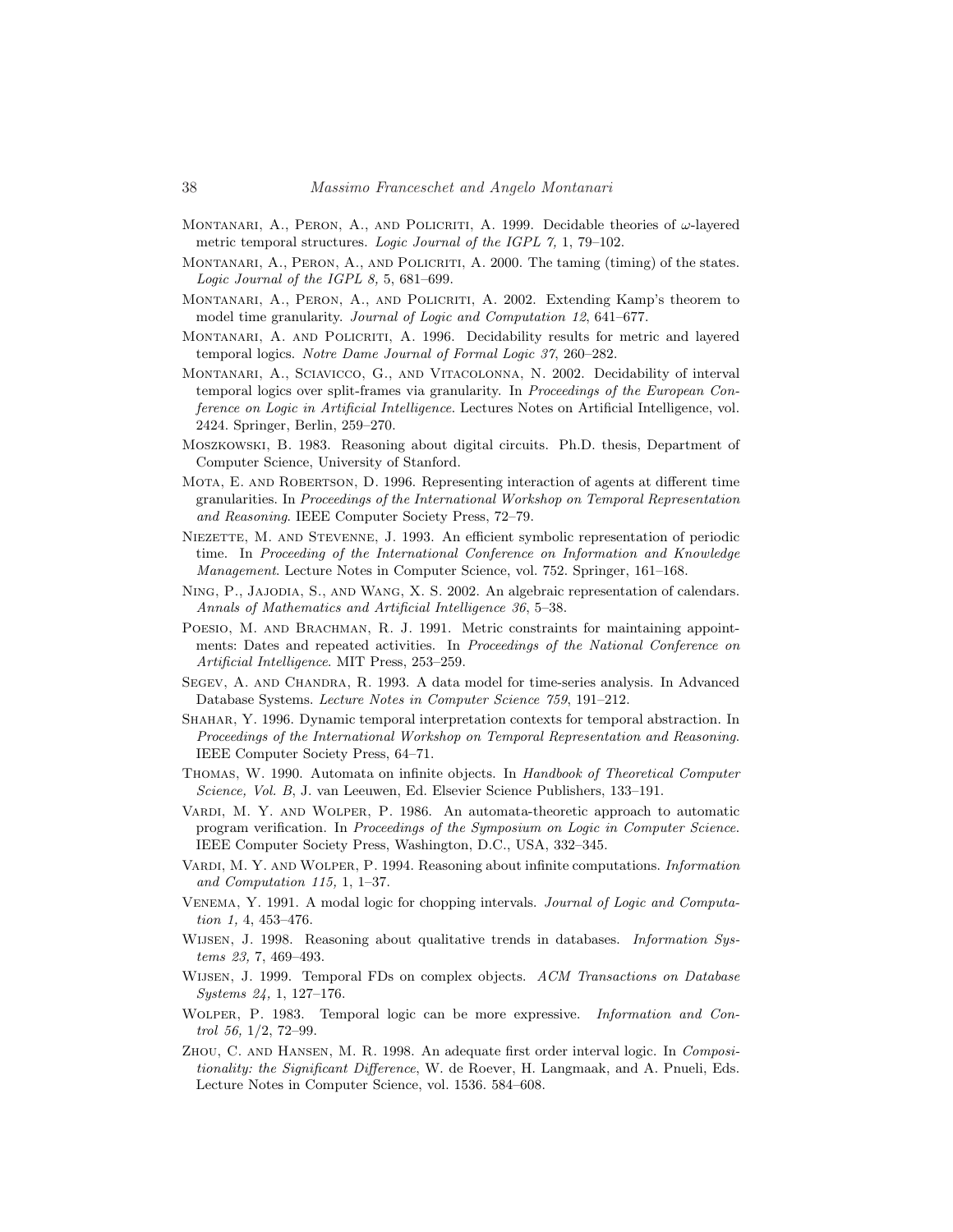Montanari, A., Peron, A., and Policriti, A. 1999. Decidable theories of $\omega$-layered metric temporal structures. *Logic Journal of the IGPL 7,* 1, 79–102.

Montanari, A., Peron, A., and Policriti, A. 2000. The taming (timing) of the states. *Logic Journal of the IGPL 8,* 5, 681–699.

Montanari, A., Peron, A., and Policriti, A. 2002. Extending Kamp's theorem to model time granularity. *Journal of Logic and Computation 12*, 641–677.

Montanari, A. and Policriti, A. 1996. Decidability results for metric and layered temporal logics. *Notre Dame Journal of Formal Logic 37*, 260–282.

Montanari, A., Sciavicco, G., and Vitacolonna, N. 2002. Decidability of interval temporal logics over split-frames via granularity. In *Proceedings of the European Conference on Logic in Artificial Intelligence*. Lectures Notes on Artificial Intelligence, vol. 2424. Springer, Berlin, 259–270.

Moszkowski, B. 1983. Reasoning about digital circuits. Ph.D. thesis, Department of Computer Science, University of Stanford.

Mota, E. and Robertson, D. 1996. Representing interaction of agents at different time granularities. In *Proceedings of the International Workshop on Temporal Representation and Reasoning*. IEEE Computer Society Press, 72–79.

Niezette, M. and Stevenne, J. 1993. An efficient symbolic representation of periodic time. In *Proceeding of the International Conference on Information and Knowledge Management*. Lecture Notes in Computer Science, vol. 752. Springer, 161–168.

Ning, P., Jajodia, S., and Wang, X. S. 2002. An algebraic representation of calendars. *Annals of Mathematics and Artificial Intelligence 36*, 5–38.

Poesio, M. and Brachman, R. J. 1991. Metric constraints for maintaining appointments: Dates and repeated activities. In *Proceedings of the National Conference on Artificial Intelligence*. MIT Press, 253–259.

Segev, A. and Chandra, R. 1993. A data model for time-series analysis. In Advanced Database Systems. *Lecture Notes in Computer Science 759*, 191–212.

Shahar, Y. 1996. Dynamic temporal interpretation contexts for temporal abstraction. In *Proceedings of the International Workshop on Temporal Representation and Reasoning*. IEEE Computer Society Press, 64–71.

Thomas, W. 1990. Automata on infinite objects. In *Handbook of Theoretical Computer Science, Vol. B*, J. van Leeuwen, Ed. Elsevier Science Publishers, 133–191.

Vardi, M. Y. and Wolper, P. 1986. An automata-theoretic approach to automatic program verification. In *Proceedings of the Symposium on Logic in Computer Science*. IEEE Computer Society Press, Washington, D.C., USA, 332–345.

Vardi, M. Y. and Wolper, P. 1994. Reasoning about infinite computations. *Information and Computation 115,* 1, 1–37.

Venema, Y. 1991. A modal logic for chopping intervals. *Journal of Logic and Computation 1,* 4, 453–476.

Wijsen, J. 1998. Reasoning about qualitative trends in databases. *Information Systems 23,* 7, 469–493.

Wijsen, J. 1999. Temporal FDs on complex objects. *ACM Transactions on Database Systems 24,* 1, 127–176.

Wolper, P. 1983. Temporal logic can be more expressive. *Information and Control 56,* 1/2, 72–99.

Zhou, C. and Hansen, M. R. 1998. An adequate first order interval logic. In *Compositionality: the Significant Difference*, W. de Roever, H. Langmaak, and A. Pnueli, Eds. Lecture Notes in Computer Science, vol. 1536. 584–608.